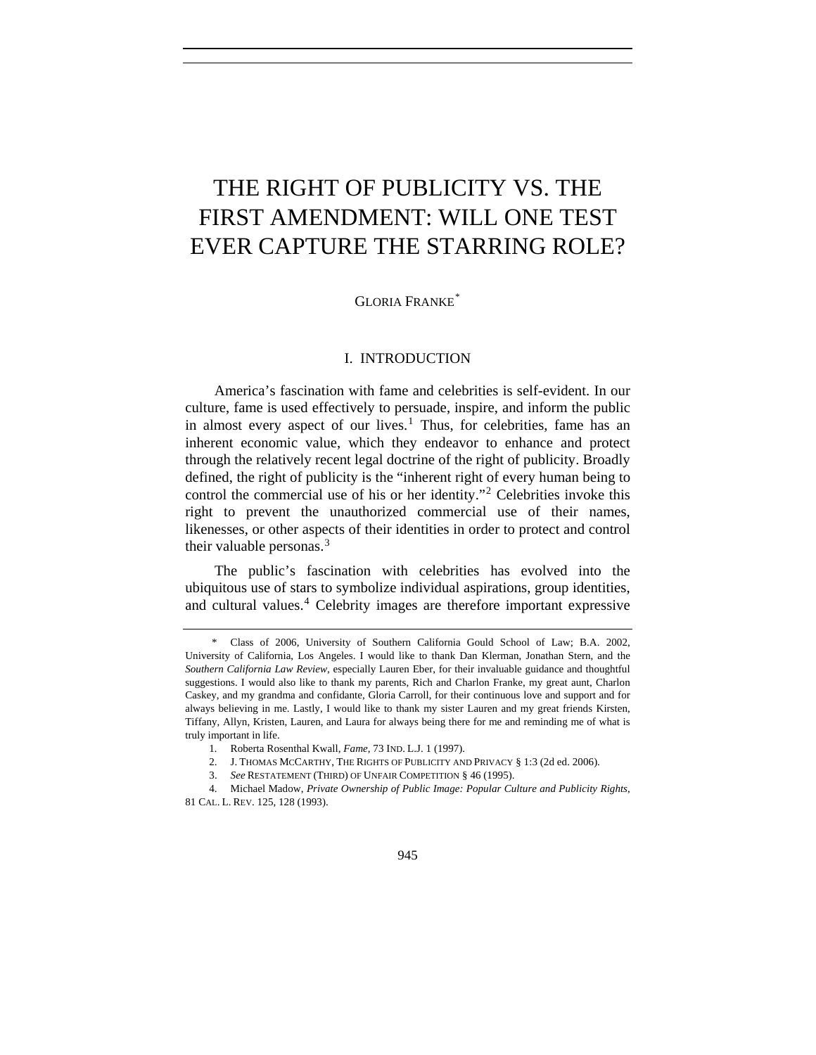# THE RIGHT OF PUBLICITY VS. THE FIRST AMENDMENT: WILL ONE TEST EVER CAPTURE THE STARRING ROLE?

GLORIA FRANKE[*]

## I. INTRODUCTION

America's fascination with fame and celebrities is self-evident. In our culture, fame is used effectively to persuade, inspire, and inform the public in almost every aspect of our lives.[1] Thus, for celebrities, fame has an inherent economic value, which they endeavor to enhance and protect through the relatively recent legal doctrine of the right of publicity. Broadly defined, the right of publicity is the "inherent right of every human being to control the commercial use of his or her identity."[2] Celebrities invoke this right to prevent the unauthorized commercial use of their names, likenesses, or other aspects of their identities in order to protect and control their valuable personas.[3]

The public's fascination with celebrities has evolved into the ubiquitous use of stars to symbolize individual aspirations, group identities, and cultural values.[4] Celebrity images are therefore important expressive

---

\* Class of 2006, University of Southern California Gould School of Law; B.A. 2002, University of California, Los Angeles. I would like to thank Dan Klerman, Jonathan Stern, and the *Southern California Law Review*, especially Lauren Eber, for their invaluable guidance and thoughtful suggestions. I would also like to thank my parents, Rich and Charlon Franke, my great aunt, Charlon Caskey, and my grandma and confidante, Gloria Carroll, for their continuous love and support and for always believing in me. Lastly, I would like to thank my sister Lauren and my great friends Kirsten, Tiffany, Allyn, Kristen, Lauren, and Laura for always being there for me and reminding me of what is truly important in life.

1. Roberta Rosenthal Kwall, *Fame*, 73 IND. L.J. 1 (1997).

2. J. THOMAS MCCARTHY, THE RIGHTS OF PUBLICITY AND PRIVACY § 1:3 (2d ed. 2006).

3. *See* RESTATEMENT (THIRD) OF UNFAIR COMPETITION § 46 (1995).

4. Michael Madow, *Private Ownership of Public Image: Popular Culture and Publicity Rights*, 81 CAL. L. REV. 125, 128 (1993).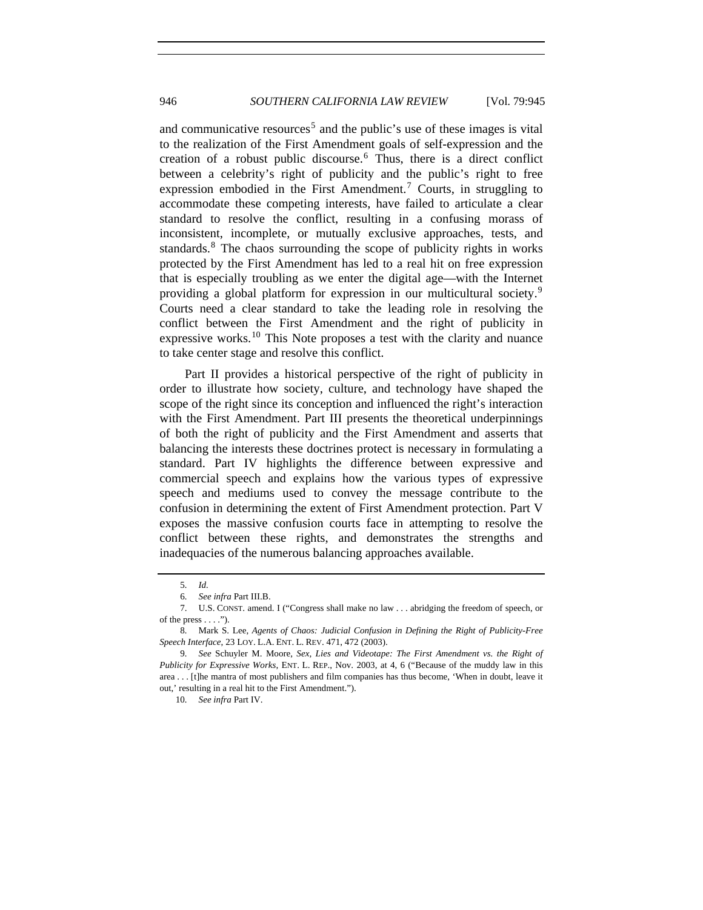and communicative resources[5] and the public's use of these images is vital to the realization of the First Amendment goals of self-expression and the creation of a robust public discourse.[6] Thus, there is a direct conflict between a celebrity's right of publicity and the public's right to free expression embodied in the First Amendment.[7] Courts, in struggling to accommodate these competing interests, have failed to articulate a clear standard to resolve the conflict, resulting in a confusing morass of inconsistent, incomplete, or mutually exclusive approaches, tests, and standards.[8] The chaos surrounding the scope of publicity rights in works protected by the First Amendment has led to a real hit on free expression that is especially troubling as we enter the digital age—with the Internet providing a global platform for expression in our multicultural society.[9] Courts need a clear standard to take the leading role in resolving the conflict between the First Amendment and the right of publicity in expressive works.[10] This Note proposes a test with the clarity and nuance to take center stage and resolve this conflict.

Part II provides a historical perspective of the right of publicity in order to illustrate how society, culture, and technology have shaped the scope of the right since its conception and influenced the right's interaction with the First Amendment. Part III presents the theoretical underpinnings of both the right of publicity and the First Amendment and asserts that balancing the interests these doctrines protect is necessary in formulating a standard. Part IV highlights the difference between expressive and commercial speech and explains how the various types of expressive speech and mediums used to convey the message contribute to the confusion in determining the extent of First Amendment protection. Part V exposes the massive confusion courts face in attempting to resolve the conflict between these rights, and demonstrates the strengths and inadequacies of the numerous balancing approaches available.

---

5. *Id.*

6. *See infra* Part III.B.

7. U.S. CONST. amend. I ("Congress shall make no law . . . abridging the freedom of speech, or of the press . . . .").

8. Mark S. Lee, *Agents of Chaos: Judicial Confusion in Defining the Right of Publicity-Free Speech Interface*, 23 LOY. L.A. ENT. L. REV. 471, 472 (2003).

9. *See* Schuyler M. Moore, *Sex, Lies and Videotape: The First Amendment vs. the Right of Publicity for Expressive Works*, ENT. L. REP., Nov. 2003, at 4, 6 ("Because of the muddy law in this area . . . [t]he mantra of most publishers and film companies has thus become, 'When in doubt, leave it out,' resulting in a real hit to the First Amendment.").

10. *See infra* Part IV.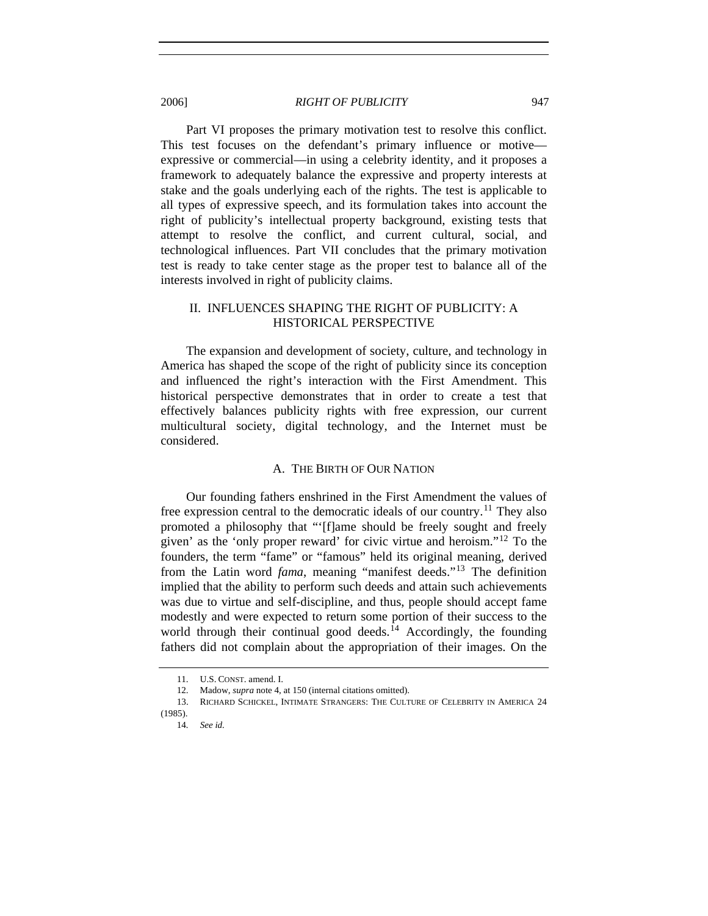Part VI proposes the primary motivation test to resolve this conflict. This test focuses on the defendant's primary influence or motive—expressive or commercial—in using a celebrity identity, and it proposes a framework to adequately balance the expressive and property interests at stake and the goals underlying each of the rights. The test is applicable to all types of expressive speech, and its formulation takes into account the right of publicity's intellectual property background, existing tests that attempt to resolve the conflict, and current cultural, social, and technological influences. Part VII concludes that the primary motivation test is ready to take center stage as the proper test to balance all of the interests involved in right of publicity claims.

## II. INFLUENCES SHAPING THE RIGHT OF PUBLICITY: A HISTORICAL PERSPECTIVE

The expansion and development of society, culture, and technology in America has shaped the scope of the right of publicity since its conception and influenced the right's interaction with the First Amendment. This historical perspective demonstrates that in order to create a test that effectively balances publicity rights with free expression, our current multicultural society, digital technology, and the Internet must be considered.

### A. THE BIRTH OF OUR NATION

Our founding fathers enshrined in the First Amendment the values of free expression central to the democratic ideals of our country.[11] They also promoted a philosophy that "'[f]ame should be freely sought and freely given' as the 'only proper reward' for civic virtue and heroism."[12] To the founders, the term "fame" or "famous" held its original meaning, derived from the Latin word *fama*, meaning "manifest deeds."[13] The definition implied that the ability to perform such deeds and attain such achievements was due to virtue and self-discipline, and thus, people should accept fame modestly and were expected to return some portion of their success to the world through their continual good deeds.[14] Accordingly, the founding fathers did not complain about the appropriation of their images. On the

11. U.S. CONST. amend. I.

12. Madow, *supra* note 4, at 150 (internal citations omitted).

13. RICHARD SCHICKEL, INTIMATE STRANGERS: THE CULTURE OF CELEBRITY IN AMERICA 24 (1985).

14. *See id.*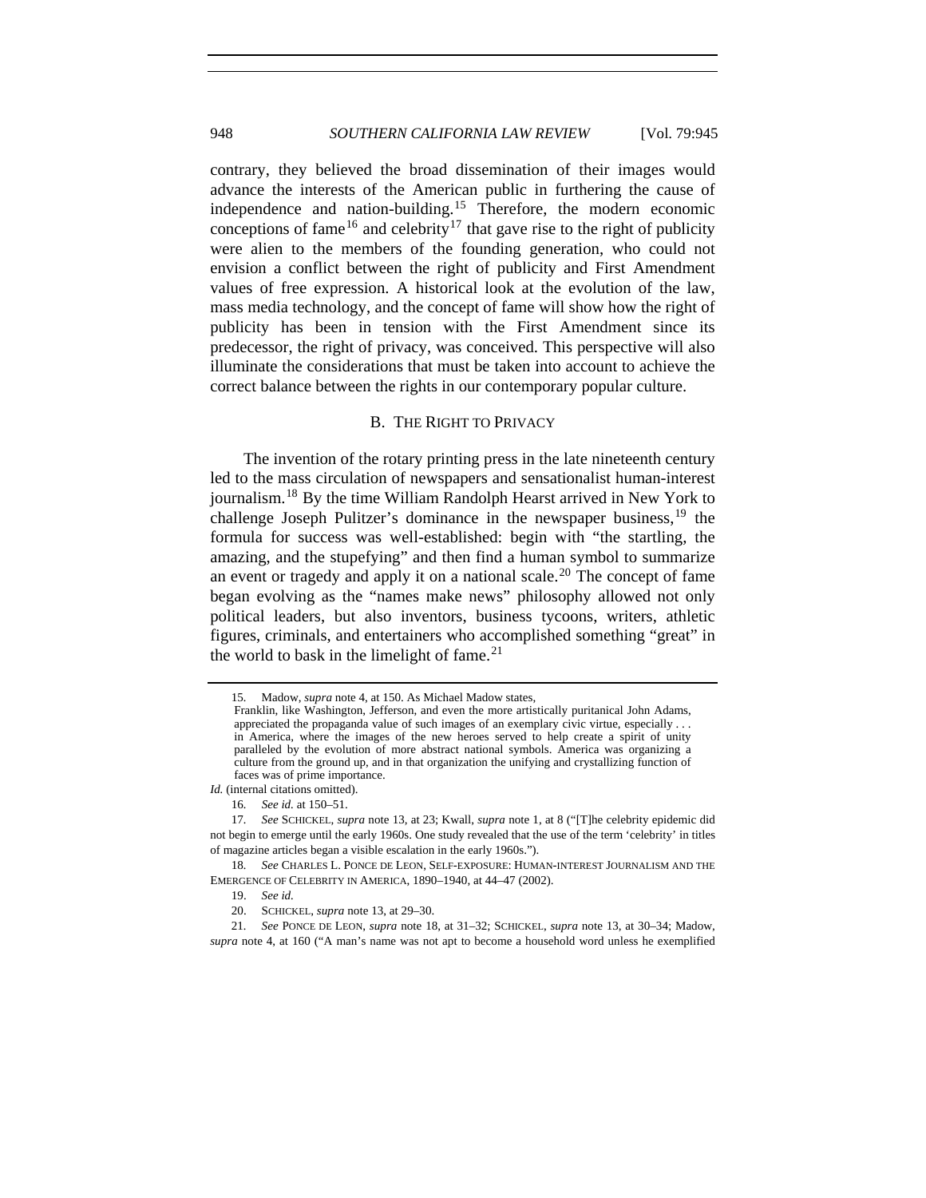contrary, they believed the broad dissemination of their images would advance the interests of the American public in furthering the cause of independence and nation-building.[15] Therefore, the modern economic conceptions of fame[16] and celebrity[17] that gave rise to the right of publicity were alien to the members of the founding generation, who could not envision a conflict between the right of publicity and First Amendment values of free expression. A historical look at the evolution of the law, mass media technology, and the concept of fame will show how the right of publicity has been in tension with the First Amendment since its predecessor, the right of privacy, was conceived. This perspective will also illuminate the considerations that must be taken into account to achieve the correct balance between the rights in our contemporary popular culture.

### B. THE RIGHT TO PRIVACY

The invention of the rotary printing press in the late nineteenth century led to the mass circulation of newspapers and sensationalist human-interest journalism.[18] By the time William Randolph Hearst arrived in New York to challenge Joseph Pulitzer's dominance in the newspaper business,[19] the formula for success was well-established: begin with "the startling, the amazing, and the stupefying" and then find a human symbol to summarize an event or tragedy and apply it on a national scale.[20] The concept of fame began evolving as the "names make news" philosophy allowed not only political leaders, but also inventors, business tycoons, writers, athletic figures, criminals, and entertainers who accomplished something "great" in the world to bask in the limelight of fame.[21]

---

15. Madow, *supra* note 4, at 150. As Michael Madow states,

> Franklin, like Washington, Jefferson, and even the more artistically puritanical John Adams, appreciated the propaganda value of such images of an exemplary civic virtue, especially . . . in America, where the images of the new heroes served to help create a spirit of unity paralleled by the evolution of more abstract national symbols. America was organizing a culture from the ground up, and in that organization the unifying and crystallizing function of faces was of prime importance.

*Id.* (internal citations omitted).

16. *See id.* at 150–51.

17. *See* SCHICKEL, *supra* note 13, at 23; Kwall, *supra* note 1, at 8 ("[T]he celebrity epidemic did not begin to emerge until the early 1960s. One study revealed that the use of the term 'celebrity' in titles of magazine articles began a visible escalation in the early 1960s.").

18. *See* CHARLES L. PONCE DE LEON, SELF-EXPOSURE: HUMAN-INTEREST JOURNALISM AND THE EMERGENCE OF CELEBRITY IN AMERICA, 1890–1940, at 44–47 (2002).

19. *See id.*

20. SCHICKEL, *supra* note 13, at 29–30.

21. *See* PONCE DE LEON, *supra* note 18, at 31–32; SCHICKEL, *supra* note 13, at 30–34; Madow, *supra* note 4, at 160 ("A man's name was not apt to become a household word unless he exemplified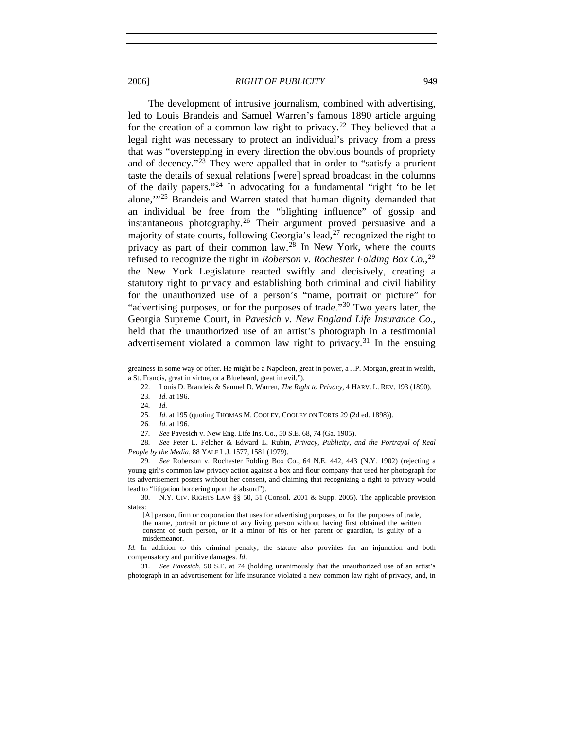The development of intrusive journalism, combined with advertising, led to Louis Brandeis and Samuel Warren's famous 1890 article arguing for the creation of a common law right to privacy.[22] They believed that a legal right was necessary to protect an individual's privacy from a press that was "overstepping in every direction the obvious bounds of propriety and of decency."[23] They were appalled that in order to "satisfy a prurient taste the details of sexual relations [were] spread broadcast in the columns of the daily papers."[24] In advocating for a fundamental "right 'to be let alone,'"[25] Brandeis and Warren stated that human dignity demanded that an individual be free from the "blighting influence" of gossip and instantaneous photography.[26] Their argument proved persuasive and a majority of state courts, following Georgia's lead,[27] recognized the right to privacy as part of their common law.[28] In New York, where the courts refused to recognize the right in *Roberson v. Rochester Folding Box Co.*,[29] the New York Legislature reacted swiftly and decisively, creating a statutory right to privacy and establishing both criminal and civil liability for the unauthorized use of a person's "name, portrait or picture" for "advertising purposes, or for the purposes of trade."[30] Two years later, the Georgia Supreme Court, in *Pavesich v. New England Life Insurance Co.*, held that the unauthorized use of an artist's photograph in a testimonial advertisement violated a common law right to privacy.[31] In the ensuing

---

greatness in some way or other. He might be a Napoleon, great in power, a J.P. Morgan, great in wealth, a St. Francis, great in virtue, or a Bluebeard, great in evil.").

22. Louis D. Brandeis & Samuel D. Warren, *The Right to Privacy*, 4 HARV. L. REV. 193 (1890).

23. *Id.* at 196.

24. *Id.*

25. *Id.* at 195 (quoting THOMAS M. COOLEY, COOLEY ON TORTS 29 (2d ed. 1898)).

26. *Id.* at 196.

27. *See* Pavesich v. New Eng. Life Ins. Co., 50 S.E. 68, 74 (Ga. 1905).

28. *See* Peter L. Felcher & Edward L. Rubin, *Privacy, Publicity, and the Portrayal of Real People by the Media*, 88 YALE L.J. 1577, 1581 (1979).

29. *See* Roberson v. Rochester Folding Box Co., 64 N.E. 442, 443 (N.Y. 1902) (rejecting a young girl's common law privacy action against a box and flour company that used her photograph for its advertisement posters without her consent, and claiming that recognizing a right to privacy would lead to "litigation bordering upon the absurd").

30. N.Y. CIV. RIGHTS LAW §§ 50, 51 (Consol. 2001 & Supp. 2005). The applicable provision states:

> [A] person, firm or corporation that uses for advertising purposes, or for the purposes of trade, the name, portrait or picture of any living person without having first obtained the written consent of such person, or if a minor of his or her parent or guardian, is guilty of a misdemeanor.

*Id.* In addition to this criminal penalty, the statute also provides for an injunction and both compensatory and punitive damages. *Id.*

31. *See Pavesich*, 50 S.E. at 74 (holding unanimously that the unauthorized use of an artist's photograph in an advertisement for life insurance violated a new common law right of privacy, and, in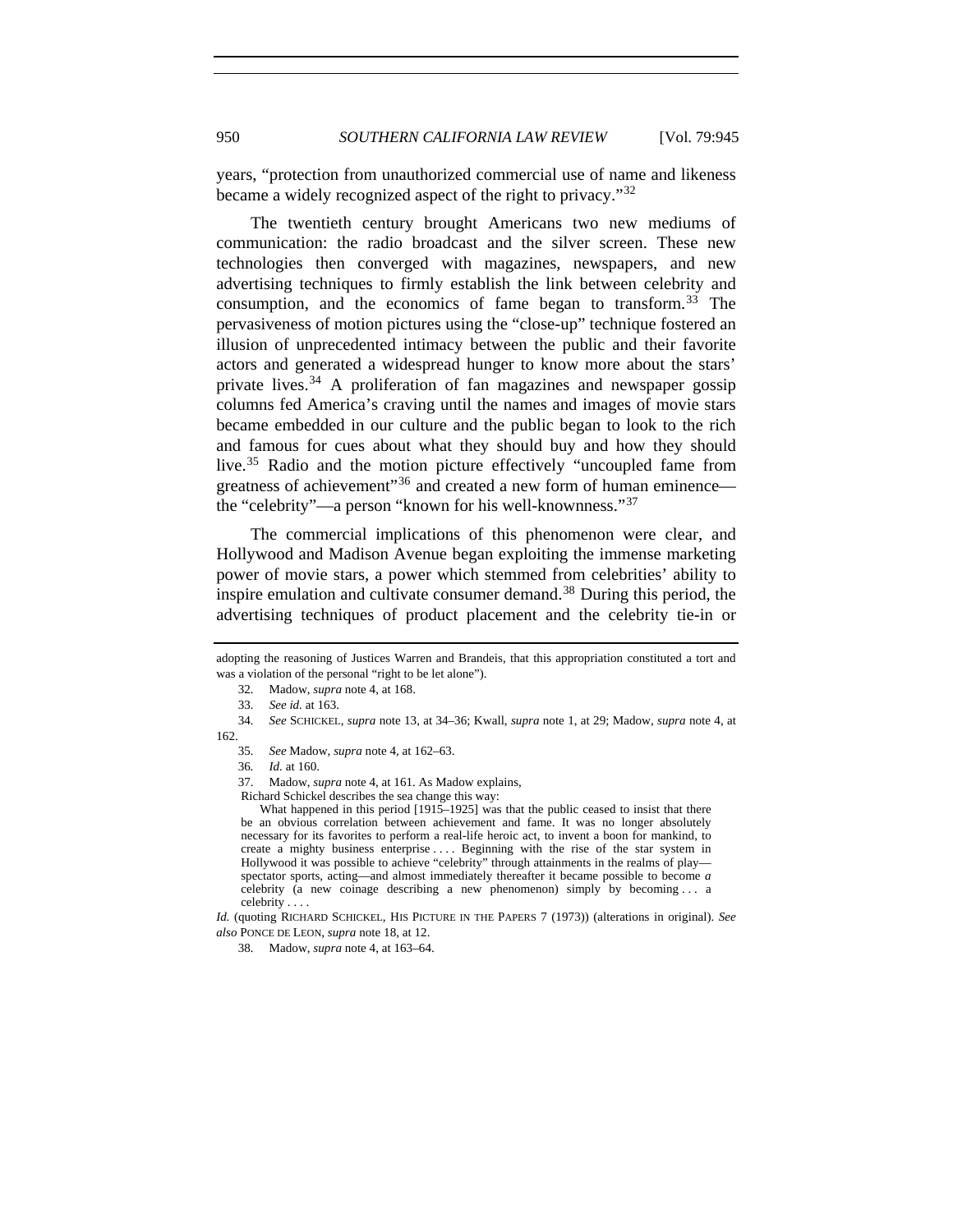years, "protection from unauthorized commercial use of name and likeness became a widely recognized aspect of the right to privacy."[32]

The twentieth century brought Americans two new mediums of communication: the radio broadcast and the silver screen. These new technologies then converged with magazines, newspapers, and new advertising techniques to firmly establish the link between celebrity and consumption, and the economics of fame began to transform.[33] The pervasiveness of motion pictures using the "close-up" technique fostered an illusion of unprecedented intimacy between the public and their favorite actors and generated a widespread hunger to know more about the stars' private lives.[34] A proliferation of fan magazines and newspaper gossip columns fed America's craving until the names and images of movie stars became embedded in our culture and the public began to look to the rich and famous for cues about what they should buy and how they should live.[35] Radio and the motion picture effectively "uncoupled fame from greatness of achievement"[36] and created a new form of human eminence—the "celebrity"—a person "known for his well-knownness."[37]

The commercial implications of this phenomenon were clear, and Hollywood and Madison Avenue began exploiting the immense marketing power of movie stars, a power which stemmed from celebrities' ability to inspire emulation and cultivate consumer demand.[38] During this period, the advertising techniques of product placement and the celebrity tie-in or

---

adopting the reasoning of Justices Warren and Brandeis, that this appropriation constituted a tort and was a violation of the personal "right to be let alone").

32. Madow, *supra* note 4, at 168.

33. *See id.* at 163.

34. *See* SCHICKEL, *supra* note 13, at 34–36; Kwall, *supra* note 1, at 29; Madow, *supra* note 4, at 162.

35. *See* Madow, *supra* note 4, at 162–63.

36. *Id.* at 160.

37. Madow, *supra* note 4, at 161. As Madow explains,

Richard Schickel describes the sea change this way:

> What happened in this period [1915–1925] was that the public ceased to insist that there be an obvious correlation between achievement and fame. It was no longer absolutely necessary for its favorites to perform a real-life heroic act, to invent a boon for mankind, to create a mighty business enterprise . . . . Beginning with the rise of the star system in Hollywood it was possible to achieve "celebrity" through attainments in the realms of play—spectator sports, acting—and almost immediately thereafter it became possible to become *a* celebrity (a new coinage describing a new phenomenon) simply by becoming . . . a celebrity . . . .

*Id.* (quoting RICHARD SCHICKEL, HIS PICTURE IN THE PAPERS 7 (1973)) (alterations in original). *See also* PONCE DE LEON, *supra* note 18, at 12.

38. Madow, *supra* note 4, at 163–64.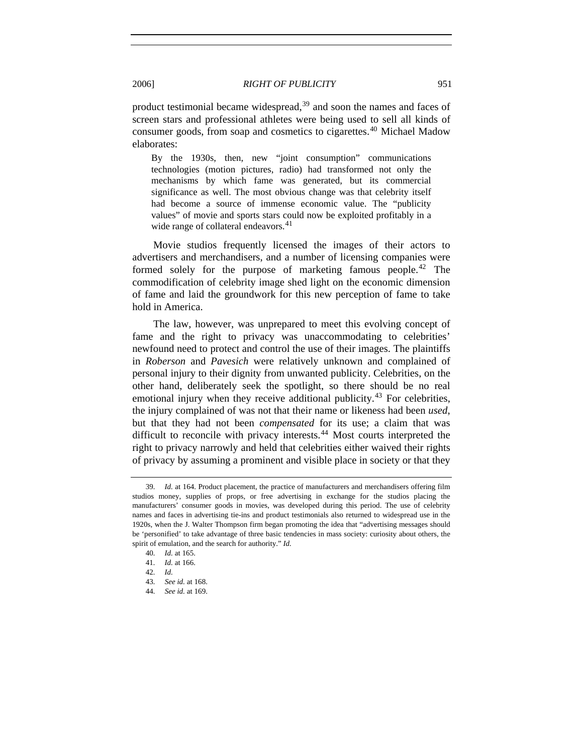product testimonial became widespread,[39] and soon the names and faces of screen stars and professional athletes were being used to sell all kinds of consumer goods, from soap and cosmetics to cigarettes.[40] Michael Madow elaborates:

> By the 1930s, then, new "joint consumption" communications technologies (motion pictures, radio) had transformed not only the mechanisms by which fame was generated, but its commercial significance as well. The most obvious change was that celebrity itself had become a source of immense economic value. The "publicity values" of movie and sports stars could now be exploited profitably in a wide range of collateral endeavors.[41]

Movie studios frequently licensed the images of their actors to advertisers and merchandisers, and a number of licensing companies were formed solely for the purpose of marketing famous people.[42] The commodification of celebrity image shed light on the economic dimension of fame and laid the groundwork for this new perception of fame to take hold in America.

The law, however, was unprepared to meet this evolving concept of fame and the right to privacy was unaccommodating to celebrities' newfound need to protect and control the use of their images. The plaintiffs in *Roberson* and *Pavesich* were relatively unknown and complained of personal injury to their dignity from unwanted publicity. Celebrities, on the other hand, deliberately seek the spotlight, so there should be no real emotional injury when they receive additional publicity.[43] For celebrities, the injury complained of was not that their name or likeness had been *used*, but that they had not been *compensated* for its use; a claim that was difficult to reconcile with privacy interests.[44] Most courts interpreted the right to privacy narrowly and held that celebrities either waived their rights of privacy by assuming a prominent and visible place in society or that they

---

39. *Id.* at 164. Product placement, the practice of manufacturers and merchandisers offering film studios money, supplies of props, or free advertising in exchange for the studios placing the manufacturers' consumer goods in movies, was developed during this period. The use of celebrity names and faces in advertising tie-ins and product testimonials also returned to widespread use in the 1920s, when the J. Walter Thompson firm began promoting the idea that "advertising messages should be 'personified' to take advantage of three basic tendencies in mass society: curiosity about others, the spirit of emulation, and the search for authority." *Id.*

40. *Id.* at 165.

41. *Id.* at 166.

42. *Id.*

43. *See id.* at 168.

44. *See id.* at 169.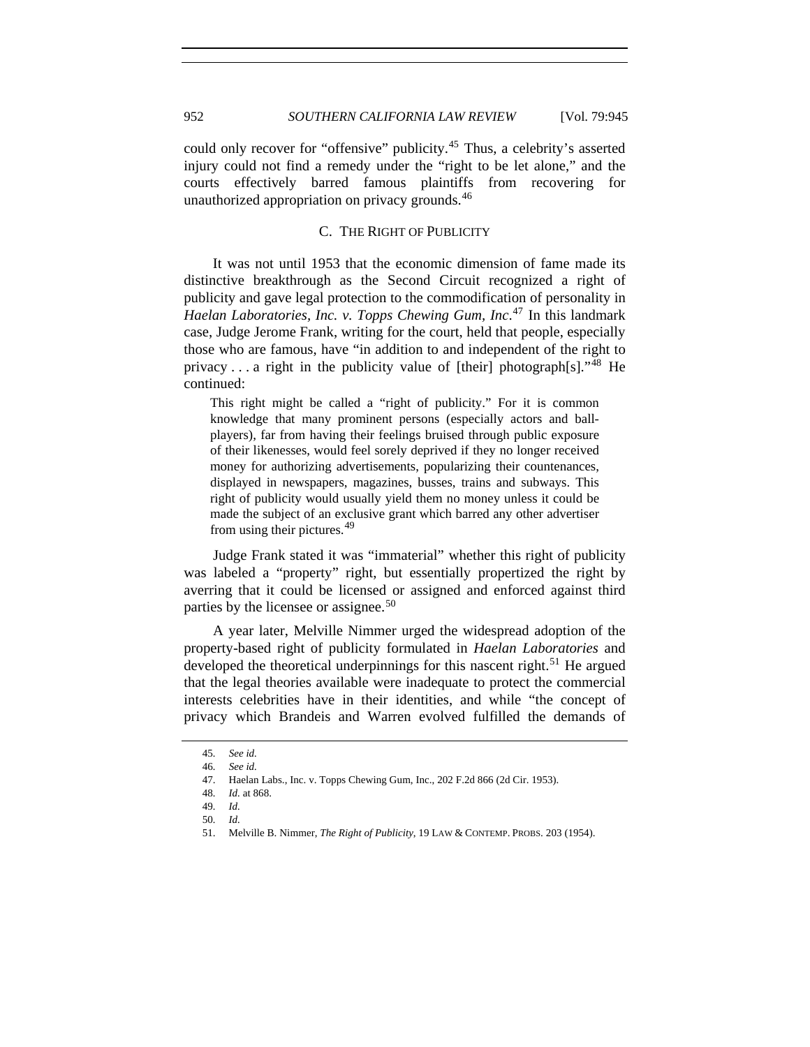could only recover for "offensive" publicity.[45] Thus, a celebrity's asserted injury could not find a remedy under the "right to be let alone," and the courts effectively barred famous plaintiffs from recovering for unauthorized appropriation on privacy grounds.[46]

### C. THE RIGHT OF PUBLICITY

It was not until 1953 that the economic dimension of fame made its distinctive breakthrough as the Second Circuit recognized a right of publicity and gave legal protection to the commodification of personality in *Haelan Laboratories, Inc. v. Topps Chewing Gum, Inc*.[47] In this landmark case, Judge Jerome Frank, writing for the court, held that people, especially those who are famous, have "in addition to and independent of the right to privacy . . . a right in the publicity value of [their] photograph[s]."[48] He continued:

> This right might be called a "right of publicity." For it is common knowledge that many prominent persons (especially actors and ball-players), far from having their feelings bruised through public exposure of their likenesses, would feel sorely deprived if they no longer received money for authorizing advertisements, popularizing their countenances, displayed in newspapers, magazines, busses, trains and subways. This right of publicity would usually yield them no money unless it could be made the subject of an exclusive grant which barred any other advertiser from using their pictures.[49]

Judge Frank stated it was "immaterial" whether this right of publicity was labeled a "property" right, but essentially propertized the right by averring that it could be licensed or assigned and enforced against third parties by the licensee or assignee.[50]

A year later, Melville Nimmer urged the widespread adoption of the property-based right of publicity formulated in *Haelan Laboratories* and developed the theoretical underpinnings for this nascent right.[51] He argued that the legal theories available were inadequate to protect the commercial interests celebrities have in their identities, and while "the concept of privacy which Brandeis and Warren evolved fulfilled the demands of

---

45. *See id.*

46. *See id.*

47. Haelan Labs., Inc. v. Topps Chewing Gum, Inc., 202 F.2d 866 (2d Cir. 1953).

48. *Id.* at 868.

49. *Id.*

50. *Id.*

51. Melville B. Nimmer, *The Right of Publicity*, 19 LAW & CONTEMP. PROBS. 203 (1954).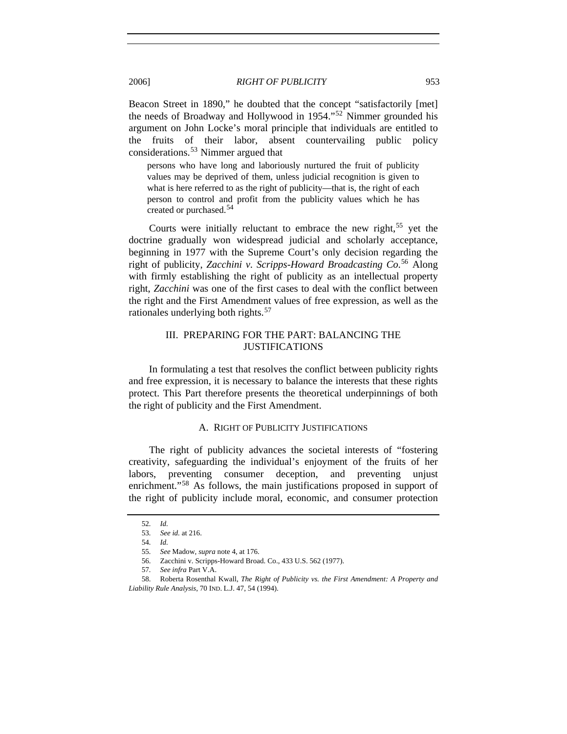Beacon Street in 1890," he doubted that the concept "satisfactorily [met] the needs of Broadway and Hollywood in 1954."[52] Nimmer grounded his argument on John Locke's moral principle that individuals are entitled to the fruits of their labor, absent countervailing public policy considerations.[53] Nimmer argued that

> persons who have long and laboriously nurtured the fruit of publicity values may be deprived of them, unless judicial recognition is given to what is here referred to as the right of publicity—that is, the right of each person to control and profit from the publicity values which he has created or purchased.[54]

Courts were initially reluctant to embrace the new right,[55] yet the doctrine gradually won widespread judicial and scholarly acceptance, beginning in 1977 with the Supreme Court's only decision regarding the right of publicity, *Zacchini v. Scripps-Howard Broadcasting Co.*[56] Along with firmly establishing the right of publicity as an intellectual property right, *Zacchini* was one of the first cases to deal with the conflict between the right and the First Amendment values of free expression, as well as the rationales underlying both rights.[57]

## III. PREPARING FOR THE PART: BALANCING THE JUSTIFICATIONS

In formulating a test that resolves the conflict between publicity rights and free expression, it is necessary to balance the interests that these rights protect. This Part therefore presents the theoretical underpinnings of both the right of publicity and the First Amendment.

### A. RIGHT OF PUBLICITY JUSTIFICATIONS

The right of publicity advances the societal interests of "fostering creativity, safeguarding the individual's enjoyment of the fruits of her labors, preventing consumer deception, and preventing unjust enrichment."[58] As follows, the main justifications proposed in support of the right of publicity include moral, economic, and consumer protection

---

52. *Id.*

53. *See id.* at 216.

54. *Id.*

55. *See* Madow, *supra* note 4, at 176.

56. Zacchini v. Scripps-Howard Broad. Co., 433 U.S. 562 (1977).

57. *See infra* Part V.A.

58. Roberta Rosenthal Kwall, *The Right of Publicity vs. the First Amendment: A Property and Liability Rule Analysis*, 70 IND. L.J. 47, 54 (1994).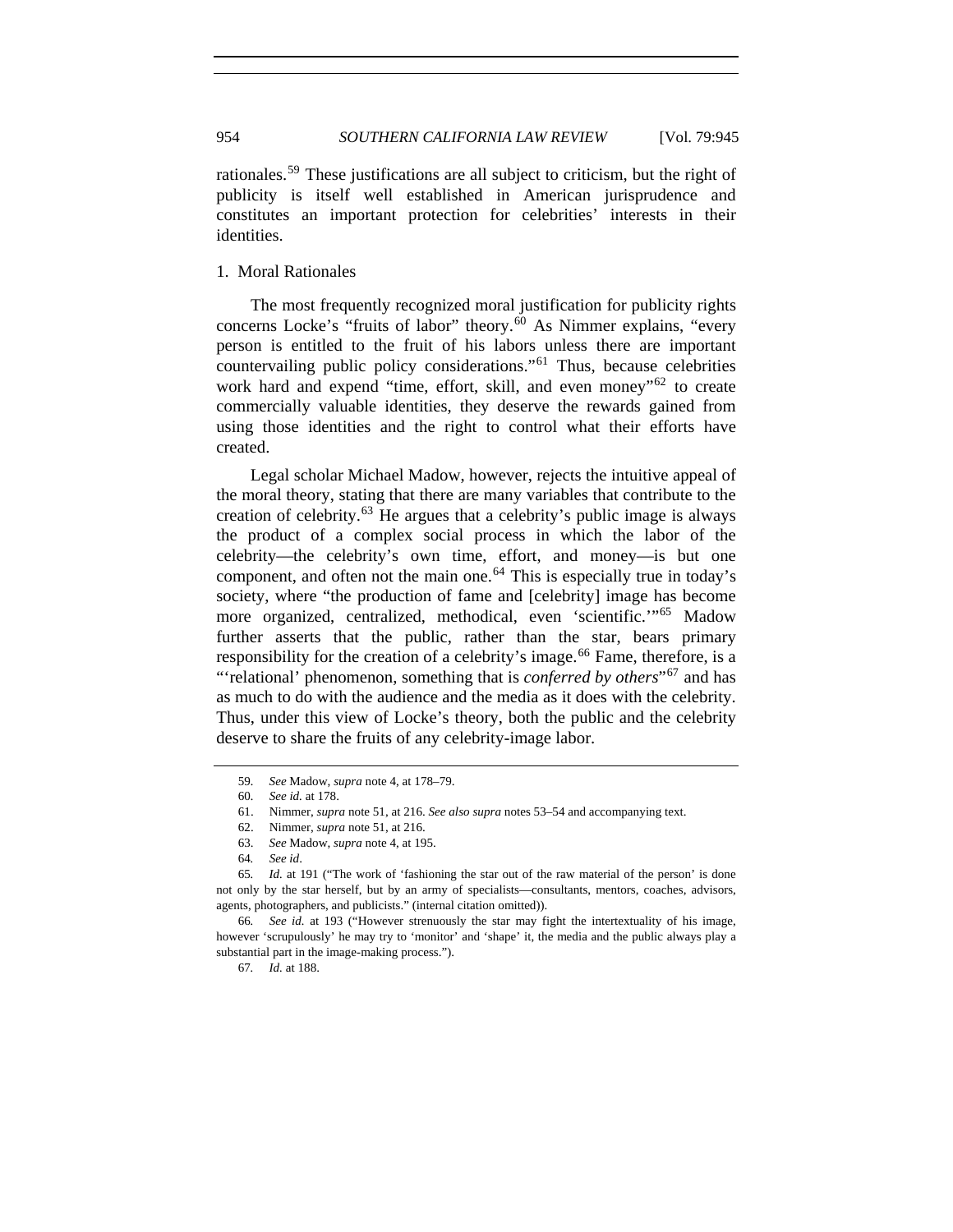rationales.[59] These justifications are all subject to criticism, but the right of publicity is itself well established in American jurisprudence and constitutes an important protection for celebrities' interests in their identities.

### 1. Moral Rationales

The most frequently recognized moral justification for publicity rights concerns Locke's "fruits of labor" theory.[60] As Nimmer explains, "every person is entitled to the fruit of his labors unless there are important countervailing public policy considerations."[61] Thus, because celebrities work hard and expend "time, effort, skill, and even money"[62] to create commercially valuable identities, they deserve the rewards gained from using those identities and the right to control what their efforts have created.

Legal scholar Michael Madow, however, rejects the intuitive appeal of the moral theory, stating that there are many variables that contribute to the creation of celebrity.[63] He argues that a celebrity's public image is always the product of a complex social process in which the labor of the celebrity—the celebrity's own time, effort, and money—is but one component, and often not the main one.[64] This is especially true in today's society, where "the production of fame and [celebrity] image has become more organized, centralized, methodical, even 'scientific.'"[65] Madow further asserts that the public, rather than the star, bears primary responsibility for the creation of a celebrity's image.[66] Fame, therefore, is a "'relational' phenomenon, something that is *conferred by others*"[67] and has as much to do with the audience and the media as it does with the celebrity. Thus, under this view of Locke's theory, both the public and the celebrity deserve to share the fruits of any celebrity-image labor.

---

59. *See* Madow, *supra* note 4, at 178–79.

60. *See id.* at 178.

61. Nimmer, *supra* note 51, at 216. *See also supra* notes 53–54 and accompanying text.

62. Nimmer, *supra* note 51, at 216.

63. *See* Madow, *supra* note 4, at 195.

64. *See id*.

65. *Id.* at 191 ("The work of 'fashioning the star out of the raw material of the person' is done not only by the star herself, but by an army of specialists—consultants, mentors, coaches, advisors, agents, photographers, and publicists." (internal citation omitted)).

66. *See id.* at 193 ("However strenuously the star may fight the intertextuality of his image, however 'scrupulously' he may try to 'monitor' and 'shape' it, the media and the public always play a substantial part in the image-making process.").

67. *Id.* at 188.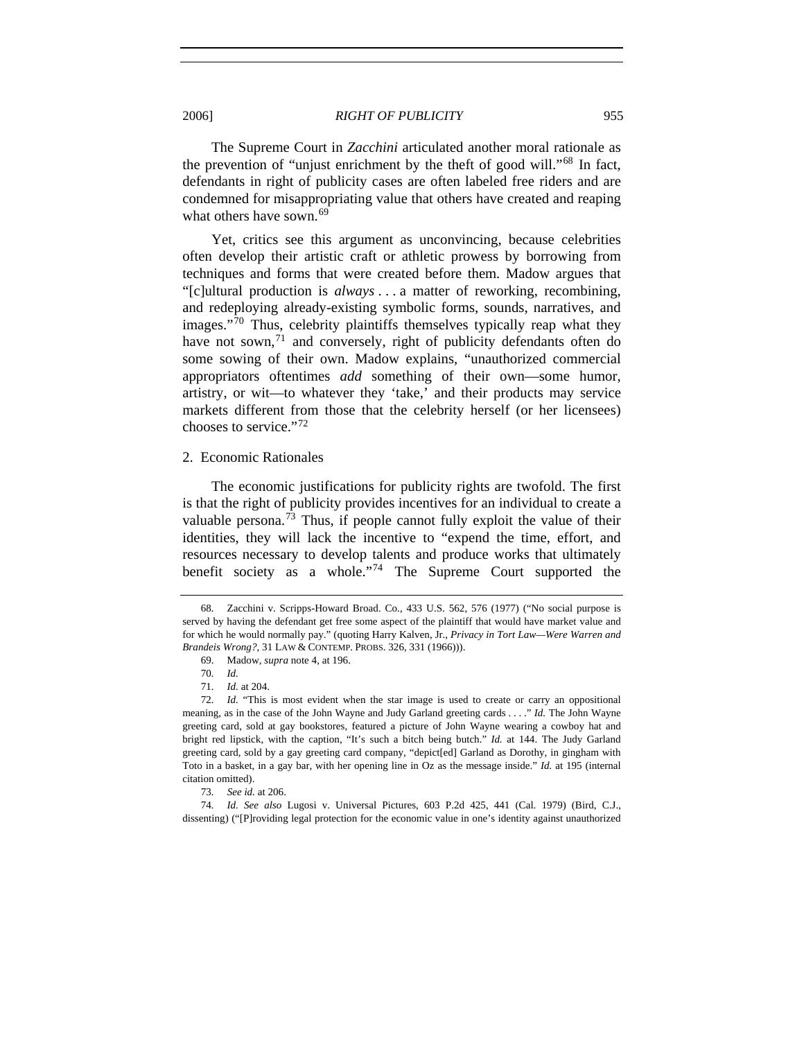The Supreme Court in *Zacchini* articulated another moral rationale as the prevention of "unjust enrichment by the theft of good will."[68] In fact, defendants in right of publicity cases are often labeled free riders and are condemned for misappropriating value that others have created and reaping what others have sown.[69]

Yet, critics see this argument as unconvincing, because celebrities often develop their artistic craft or athletic prowess by borrowing from techniques and forms that were created before them. Madow argues that "[c]ultural production is *always* . . . a matter of reworking, recombining, and redeploying already-existing symbolic forms, sounds, narratives, and images."[70] Thus, celebrity plaintiffs themselves typically reap what they have not sown,[71] and conversely, right of publicity defendants often do some sowing of their own. Madow explains, "unauthorized commercial appropriators oftentimes *add* something of their own—some humor, artistry, or wit—to whatever they 'take,' and their products may service markets different from those that the celebrity herself (or her licensees) chooses to service."[72]

### 2. Economic Rationales

The economic justifications for publicity rights are twofold. The first is that the right of publicity provides incentives for an individual to create a valuable persona.[73] Thus, if people cannot fully exploit the value of their identities, they will lack the incentive to "expend the time, effort, and resources necessary to develop talents and produce works that ultimately benefit society as a whole."[74] The Supreme Court supported the

---

68. Zacchini v. Scripps-Howard Broad. Co., 433 U.S. 562, 576 (1977) ("No social purpose is served by having the defendant get free some aspect of the plaintiff that would have market value and for which he would normally pay." (quoting Harry Kalven, Jr., *Privacy in Tort Law—Were Warren and Brandeis Wrong?*, 31 LAW & CONTEMP. PROBS. 326, 331 (1966))).

69. Madow, *supra* note 4, at 196.

70. *Id.*

71. *Id.* at 204.

72. *Id.* "This is most evident when the star image is used to create or carry an oppositional meaning, as in the case of the John Wayne and Judy Garland greeting cards . . . ." *Id.* The John Wayne greeting card, sold at gay bookstores, featured a picture of John Wayne wearing a cowboy hat and bright red lipstick, with the caption, "It's such a bitch being butch." *Id.* at 144. The Judy Garland greeting card, sold by a gay greeting card company, "depict[ed] Garland as Dorothy, in gingham with Toto in a basket, in a gay bar, with her opening line in Oz as the message inside." *Id.* at 195 (internal citation omitted).

73. *See id.* at 206.

74. *Id. See also* Lugosi v. Universal Pictures, 603 P.2d 425, 441 (Cal. 1979) (Bird, C.J., dissenting) ("[P]roviding legal protection for the economic value in one's identity against unauthorized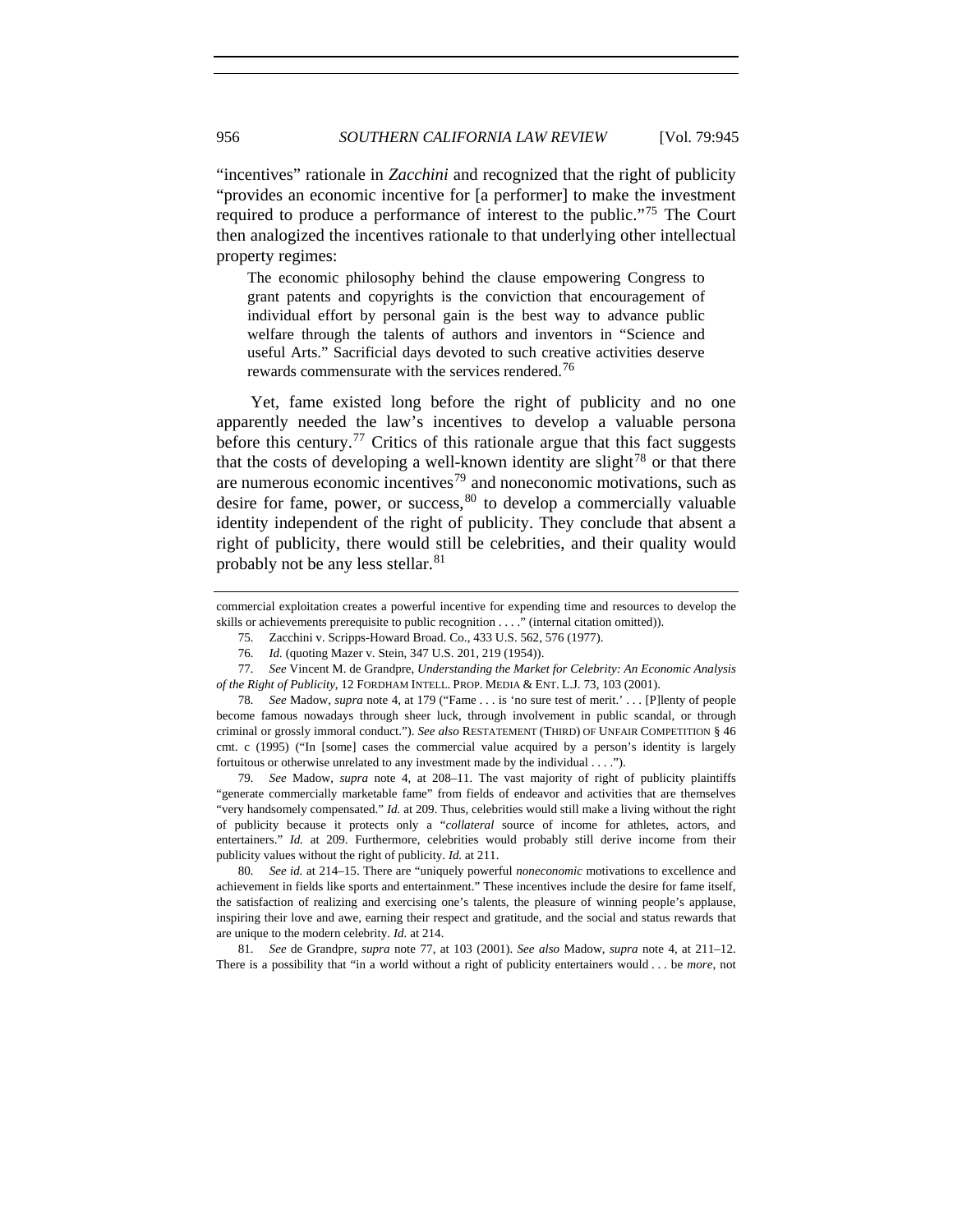"incentives" rationale in *Zacchini* and recognized that the right of publicity "provides an economic incentive for [a performer] to make the investment required to produce a performance of interest to the public."[75] The Court then analogized the incentives rationale to that underlying other intellectual property regimes:

> The economic philosophy behind the clause empowering Congress to grant patents and copyrights is the conviction that encouragement of individual effort by personal gain is the best way to advance public welfare through the talents of authors and inventors in "Science and useful Arts." Sacrificial days devoted to such creative activities deserve rewards commensurate with the services rendered.[76]

Yet, fame existed long before the right of publicity and no one apparently needed the law's incentives to develop a valuable persona before this century.[77] Critics of this rationale argue that this fact suggests that the costs of developing a well-known identity are slight[78] or that there are numerous economic incentives[79] and noneconomic motivations, such as desire for fame, power, or success,[80] to develop a commercially valuable identity independent of the right of publicity. They conclude that absent a right of publicity, there would still be celebrities, and their quality would probably not be any less stellar.[81]

---

commercial exploitation creates a powerful incentive for expending time and resources to develop the skills or achievements prerequisite to public recognition . . . ." (internal citation omitted)).

75. Zacchini v. Scripps-Howard Broad. Co., 433 U.S. 562, 576 (1977).

76. *Id.* (quoting Mazer v. Stein, 347 U.S. 201, 219 (1954)).

77. *See* Vincent M. de Grandpre, *Understanding the Market for Celebrity: An Economic Analysis of the Right of Publicity*, 12 FORDHAM INTELL. PROP. MEDIA & ENT. L.J. 73, 103 (2001).

78. *See* Madow, *supra* note 4, at 179 ("Fame . . . is 'no sure test of merit.' . . . [P]lenty of people become famous nowadays through sheer luck, through involvement in public scandal, or through criminal or grossly immoral conduct."). *See also* RESTATEMENT (THIRD) OF UNFAIR COMPETITION § 46 cmt. c (1995) ("In [some] cases the commercial value acquired by a person's identity is largely fortuitous or otherwise unrelated to any investment made by the individual . . . .").

79. *See* Madow, *supra* note 4, at 208–11. The vast majority of right of publicity plaintiffs "generate commercially marketable fame" from fields of endeavor and activities that are themselves "very handsomely compensated." *Id.* at 209. Thus, celebrities would still make a living without the right of publicity because it protects only a "*collateral* source of income for athletes, actors, and entertainers." *Id.* at 209. Furthermore, celebrities would probably still derive income from their publicity values without the right of publicity. *Id.* at 211.

80. *See id.* at 214–15. There are "uniquely powerful *noneconomic* motivations to excellence and achievement in fields like sports and entertainment." These incentives include the desire for fame itself, the satisfaction of realizing and exercising one's talents, the pleasure of winning people's applause, inspiring their love and awe, earning their respect and gratitude, and the social and status rewards that are unique to the modern celebrity. *Id.* at 214.

81. *See* de Grandpre, *supra* note 77, at 103 (2001). *See also* Madow, *supra* note 4, at 211–12. There is a possibility that "in a world without a right of publicity entertainers would . . . be *more*, not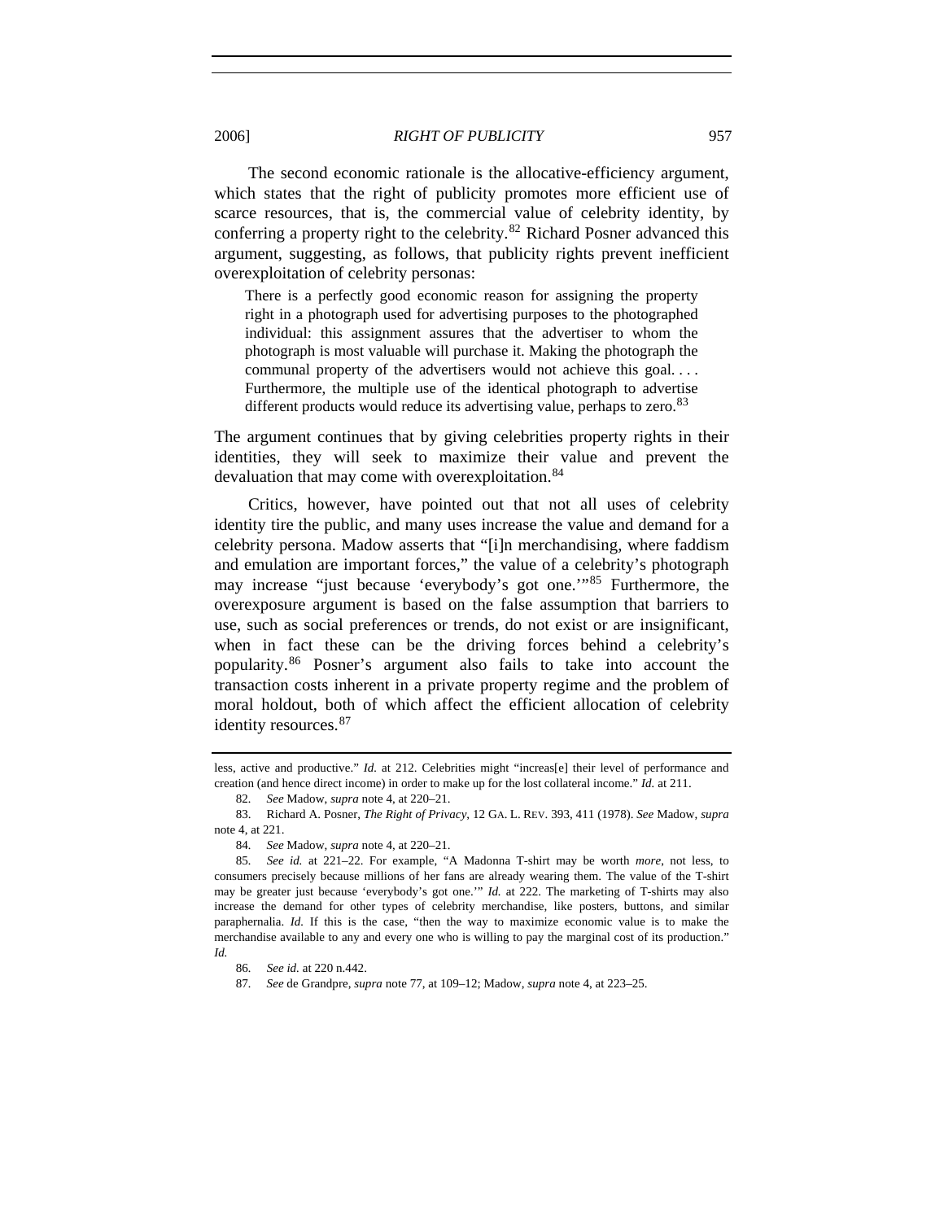The second economic rationale is the allocative-efficiency argument, which states that the right of publicity promotes more efficient use of scarce resources, that is, the commercial value of celebrity identity, by conferring a property right to the celebrity.[82] Richard Posner advanced this argument, suggesting, as follows, that publicity rights prevent inefficient overexploitation of celebrity personas:

> There is a perfectly good economic reason for assigning the property right in a photograph used for advertising purposes to the photographed individual: this assignment assures that the advertiser to whom the photograph is most valuable will purchase it. Making the photograph the communal property of the advertisers would not achieve this goal. . . . Furthermore, the multiple use of the identical photograph to advertise different products would reduce its advertising value, perhaps to zero.[83]

The argument continues that by giving celebrities property rights in their identities, they will seek to maximize their value and prevent the devaluation that may come with overexploitation.[84]

Critics, however, have pointed out that not all uses of celebrity identity tire the public, and many uses increase the value and demand for a celebrity persona. Madow asserts that "[i]n merchandising, where faddism and emulation are important forces," the value of a celebrity's photograph may increase "just because 'everybody's got one.'"[85] Furthermore, the overexposure argument is based on the false assumption that barriers to use, such as social preferences or trends, do not exist or are insignificant, when in fact these can be the driving forces behind a celebrity's popularity.[86] Posner's argument also fails to take into account the transaction costs inherent in a private property regime and the problem of moral holdout, both of which affect the efficient allocation of celebrity identity resources.[87]

---

less, active and productive." *Id.* at 212. Celebrities might "increas[e] their level of performance and creation (and hence direct income) in order to make up for the lost collateral income." *Id.* at 211.

82. *See* Madow, *supra* note 4, at 220–21.

83. Richard A. Posner, *The Right of Privacy*, 12 GA. L. REV. 393, 411 (1978). *See* Madow, *supra* note 4, at 221.

84. *See* Madow, *supra* note 4, at 220–21.

85. *See id.* at 221–22. For example, "A Madonna T-shirt may be worth *more*, not less, to consumers precisely because millions of her fans are already wearing them. The value of the T-shirt may be greater just because 'everybody's got one.'" *Id.* at 222. The marketing of T-shirts may also increase the demand for other types of celebrity merchandise, like posters, buttons, and similar paraphernalia. *Id.* If this is the case, "then the way to maximize economic value is to make the merchandise available to any and every one who is willing to pay the marginal cost of its production." *Id.*

86. *See id.* at 220 n.442.

87. *See* de Grandpre, *supra* note 77, at 109–12; Madow, *supra* note 4, at 223–25.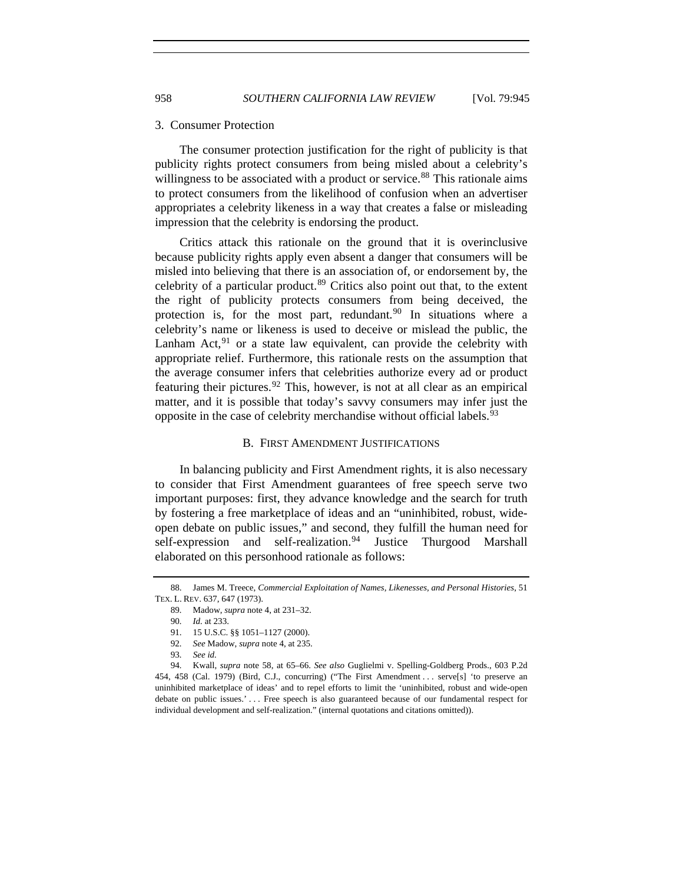### 3. Consumer Protection

The consumer protection justification for the right of publicity is that publicity rights protect consumers from being misled about a celebrity's willingness to be associated with a product or service.[88] This rationale aims to protect consumers from the likelihood of confusion when an advertiser appropriates a celebrity likeness in a way that creates a false or misleading impression that the celebrity is endorsing the product.

Critics attack this rationale on the ground that it is overinclusive because publicity rights apply even absent a danger that consumers will be misled into believing that there is an association of, or endorsement by, the celebrity of a particular product.[89] Critics also point out that, to the extent the right of publicity protects consumers from being deceived, the protection is, for the most part, redundant.[90] In situations where a celebrity's name or likeness is used to deceive or mislead the public, the Lanham Act,[91] or a state law equivalent, can provide the celebrity with appropriate relief. Furthermore, this rationale rests on the assumption that the average consumer infers that celebrities authorize every ad or product featuring their pictures.[92] This, however, is not at all clear as an empirical matter, and it is possible that today's savvy consumers may infer just the opposite in the case of celebrity merchandise without official labels.[93]

## B. First Amendment Justifications

In balancing publicity and First Amendment rights, it is also necessary to consider that First Amendment guarantees of free speech serve two important purposes: first, they advance knowledge and the search for truth by fostering a free marketplace of ideas and an "uninhibited, robust, wide-open debate on public issues," and second, they fulfill the human need for self-expression and self-realization.[94] Justice Thurgood Marshall elaborated on this personhood rationale as follows:

---

88. James M. Treece, *Commercial Exploitation of Names, Likenesses, and Personal Histories*, 51 TEX. L. REV. 637, 647 (1973).

89. Madow, *supra* note 4, at 231–32.

90. *Id.* at 233.

91. 15 U.S.C. §§ 1051–1127 (2000).

92. *See* Madow, *supra* note 4, at 235.

93. *See id.*

94. Kwall, *supra* note 58, at 65–66. *See also* Guglielmi v. Spelling-Goldberg Prods., 603 P.2d 454, 458 (Cal. 1979) (Bird, C.J., concurring) ("The First Amendment . . . serve[s] 'to preserve an uninhibited marketplace of ideas' and to repel efforts to limit the 'uninhibited, robust and wide-open debate on public issues.' . . . Free speech is also guaranteed because of our fundamental respect for individual development and self-realization." (internal quotations and citations omitted)).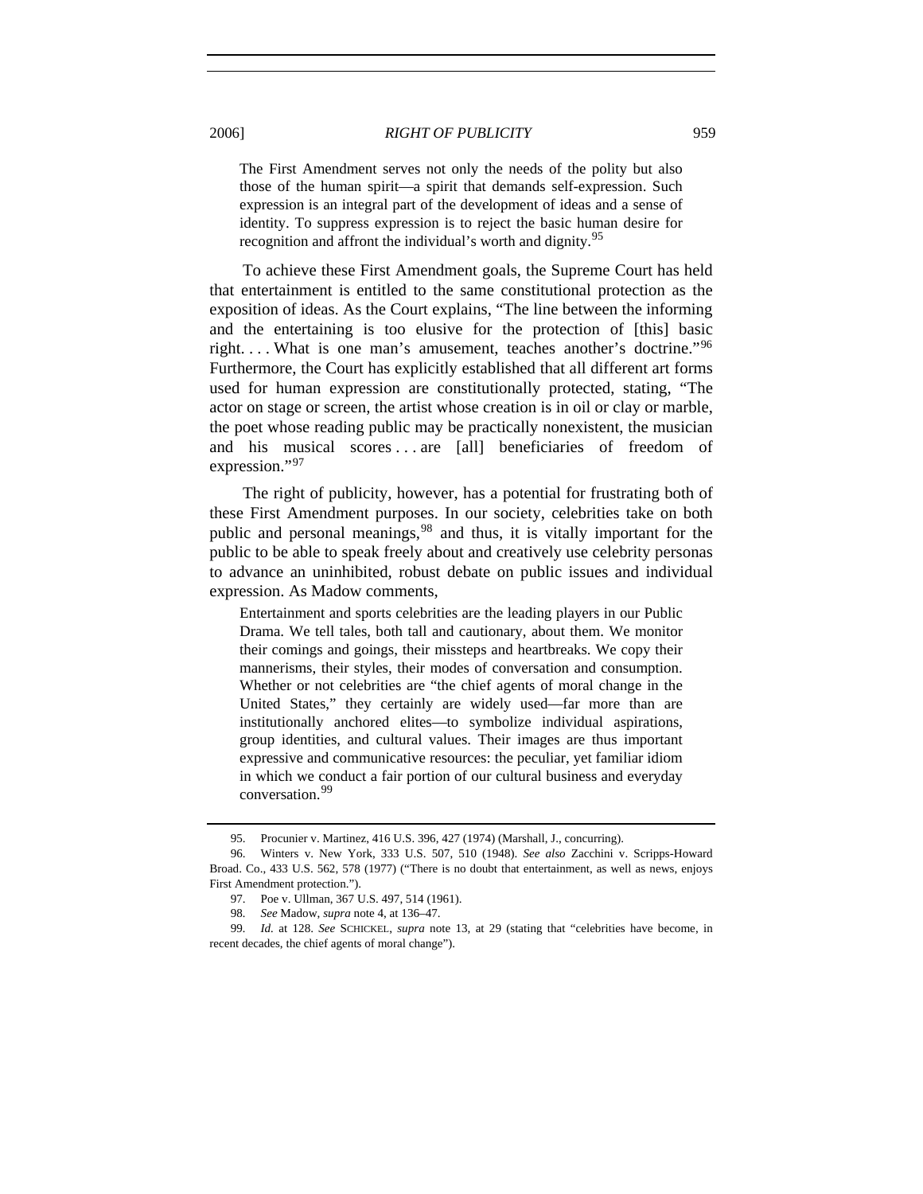> The First Amendment serves not only the needs of the polity but also those of the human spirit—a spirit that demands self-expression. Such expression is an integral part of the development of ideas and a sense of identity. To suppress expression is to reject the basic human desire for recognition and affront the individual's worth and dignity.[95]

To achieve these First Amendment goals, the Supreme Court has held that entertainment is entitled to the same constitutional protection as the exposition of ideas. As the Court explains, "The line between the informing and the entertaining is too elusive for the protection of [this] basic right. . . . What is one man's amusement, teaches another's doctrine."[96] Furthermore, the Court has explicitly established that all different art forms used for human expression are constitutionally protected, stating, "The actor on stage or screen, the artist whose creation is in oil or clay or marble, the poet whose reading public may be practically nonexistent, the musician and his musical scores . . . are [all] beneficiaries of freedom of expression."[97]

The right of publicity, however, has a potential for frustrating both of these First Amendment purposes. In our society, celebrities take on both public and personal meanings,[98] and thus, it is vitally important for the public to be able to speak freely about and creatively use celebrity personas to advance an uninhibited, robust debate on public issues and individual expression. As Madow comments,

> Entertainment and sports celebrities are the leading players in our Public Drama. We tell tales, both tall and cautionary, about them. We monitor their comings and goings, their missteps and heartbreaks. We copy their mannerisms, their styles, their modes of conversation and consumption. Whether or not celebrities are "the chief agents of moral change in the United States," they certainly are widely used—far more than are institutionally anchored elites—to symbolize individual aspirations, group identities, and cultural values. Their images are thus important expressive and communicative resources: the peculiar, yet familiar idiom in which we conduct a fair portion of our cultural business and everyday conversation.[99]

---

95. Procunier v. Martinez, 416 U.S. 396, 427 (1974) (Marshall, J., concurring).

96. Winters v. New York, 333 U.S. 507, 510 (1948). *See also* Zacchini v. Scripps-Howard Broad. Co., 433 U.S. 562, 578 (1977) ("There is no doubt that entertainment, as well as news, enjoys First Amendment protection.").

97. Poe v. Ullman, 367 U.S. 497, 514 (1961).

98. *See* Madow, *supra* note 4, at 136–47.

99. *Id.* at 128. *See* SCHICKEL, *supra* note 13, at 29 (stating that "celebrities have become, in recent decades, the chief agents of moral change").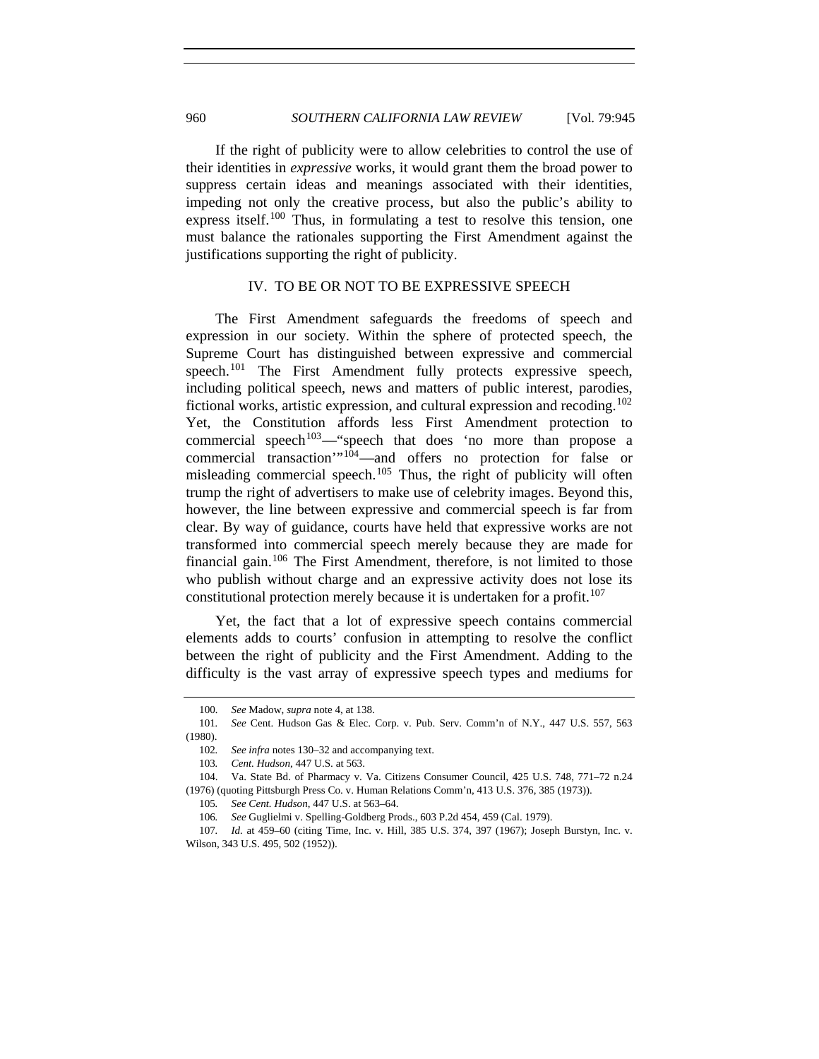If the right of publicity were to allow celebrities to control the use of their identities in *expressive* works, it would grant them the broad power to suppress certain ideas and meanings associated with their identities, impeding not only the creative process, but also the public's ability to express itself.[100] Thus, in formulating a test to resolve this tension, one must balance the rationales supporting the First Amendment against the justifications supporting the right of publicity.

## IV. TO BE OR NOT TO BE EXPRESSIVE SPEECH

The First Amendment safeguards the freedoms of speech and expression in our society. Within the sphere of protected speech, the Supreme Court has distinguished between expressive and commercial speech.[101] The First Amendment fully protects expressive speech, including political speech, news and matters of public interest, parodies, fictional works, artistic expression, and cultural expression and recoding.[102] Yet, the Constitution affords less First Amendment protection to commercial speech[103]—"speech that does 'no more than propose a commercial transaction'"[104]—and offers no protection for false or misleading commercial speech.[105] Thus, the right of publicity will often trump the right of advertisers to make use of celebrity images. Beyond this, however, the line between expressive and commercial speech is far from clear. By way of guidance, courts have held that expressive works are not transformed into commercial speech merely because they are made for financial gain.[106] The First Amendment, therefore, is not limited to those who publish without charge and an expressive activity does not lose its constitutional protection merely because it is undertaken for a profit.[107]

Yet, the fact that a lot of expressive speech contains commercial elements adds to courts' confusion in attempting to resolve the conflict between the right of publicity and the First Amendment. Adding to the difficulty is the vast array of expressive speech types and mediums for

---

100. *See* Madow, *supra* note 4, at 138.

101. *See* Cent. Hudson Gas & Elec. Corp. v. Pub. Serv. Comm'n of N.Y., 447 U.S. 557, 563 (1980).

102. *See infra* notes 130–32 and accompanying text.

103. *Cent. Hudson*, 447 U.S. at 563.

104. Va. State Bd. of Pharmacy v. Va. Citizens Consumer Council, 425 U.S. 748, 771–72 n.24 (1976) (quoting Pittsburgh Press Co. v. Human Relations Comm'n, 413 U.S. 376, 385 (1973)).

105. *See Cent. Hudson*, 447 U.S. at 563–64.

106. *See* Guglielmi v. Spelling-Goldberg Prods., 603 P.2d 454, 459 (Cal. 1979).

107. *Id.* at 459–60 (citing Time, Inc. v. Hill, 385 U.S. 374, 397 (1967); Joseph Burstyn, Inc. v. Wilson, 343 U.S. 495, 502 (1952)).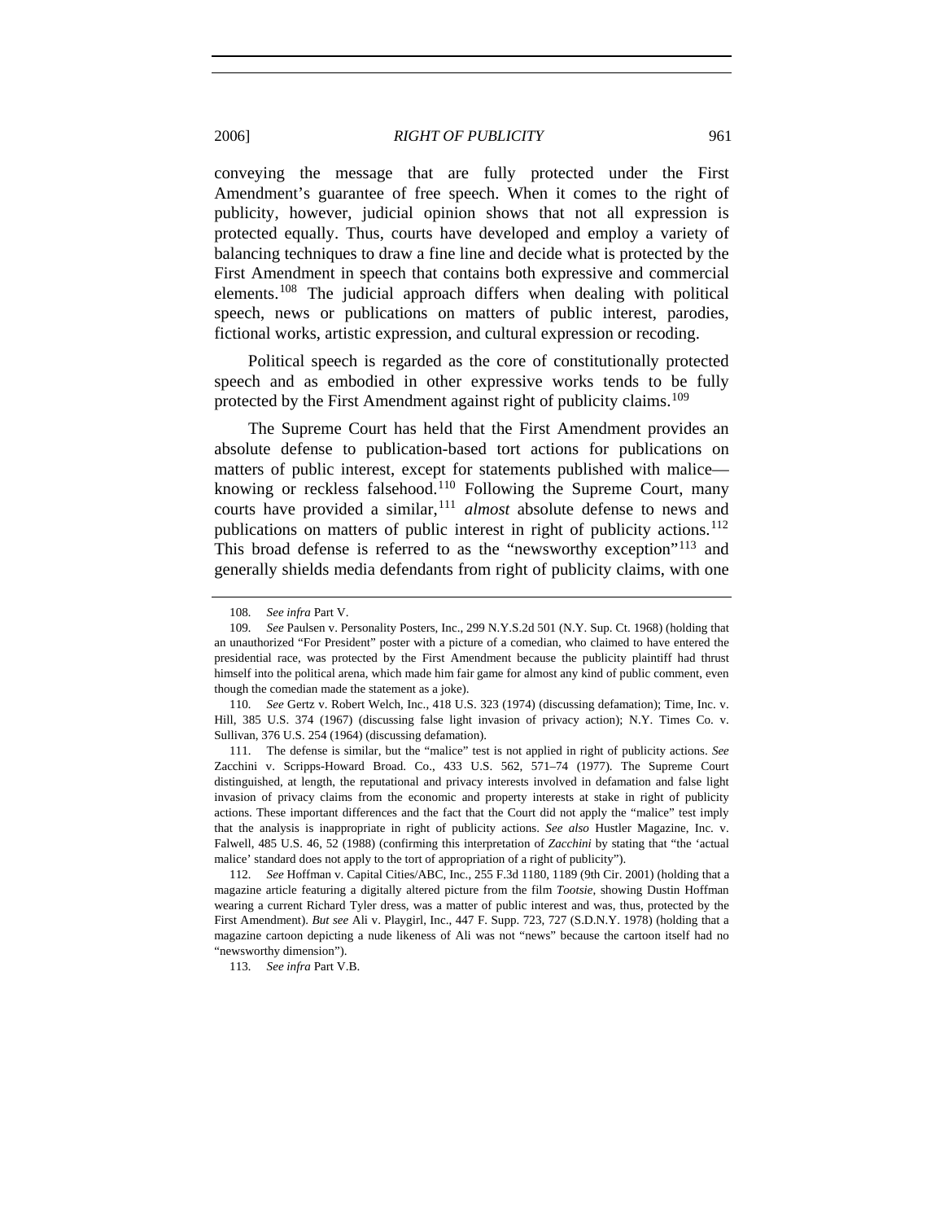conveying the message that are fully protected under the First Amendment's guarantee of free speech. When it comes to the right of publicity, however, judicial opinion shows that not all expression is protected equally. Thus, courts have developed and employ a variety of balancing techniques to draw a fine line and decide what is protected by the First Amendment in speech that contains both expressive and commercial elements.[108] The judicial approach differs when dealing with political speech, news or publications on matters of public interest, parodies, fictional works, artistic expression, and cultural expression or recoding.

Political speech is regarded as the core of constitutionally protected speech and as embodied in other expressive works tends to be fully protected by the First Amendment against right of publicity claims.[109]

The Supreme Court has held that the First Amendment provides an absolute defense to publication-based tort actions for publications on matters of public interest, except for statements published with malice—knowing or reckless falsehood.[110] Following the Supreme Court, many courts have provided a similar,[111] *almost* absolute defense to news and publications on matters of public interest in right of publicity actions.[112] This broad defense is referred to as the "newsworthy exception"[113] and generally shields media defendants from right of publicity claims, with one

---

108. *See infra* Part V.

109. *See* Paulsen v. Personality Posters, Inc., 299 N.Y.S.2d 501 (N.Y. Sup. Ct. 1968) (holding that an unauthorized "For President" poster with a picture of a comedian, who claimed to have entered the presidential race, was protected by the First Amendment because the publicity plaintiff had thrust himself into the political arena, which made him fair game for almost any kind of public comment, even though the comedian made the statement as a joke).

110. *See* Gertz v. Robert Welch, Inc., 418 U.S. 323 (1974) (discussing defamation); Time, Inc. v. Hill, 385 U.S. 374 (1967) (discussing false light invasion of privacy action); N.Y. Times Co. v. Sullivan, 376 U.S. 254 (1964) (discussing defamation).

111. The defense is similar, but the "malice" test is not applied in right of publicity actions. *See* Zacchini v. Scripps-Howard Broad. Co., 433 U.S. 562, 571–74 (1977). The Supreme Court distinguished, at length, the reputational and privacy interests involved in defamation and false light invasion of privacy claims from the economic and property interests at stake in right of publicity actions. These important differences and the fact that the Court did not apply the "malice" test imply that the analysis is inappropriate in right of publicity actions. *See also* Hustler Magazine, Inc. v. Falwell, 485 U.S. 46, 52 (1988) (confirming this interpretation of *Zacchini* by stating that "the 'actual malice' standard does not apply to the tort of appropriation of a right of publicity").

112. *See* Hoffman v. Capital Cities/ABC, Inc., 255 F.3d 1180, 1189 (9th Cir. 2001) (holding that a magazine article featuring a digitally altered picture from the film *Tootsie*, showing Dustin Hoffman wearing a current Richard Tyler dress, was a matter of public interest and was, thus, protected by the First Amendment). *But see* Ali v. Playgirl, Inc., 447 F. Supp. 723, 727 (S.D.N.Y. 1978) (holding that a magazine cartoon depicting a nude likeness of Ali was not "news" because the cartoon itself had no "newsworthy dimension").

113. *See infra* Part V.B.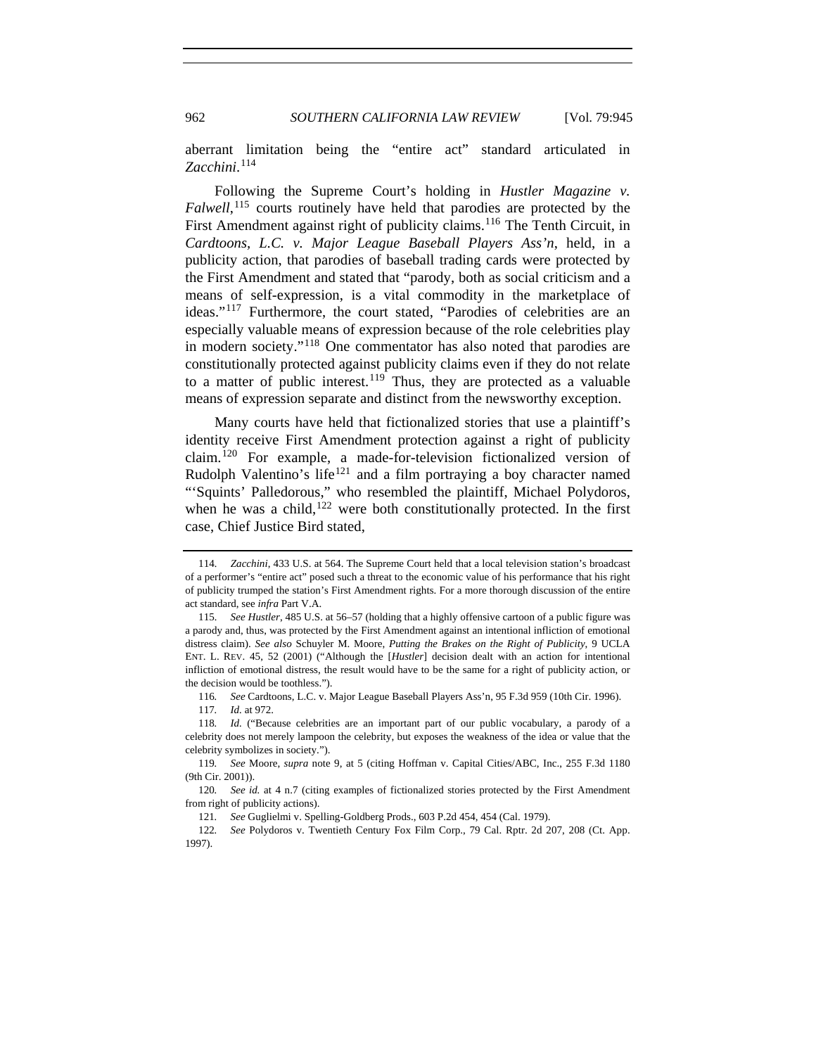aberrant limitation being the "entire act" standard articulated in *Zacchini*.[114]

Following the Supreme Court's holding in *Hustler Magazine v. Falwell*,[115] courts routinely have held that parodies are protected by the First Amendment against right of publicity claims.[116] The Tenth Circuit, in *Cardtoons, L.C. v. Major League Baseball Players Ass'n*, held, in a publicity action, that parodies of baseball trading cards were protected by the First Amendment and stated that "parody, both as social criticism and a means of self-expression, is a vital commodity in the marketplace of ideas."[117] Furthermore, the court stated, "Parodies of celebrities are an especially valuable means of expression because of the role celebrities play in modern society."[118] One commentator has also noted that parodies are constitutionally protected against publicity claims even if they do not relate to a matter of public interest.[119] Thus, they are protected as a valuable means of expression separate and distinct from the newsworthy exception.

Many courts have held that fictionalized stories that use a plaintiff's identity receive First Amendment protection against a right of publicity claim.[120] For example, a made-for-television fictionalized version of Rudolph Valentino's life[121] and a film portraying a boy character named "'Squints' Palledorous," who resembled the plaintiff, Michael Polydoros, when he was a child,[122] were both constitutionally protected. In the first case, Chief Justice Bird stated,

---

114. *Zacchini*, 433 U.S. at 564. The Supreme Court held that a local television station's broadcast of a performer's "entire act" posed such a threat to the economic value of his performance that his right of publicity trumped the station's First Amendment rights. For a more thorough discussion of the entire act standard, see *infra* Part V.A.

115. *See Hustler*, 485 U.S. at 56–57 (holding that a highly offensive cartoon of a public figure was a parody and, thus, was protected by the First Amendment against an intentional infliction of emotional distress claim). *See also* Schuyler M. Moore, *Putting the Brakes on the Right of Publicity*, 9 UCLA ENT. L. REV. 45, 52 (2001) ("Although the [*Hustler*] decision dealt with an action for intentional infliction of emotional distress, the result would have to be the same for a right of publicity action, or the decision would be toothless.").

116. *See* Cardtoons, L.C. v. Major League Baseball Players Ass'n, 95 F.3d 959 (10th Cir. 1996).

117. *Id.* at 972.

118. *Id.* ("Because celebrities are an important part of our public vocabulary, a parody of a celebrity does not merely lampoon the celebrity, but exposes the weakness of the idea or value that the celebrity symbolizes in society.").

119. *See* Moore, *supra* note 9, at 5 (citing Hoffman v. Capital Cities/ABC, Inc., 255 F.3d 1180 (9th Cir. 2001)).

120. *See id.* at 4 n.7 (citing examples of fictionalized stories protected by the First Amendment from right of publicity actions).

121. *See* Guglielmi v. Spelling-Goldberg Prods., 603 P.2d 454, 454 (Cal. 1979).

122. *See* Polydoros v. Twentieth Century Fox Film Corp., 79 Cal. Rptr. 2d 207, 208 (Ct. App. 1997).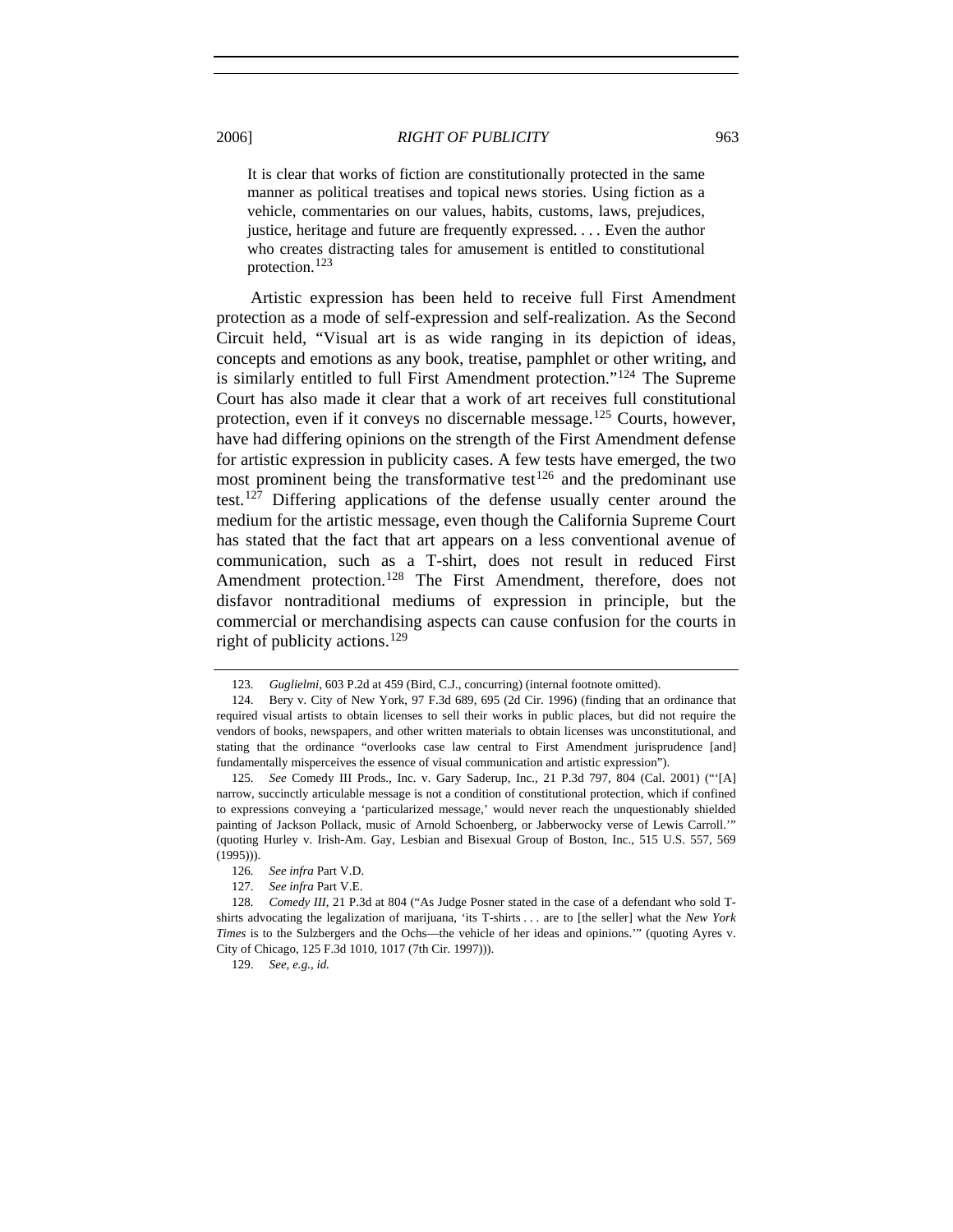> It is clear that works of fiction are constitutionally protected in the same manner as political treatises and topical news stories. Using fiction as a vehicle, commentaries on our values, habits, customs, laws, prejudices, justice, heritage and future are frequently expressed. . . . Even the author who creates distracting tales for amusement is entitled to constitutional protection.[123]

Artistic expression has been held to receive full First Amendment protection as a mode of self-expression and self-realization. As the Second Circuit held, "Visual art is as wide ranging in its depiction of ideas, concepts and emotions as any book, treatise, pamphlet or other writing, and is similarly entitled to full First Amendment protection."[124] The Supreme Court has also made it clear that a work of art receives full constitutional protection, even if it conveys no discernable message.[125] Courts, however, have had differing opinions on the strength of the First Amendment defense for artistic expression in publicity cases. A few tests have emerged, the two most prominent being the transformative test[126] and the predominant use test.[127] Differing applications of the defense usually center around the medium for the artistic message, even though the California Supreme Court has stated that the fact that art appears on a less conventional avenue of communication, such as a T-shirt, does not result in reduced First Amendment protection.[128] The First Amendment, therefore, does not disfavor nontraditional mediums of expression in principle, but the commercial or merchandising aspects can cause confusion for the courts in right of publicity actions.[129]

---

123. *Guglielmi*, 603 P.2d at 459 (Bird, C.J., concurring) (internal footnote omitted).

124. Bery v. City of New York, 97 F.3d 689, 695 (2d Cir. 1996) (finding that an ordinance that required visual artists to obtain licenses to sell their works in public places, but did not require the vendors of books, newspapers, and other written materials to obtain licenses was unconstitutional, and stating that the ordinance "overlooks case law central to First Amendment jurisprudence [and] fundamentally misperceives the essence of visual communication and artistic expression").

125. *See* Comedy III Prods., Inc. v. Gary Saderup, Inc., 21 P.3d 797, 804 (Cal. 2001) ("'[A] narrow, succinctly articulable message is not a condition of constitutional protection, which if confined to expressions conveying a 'particularized message,' would never reach the unquestionably shielded painting of Jackson Pollack, music of Arnold Schoenberg, or Jabberwocky verse of Lewis Carroll.'" (quoting Hurley v. Irish-Am. Gay, Lesbian and Bisexual Group of Boston, Inc., 515 U.S. 557, 569 (1995))).

126. *See infra* Part V.D.

127. *See infra* Part V.E.

128. *Comedy III*, 21 P.3d at 804 ("As Judge Posner stated in the case of a defendant who sold T-shirts advocating the legalization of marijuana, 'its T-shirts . . . are to [the seller] what the *New York Times* is to the Sulzbergers and the Ochs—the vehicle of her ideas and opinions.'" (quoting Ayres v. City of Chicago, 125 F.3d 1010, 1017 (7th Cir. 1997))).

129. *See, e.g.*, *id.*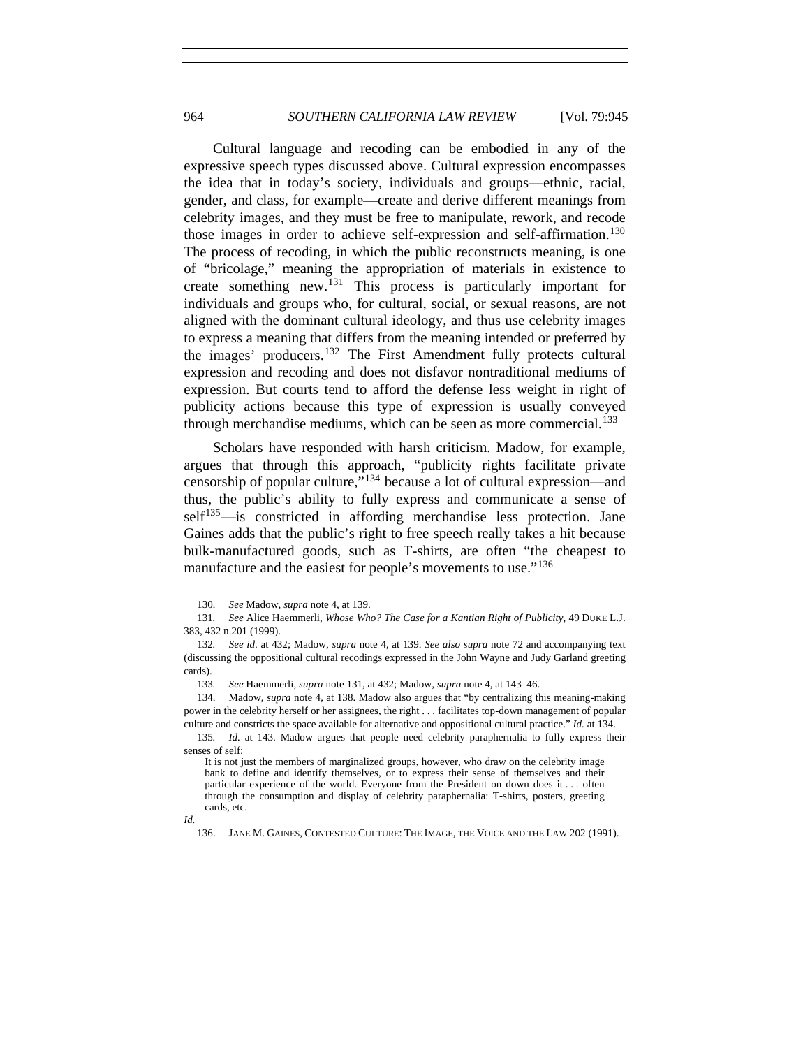Cultural language and recoding can be embodied in any of the expressive speech types discussed above. Cultural expression encompasses the idea that in today's society, individuals and groups—ethnic, racial, gender, and class, for example—create and derive different meanings from celebrity images, and they must be free to manipulate, rework, and recode those images in order to achieve self-expression and self-affirmation.[130] The process of recoding, in which the public reconstructs meaning, is one of "bricolage," meaning the appropriation of materials in existence to create something new.[131] This process is particularly important for individuals and groups who, for cultural, social, or sexual reasons, are not aligned with the dominant cultural ideology, and thus use celebrity images to express a meaning that differs from the meaning intended or preferred by the images' producers.[132] The First Amendment fully protects cultural expression and recoding and does not disfavor nontraditional mediums of expression. But courts tend to afford the defense less weight in right of publicity actions because this type of expression is usually conveyed through merchandise mediums, which can be seen as more commercial.[133]

Scholars have responded with harsh criticism. Madow, for example, argues that through this approach, "publicity rights facilitate private censorship of popular culture,"[134] because a lot of cultural expression—and thus, the public's ability to fully express and communicate a sense of self[135]—is constricted in affording merchandise less protection. Jane Gaines adds that the public's right to free speech really takes a hit because bulk-manufactured goods, such as T-shirts, are often "the cheapest to manufacture and the easiest for people's movements to use."[136]

---

130. *See* Madow, *supra* note 4, at 139.

131. *See* Alice Haemmerli, *Whose Who? The Case for a Kantian Right of Publicity*, 49 DUKE L.J. 383, 432 n.201 (1999).

132. *See id.* at 432; Madow, *supra* note 4, at 139. *See also supra* note 72 and accompanying text (discussing the oppositional cultural recodings expressed in the John Wayne and Judy Garland greeting cards).

133. *See* Haemmerli, *supra* note 131, at 432; Madow, *supra* note 4, at 143–46.

134. Madow, *supra* note 4, at 138. Madow also argues that "by centralizing this meaning-making power in the celebrity herself or her assignees, the right . . . facilitates top-down management of popular culture and constricts the space available for alternative and oppositional cultural practice." *Id.* at 134.

135. *Id.* at 143. Madow argues that people need celebrity paraphernalia to fully express their senses of self:

> It is not just the members of marginalized groups, however, who draw on the celebrity image bank to define and identify themselves, or to express their sense of themselves and their particular experience of the world. Everyone from the President on down does it . . . often through the consumption and display of celebrity paraphernalia: T-shirts, posters, greeting cards, etc.

*Id.*

136. JANE M. GAINES, CONTESTED CULTURE: THE IMAGE, THE VOICE AND THE LAW 202 (1991).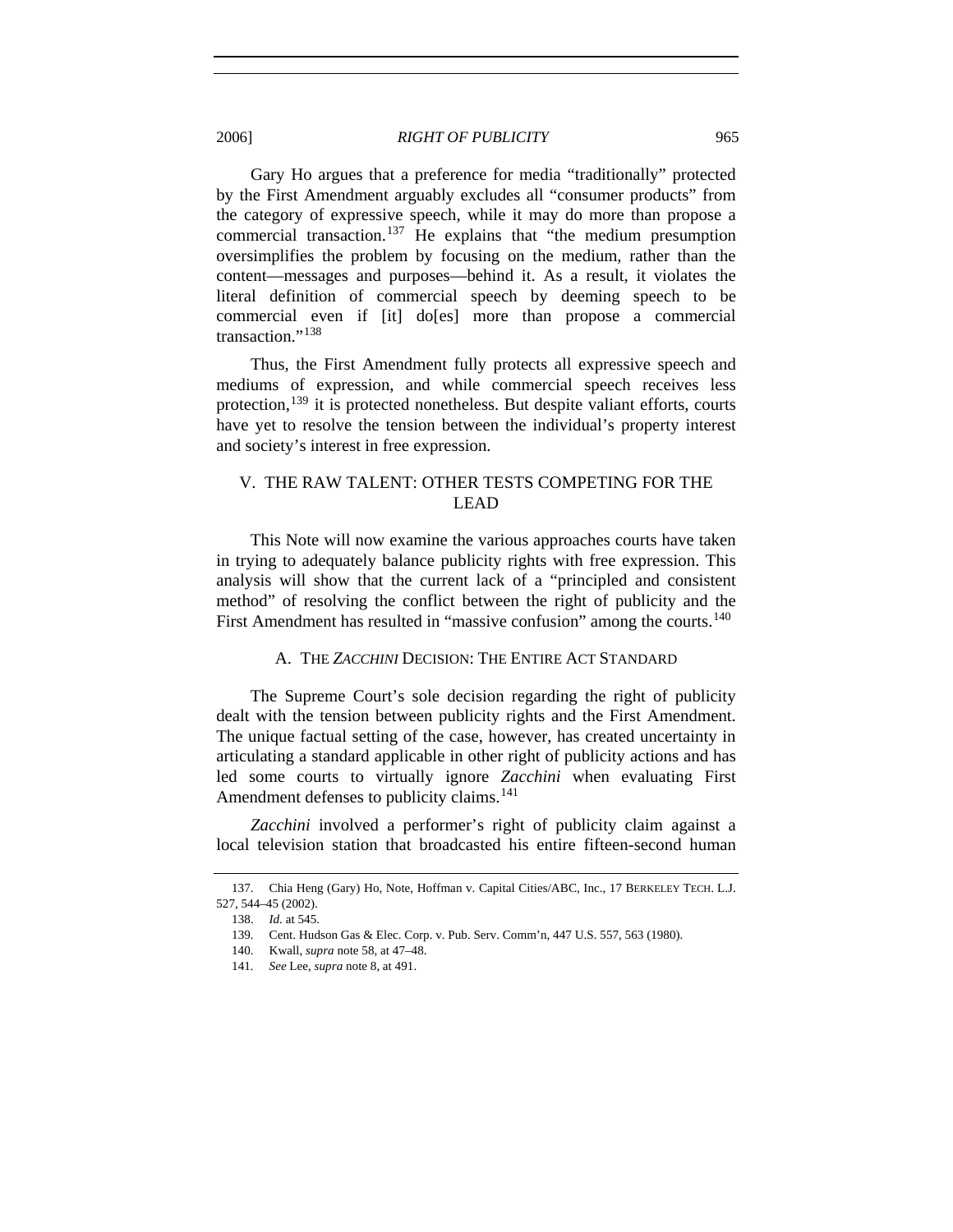Gary Ho argues that a preference for media "traditionally" protected by the First Amendment arguably excludes all "consumer products" from the category of expressive speech, while it may do more than propose a commercial transaction.[137] He explains that "the medium presumption oversimplifies the problem by focusing on the medium, rather than the content—messages and purposes—behind it. As a result, it violates the literal definition of commercial speech by deeming speech to be commercial even if [it] do[es] more than propose a commercial transaction."[138]

Thus, the First Amendment fully protects all expressive speech and mediums of expression, and while commercial speech receives less protection,[139] it is protected nonetheless. But despite valiant efforts, courts have yet to resolve the tension between the individual's property interest and society's interest in free expression.

## V. THE RAW TALENT: OTHER TESTS COMPETING FOR THE LEAD

This Note will now examine the various approaches courts have taken in trying to adequately balance publicity rights with free expression. This analysis will show that the current lack of a "principled and consistent method" of resolving the conflict between the right of publicity and the First Amendment has resulted in "massive confusion" among the courts.[140]

### A. THE *ZACCHINI* DECISION: THE ENTIRE ACT STANDARD

The Supreme Court's sole decision regarding the right of publicity dealt with the tension between publicity rights and the First Amendment. The unique factual setting of the case, however, has created uncertainty in articulating a standard applicable in other right of publicity actions and has led some courts to virtually ignore *Zacchini* when evaluating First Amendment defenses to publicity claims.[141]

*Zacchini* involved a performer's right of publicity claim against a local television station that broadcasted his entire fifteen-second human

---

137. Chia Heng (Gary) Ho, Note, Hoffman v. Capital Cities/ABC, Inc., 17 BERKELEY TECH. L.J. 527, 544–45 (2002).

138. *Id.* at 545.

139. Cent. Hudson Gas & Elec. Corp. v. Pub. Serv. Comm'n, 447 U.S. 557, 563 (1980).

140. Kwall, *supra* note 58, at 47–48.

141. *See* Lee, *supra* note 8, at 491.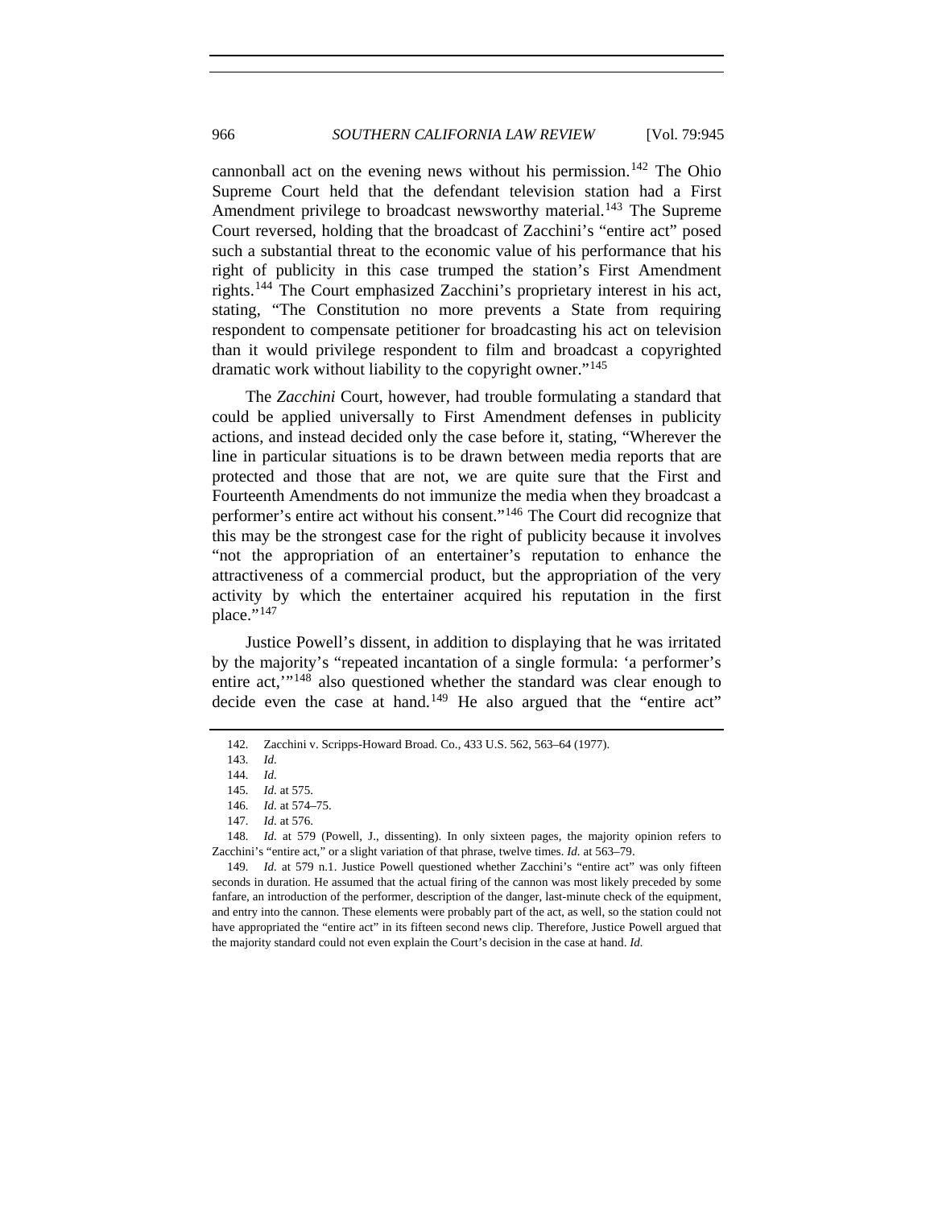cannonball act on the evening news without his permission.[142] The Ohio Supreme Court held that the defendant television station had a First Amendment privilege to broadcast newsworthy material.[143] The Supreme Court reversed, holding that the broadcast of Zacchini's "entire act" posed such a substantial threat to the economic value of his performance that his right of publicity in this case trumped the station's First Amendment rights.[144] The Court emphasized Zacchini's proprietary interest in his act, stating, "The Constitution no more prevents a State from requiring respondent to compensate petitioner for broadcasting his act on television than it would privilege respondent to film and broadcast a copyrighted dramatic work without liability to the copyright owner."[145]

The *Zacchini* Court, however, had trouble formulating a standard that could be applied universally to First Amendment defenses in publicity actions, and instead decided only the case before it, stating, "Wherever the line in particular situations is to be drawn between media reports that are protected and those that are not, we are quite sure that the First and Fourteenth Amendments do not immunize the media when they broadcast a performer's entire act without his consent."[146] The Court did recognize that this may be the strongest case for the right of publicity because it involves "not the appropriation of an entertainer's reputation to enhance the attractiveness of a commercial product, but the appropriation of the very activity by which the entertainer acquired his reputation in the first place."[147]

Justice Powell's dissent, in addition to displaying that he was irritated by the majority's "repeated incantation of a single formula: 'a performer's entire act,'"[148] also questioned whether the standard was clear enough to decide even the case at hand.[149] He also argued that the "entire act"

---

142. Zacchini v. Scripps-Howard Broad. Co., 433 U.S. 562, 563–64 (1977).

143. *Id.*

144. *Id.*

145. *Id.* at 575.

146. *Id.* at 574–75.

147. *Id.* at 576.

148. *Id.* at 579 (Powell, J., dissenting). In only sixteen pages, the majority opinion refers to Zacchini's "entire act," or a slight variation of that phrase, twelve times. *Id.* at 563–79.

149. *Id.* at 579 n.1. Justice Powell questioned whether Zacchini's "entire act" was only fifteen seconds in duration. He assumed that the actual firing of the cannon was most likely preceded by some fanfare, an introduction of the performer, description of the danger, last-minute check of the equipment, and entry into the cannon. These elements were probably part of the act, as well, so the station could not have appropriated the "entire act" in its fifteen second news clip. Therefore, Justice Powell argued that the majority standard could not even explain the Court's decision in the case at hand. *Id.*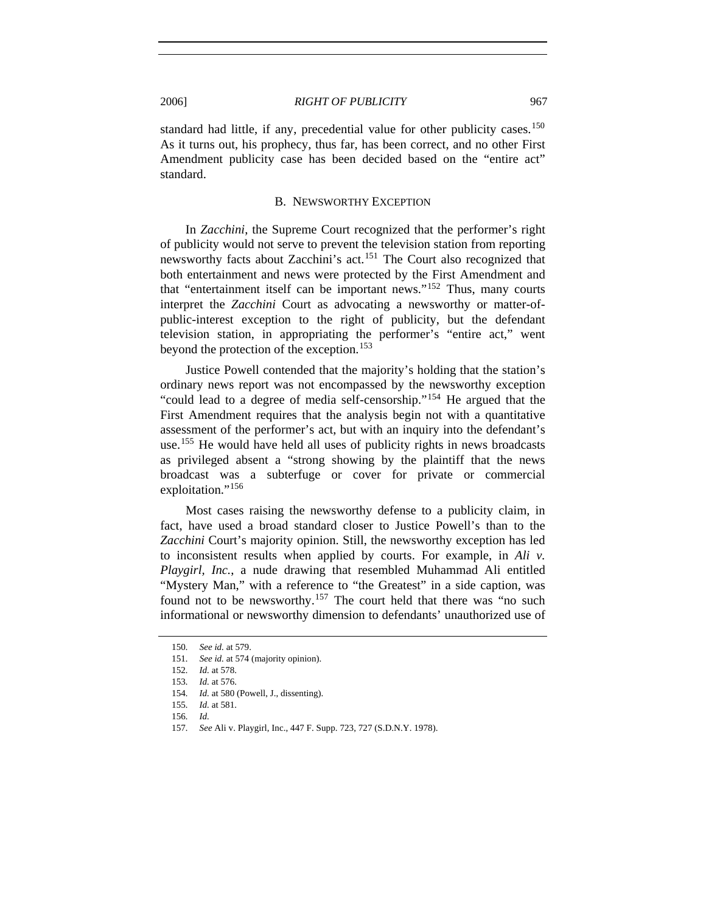standard had little, if any, precedential value for other publicity cases.[150] As it turns out, his prophecy, thus far, has been correct, and no other First Amendment publicity case has been decided based on the "entire act" standard.

## B. NEWSWORTHY EXCEPTION

In *Zacchini*, the Supreme Court recognized that the performer's right of publicity would not serve to prevent the television station from reporting newsworthy facts about Zacchini's act.[151] The Court also recognized that both entertainment and news were protected by the First Amendment and that "entertainment itself can be important news."[152] Thus, many courts interpret the *Zacchini* Court as advocating a newsworthy or matter-of-public-interest exception to the right of publicity, but the defendant television station, in appropriating the performer's "entire act," went beyond the protection of the exception.[153]

Justice Powell contended that the majority's holding that the station's ordinary news report was not encompassed by the newsworthy exception "could lead to a degree of media self-censorship."[154] He argued that the First Amendment requires that the analysis begin not with a quantitative assessment of the performer's act, but with an inquiry into the defendant's use.[155] He would have held all uses of publicity rights in news broadcasts as privileged absent a "strong showing by the plaintiff that the news broadcast was a subterfuge or cover for private or commercial exploitation."[156]

Most cases raising the newsworthy defense to a publicity claim, in fact, have used a broad standard closer to Justice Powell's than to the *Zacchini* Court's majority opinion. Still, the newsworthy exception has led to inconsistent results when applied by courts. For example, in *Ali v. Playgirl, Inc.*, a nude drawing that resembled Muhammad Ali entitled "Mystery Man," with a reference to "the Greatest" in a side caption, was found not to be newsworthy.[157] The court held that there was "no such informational or newsworthy dimension to defendants' unauthorized use of

---

150. *See id.* at 579.
151. *See id.* at 574 (majority opinion).
152. *Id.* at 578.
153. *Id.* at 576.
154. *Id.* at 580 (Powell, J., dissenting).
155. *Id.* at 581.
156. *Id.*
157. *See* Ali v. Playgirl, Inc., 447 F. Supp. 723, 727 (S.D.N.Y. 1978).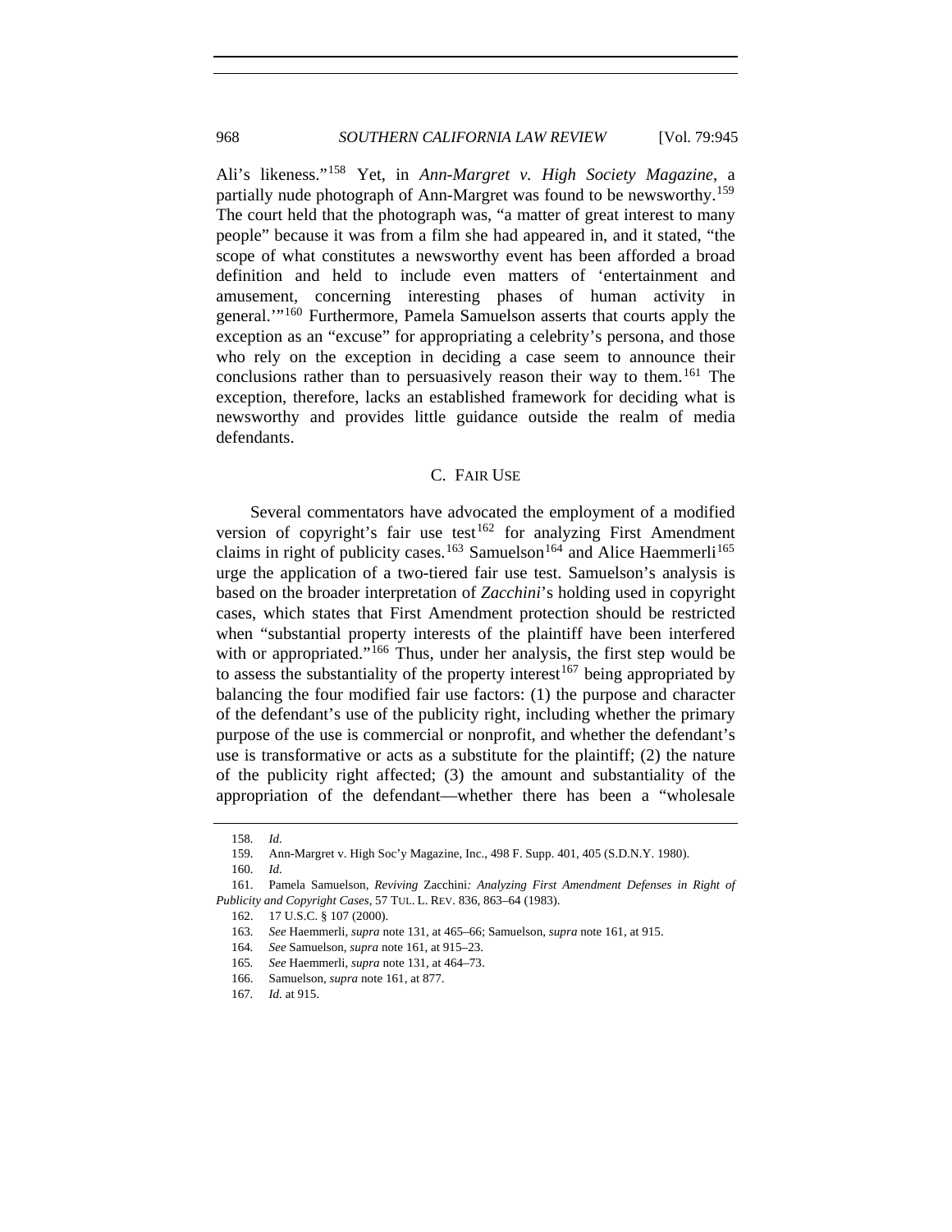Ali's likeness."[158] Yet, in *Ann-Margret v. High Society Magazine*, a partially nude photograph of Ann-Margret was found to be newsworthy.[159] The court held that the photograph was, "a matter of great interest to many people" because it was from a film she had appeared in, and it stated, "the scope of what constitutes a newsworthy event has been afforded a broad definition and held to include even matters of 'entertainment and amusement, concerning interesting phases of human activity in general.'"[160] Furthermore, Pamela Samuelson asserts that courts apply the exception as an "excuse" for appropriating a celebrity's persona, and those who rely on the exception in deciding a case seem to announce their conclusions rather than to persuasively reason their way to them.[161] The exception, therefore, lacks an established framework for deciding what is newsworthy and provides little guidance outside the realm of media defendants.

### C. FAIR USE

Several commentators have advocated the employment of a modified version of copyright's fair use test[162] for analyzing First Amendment claims in right of publicity cases.[163] Samuelson[164] and Alice Haemmerli[165] urge the application of a two-tiered fair use test. Samuelson's analysis is based on the broader interpretation of *Zacchini*'s holding used in copyright cases, which states that First Amendment protection should be restricted when "substantial property interests of the plaintiff have been interfered with or appropriated."[166] Thus, under her analysis, the first step would be to assess the substantiality of the property interest[167] being appropriated by balancing the four modified fair use factors: (1) the purpose and character of the defendant's use of the publicity right, including whether the primary purpose of the use is commercial or nonprofit, and whether the defendant's use is transformative or acts as a substitute for the plaintiff; (2) the nature of the publicity right affected; (3) the amount and substantiality of the appropriation of the defendant—whether there has been a "wholesale

---

158. *Id.*

159. Ann-Margret v. High Soc'y Magazine, Inc., 498 F. Supp. 401, 405 (S.D.N.Y. 1980).

160. *Id.*

161. Pamela Samuelson, *Reviving* Zacchini*: Analyzing First Amendment Defenses in Right of Publicity and Copyright Cases*, 57 TUL. L. REV. 836, 863–64 (1983).

162. 17 U.S.C. § 107 (2000).

163. *See* Haemmerli, *supra* note 131, at 465–66; Samuelson, *supra* note 161, at 915.

164. *See* Samuelson, *supra* note 161, at 915–23.

165. *See* Haemmerli, *supra* note 131, at 464–73.

166. Samuelson, *supra* note 161, at 877.

167. *Id.* at 915.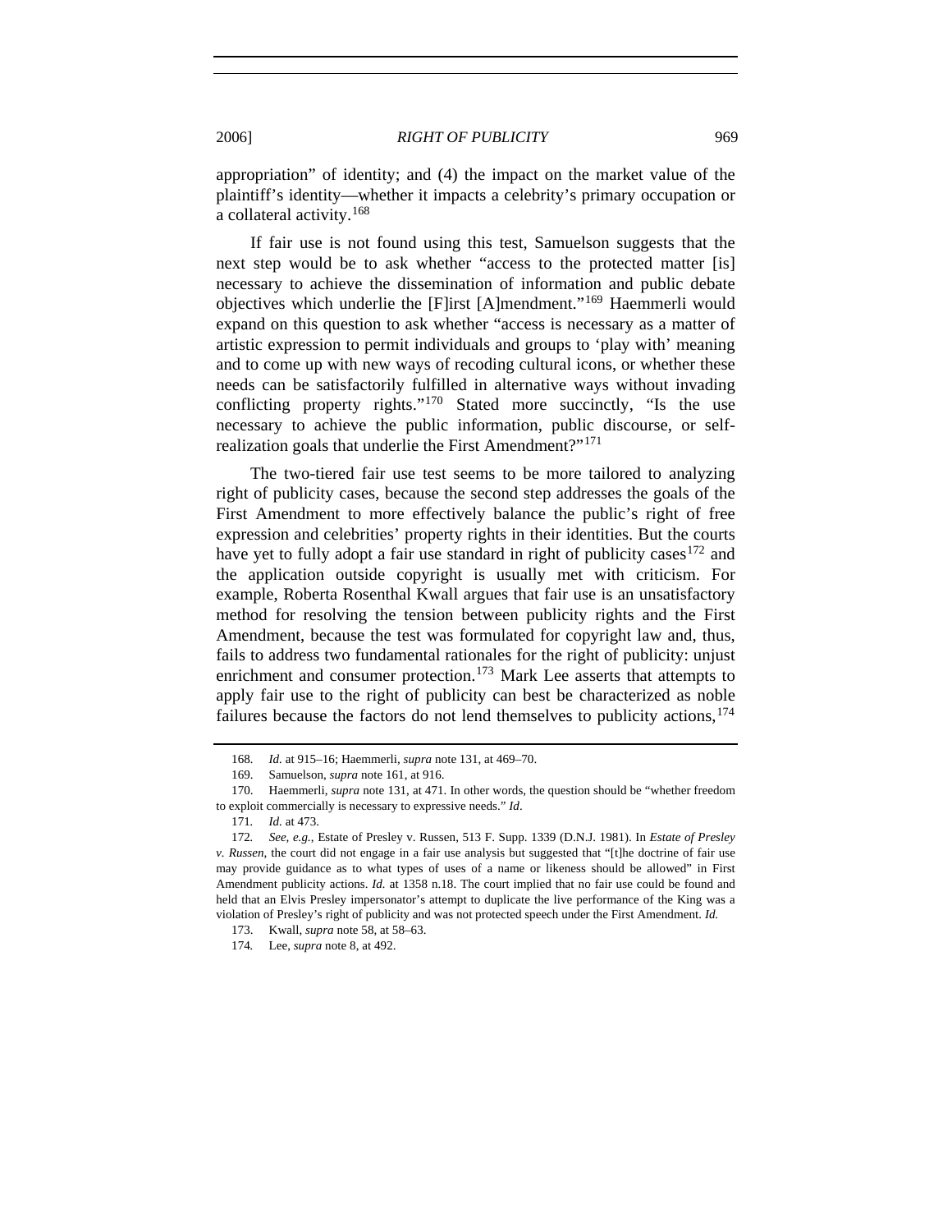appropriation" of identity; and (4) the impact on the market value of the plaintiff's identity—whether it impacts a celebrity's primary occupation or a collateral activity.[168]

If fair use is not found using this test, Samuelson suggests that the next step would be to ask whether "access to the protected matter [is] necessary to achieve the dissemination of information and public debate objectives which underlie the [F]irst [A]mendment."[169] Haemmerli would expand on this question to ask whether "access is necessary as a matter of artistic expression to permit individuals and groups to 'play with' meaning and to come up with new ways of recoding cultural icons, or whether these needs can be satisfactorily fulfilled in alternative ways without invading conflicting property rights."[170] Stated more succinctly, "Is the use necessary to achieve the public information, public discourse, or self-realization goals that underlie the First Amendment?"[171]

The two-tiered fair use test seems to be more tailored to analyzing right of publicity cases, because the second step addresses the goals of the First Amendment to more effectively balance the public's right of free expression and celebrities' property rights in their identities. But the courts have yet to fully adopt a fair use standard in right of publicity cases[172] and the application outside copyright is usually met with criticism. For example, Roberta Rosenthal Kwall argues that fair use is an unsatisfactory method for resolving the tension between publicity rights and the First Amendment, because the test was formulated for copyright law and, thus, fails to address two fundamental rationales for the right of publicity: unjust enrichment and consumer protection.[173] Mark Lee asserts that attempts to apply fair use to the right of publicity can best be characterized as noble failures because the factors do not lend themselves to publicity actions,[174]

---

168. *Id.* at 915–16; Haemmerli, *supra* note 131, at 469–70.

169. Samuelson, *supra* note 161, at 916.

170. Haemmerli, *supra* note 131, at 471. In other words, the question should be "whether freedom to exploit commercially is necessary to expressive needs." *Id*.

171. *Id.* at 473.

172. *See, e.g.*, Estate of Presley v. Russen, 513 F. Supp. 1339 (D.N.J. 1981). In *Estate of Presley v. Russen*, the court did not engage in a fair use analysis but suggested that "[t]he doctrine of fair use may provide guidance as to what types of uses of a name or likeness should be allowed" in First Amendment publicity actions. *Id.* at 1358 n.18. The court implied that no fair use could be found and held that an Elvis Presley impersonator's attempt to duplicate the live performance of the King was a violation of Presley's right of publicity and was not protected speech under the First Amendment. *Id.*

173. Kwall, *supra* note 58, at 58–63.

174. Lee, *supra* note 8, at 492.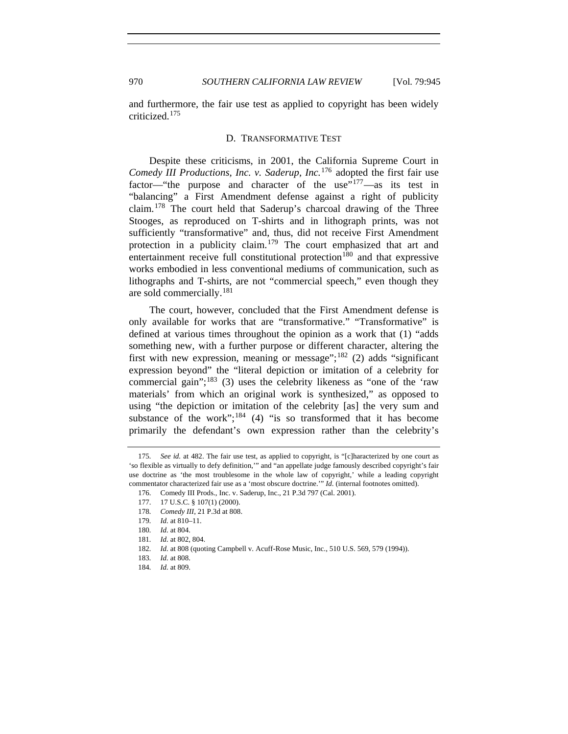and furthermore, the fair use test as applied to copyright has been widely criticized.[175]

### D. TRANSFORMATIVE TEST

Despite these criticisms, in 2001, the California Supreme Court in *Comedy III Productions, Inc. v. Saderup, Inc.*[176] adopted the first fair use factor—"the purpose and character of the use"[177]—as its test in "balancing" a First Amendment defense against a right of publicity claim.[178] The court held that Saderup's charcoal drawing of the Three Stooges, as reproduced on T-shirts and in lithograph prints, was not sufficiently "transformative" and, thus, did not receive First Amendment protection in a publicity claim.[179] The court emphasized that art and entertainment receive full constitutional protection[180] and that expressive works embodied in less conventional mediums of communication, such as lithographs and T-shirts, are not "commercial speech," even though they are sold commercially.[181]

The court, however, concluded that the First Amendment defense is only available for works that are "transformative." "Transformative" is defined at various times throughout the opinion as a work that (1) "adds something new, with a further purpose or different character, altering the first with new expression, meaning or message";[182] (2) adds "significant expression beyond" the "literal depiction or imitation of a celebrity for commercial gain";[183] (3) uses the celebrity likeness as "one of the 'raw materials' from which an original work is synthesized," as opposed to using "the depiction or imitation of the celebrity [as] the very sum and substance of the work";[184] (4) "is so transformed that it has become primarily the defendant's own expression rather than the celebrity's

---

175. *See id.* at 482. The fair use test, as applied to copyright, is "[c]haracterized by one court as 'so flexible as virtually to defy definition,'" and "an appellate judge famously described copyright's fair use doctrine as 'the most troublesome in the whole law of copyright,' while a leading copyright commentator characterized fair use as a 'most obscure doctrine.'" *Id.* (internal footnotes omitted).

176. Comedy III Prods., Inc. v. Saderup, Inc., 21 P.3d 797 (Cal. 2001).

177. 17 U.S.C. § 107(1) (2000).

178. *Comedy III*, 21 P.3d at 808.

179. *Id.* at 810–11.

180. *Id.* at 804.

181. *Id.* at 802, 804.

182. *Id.* at 808 (quoting Campbell v. Acuff-Rose Music, Inc., 510 U.S. 569, 579 (1994)).

183. *Id.* at 808.

184. *Id.* at 809.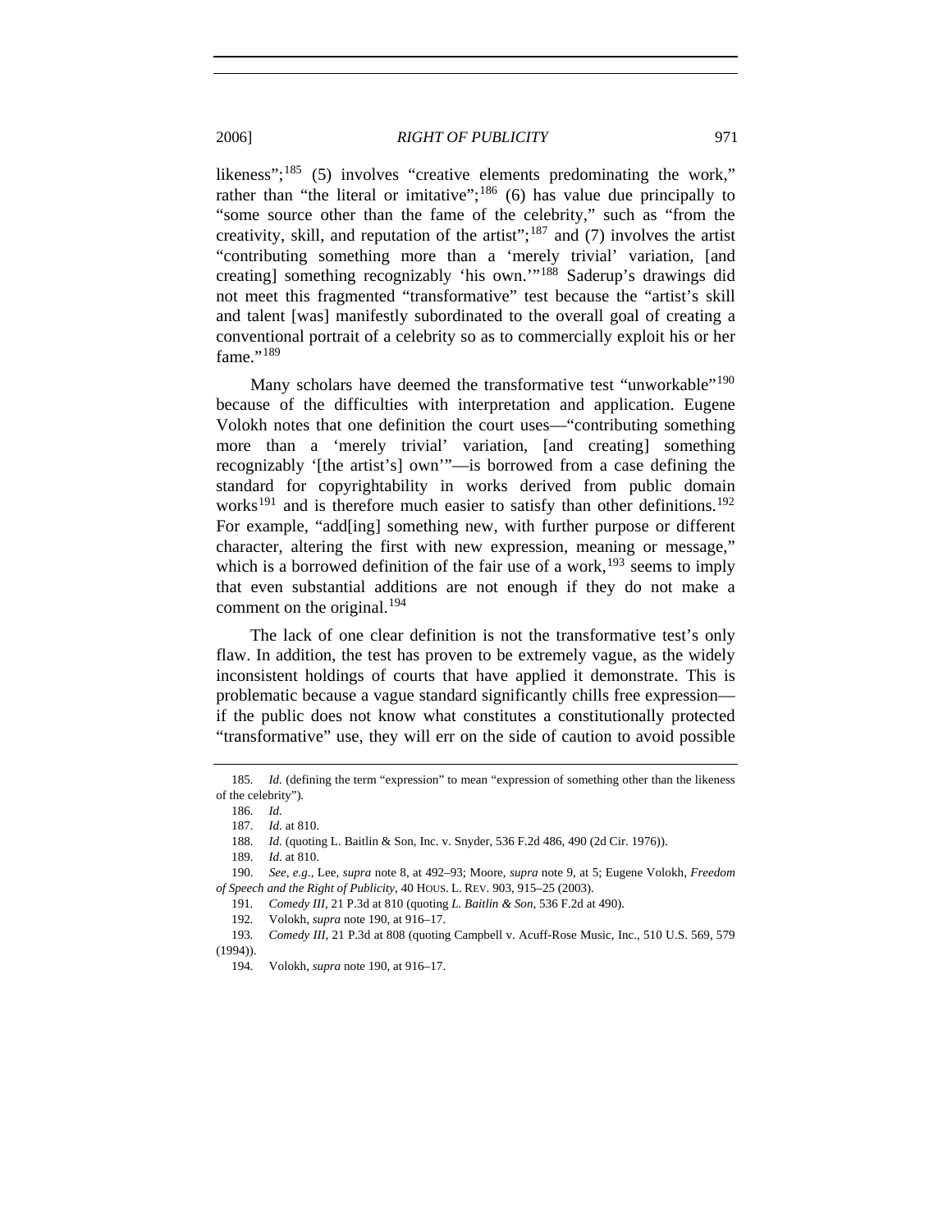likeness";[185] (5) involves "creative elements predominating the work," rather than "the literal or imitative";[186] (6) has value due principally to "some source other than the fame of the celebrity," such as "from the creativity, skill, and reputation of the artist";[187] and (7) involves the artist "contributing something more than a 'merely trivial' variation, [and creating] something recognizably 'his own.'"[188] Saderup's drawings did not meet this fragmented "transformative" test because the "artist's skill and talent [was] manifestly subordinated to the overall goal of creating a conventional portrait of a celebrity so as to commercially exploit his or her fame."[189]

Many scholars have deemed the transformative test "unworkable"[190] because of the difficulties with interpretation and application. Eugene Volokh notes that one definition the court uses—"contributing something more than a 'merely trivial' variation, [and creating] something recognizably '[the artist's] own'"—is borrowed from a case defining the standard for copyrightability in works derived from public domain works[191] and is therefore much easier to satisfy than other definitions.[192] For example, "add[ing] something new, with further purpose or different character, altering the first with new expression, meaning or message," which is a borrowed definition of the fair use of a work,[193] seems to imply that even substantial additions are not enough if they do not make a comment on the original.[194]

The lack of one clear definition is not the transformative test's only flaw. In addition, the test has proven to be extremely vague, as the widely inconsistent holdings of courts that have applied it demonstrate. This is problematic because a vague standard significantly chills free expression—if the public does not know what constitutes a constitutionally protected "transformative" use, they will err on the side of caution to avoid possible

185. *Id.* (defining the term "expression" to mean "expression of something other than the likeness of the celebrity").

186. *Id.*

187. *Id.* at 810.

188. *Id.* (quoting L. Baitlin & Son, Inc. v. Snyder, 536 F.2d 486, 490 (2d Cir. 1976)).

189. *Id.* at 810.

190. *See, e.g.*, Lee, *supra* note 8, at 492–93; Moore, *supra* note 9, at 5; Eugene Volokh, *Freedom of Speech and the Right of Publicity*, 40 HOUS. L. REV. 903, 915–25 (2003).

191. *Comedy III*, 21 P.3d at 810 (quoting *L. Baitlin & Son*, 536 F.2d at 490).

192. Volokh, *supra* note 190, at 916–17.

193. *Comedy III*, 21 P.3d at 808 (quoting Campbell v. Acuff-Rose Music, Inc., 510 U.S. 569, 579 (1994)).

194. Volokh, *supra* note 190, at 916–17.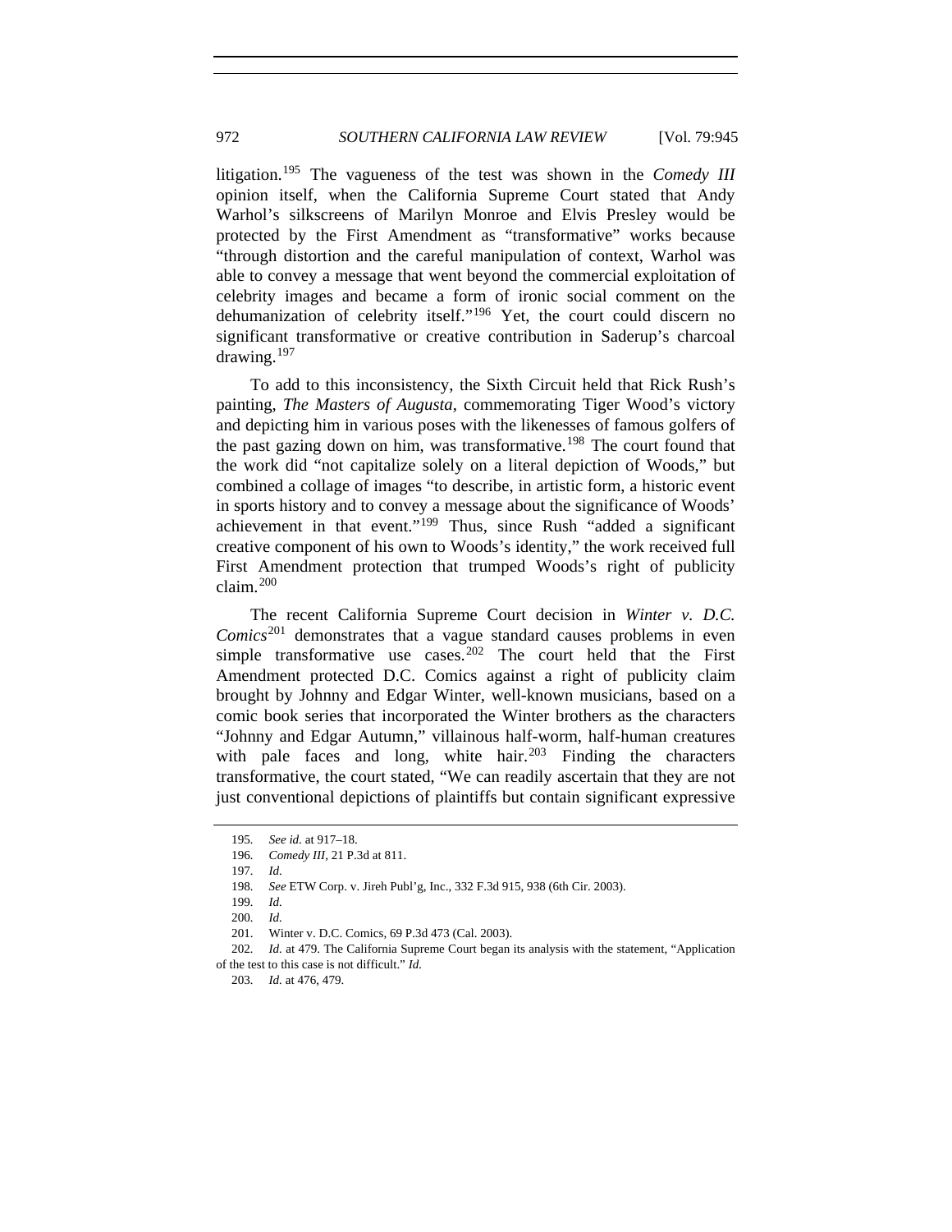litigation.[195] The vagueness of the test was shown in the *Comedy III* opinion itself, when the California Supreme Court stated that Andy Warhol's silkscreens of Marilyn Monroe and Elvis Presley would be protected by the First Amendment as "transformative" works because "through distortion and the careful manipulation of context, Warhol was able to convey a message that went beyond the commercial exploitation of celebrity images and became a form of ironic social comment on the dehumanization of celebrity itself."[196] Yet, the court could discern no significant transformative or creative contribution in Saderup's charcoal drawing.[197]

To add to this inconsistency, the Sixth Circuit held that Rick Rush's painting, *The Masters of Augusta*, commemorating Tiger Wood's victory and depicting him in various poses with the likenesses of famous golfers of the past gazing down on him, was transformative.[198] The court found that the work did "not capitalize solely on a literal depiction of Woods," but combined a collage of images "to describe, in artistic form, a historic event in sports history and to convey a message about the significance of Woods' achievement in that event."[199] Thus, since Rush "added a significant creative component of his own to Woods's identity," the work received full First Amendment protection that trumped Woods's right of publicity claim.[200]

The recent California Supreme Court decision in *Winter v. D.C. Comics*[201] demonstrates that a vague standard causes problems in even simple transformative use cases.[202] The court held that the First Amendment protected D.C. Comics against a right of publicity claim brought by Johnny and Edgar Winter, well-known musicians, based on a comic book series that incorporated the Winter brothers as the characters "Johnny and Edgar Autumn," villainous half-worm, half-human creatures with pale faces and long, white hair.[203] Finding the characters transformative, the court stated, "We can readily ascertain that they are not just conventional depictions of plaintiffs but contain significant expressive

---

195. *See id.* at 917–18.

196. *Comedy III*, 21 P.3d at 811.

197. *Id.*

198. *See* ETW Corp. v. Jireh Publ'g, Inc., 332 F.3d 915, 938 (6th Cir. 2003).

199. *Id.*

200. *Id.*

201. Winter v. D.C. Comics, 69 P.3d 473 (Cal. 2003).

202. *Id.* at 479. The California Supreme Court began its analysis with the statement, "Application of the test to this case is not difficult." *Id.*

203. *Id.* at 476, 479.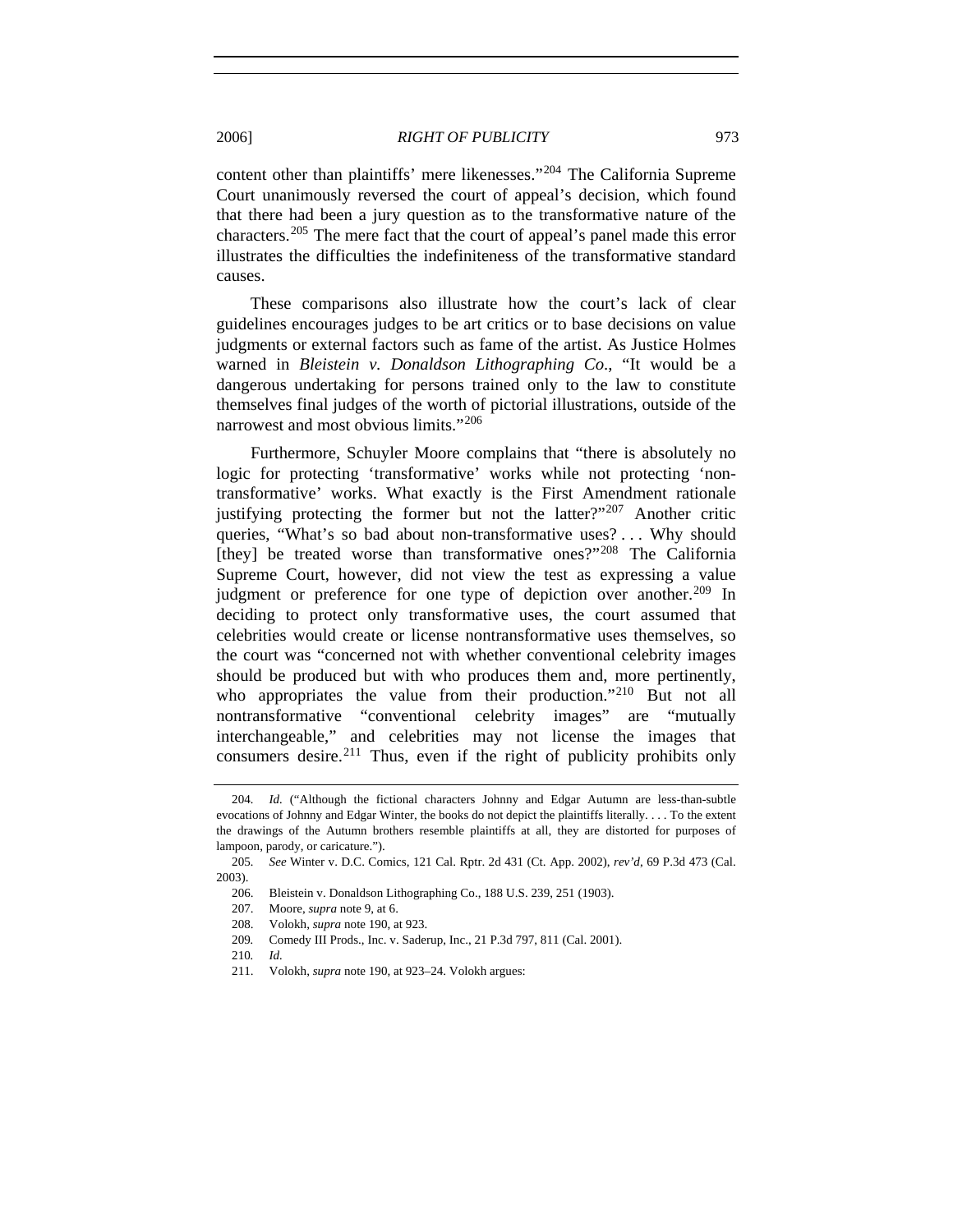content other than plaintiffs' mere likenesses."[204] The California Supreme Court unanimously reversed the court of appeal's decision, which found that there had been a jury question as to the transformative nature of the characters.[205] The mere fact that the court of appeal's panel made this error illustrates the difficulties the indefiniteness of the transformative standard causes.

These comparisons also illustrate how the court's lack of clear guidelines encourages judges to be art critics or to base decisions on value judgments or external factors such as fame of the artist. As Justice Holmes warned in *Bleistein v. Donaldson Lithographing Co.*, "It would be a dangerous undertaking for persons trained only to the law to constitute themselves final judges of the worth of pictorial illustrations, outside of the narrowest and most obvious limits."[206]

Furthermore, Schuyler Moore complains that "there is absolutely no logic for protecting 'transformative' works while not protecting 'non-transformative' works. What exactly is the First Amendment rationale justifying protecting the former but not the latter?"[207] Another critic queries, "What's so bad about non-transformative uses? . . . Why should [they] be treated worse than transformative ones?"[208] The California Supreme Court, however, did not view the test as expressing a value judgment or preference for one type of depiction over another.[209] In deciding to protect only transformative uses, the court assumed that celebrities would create or license nontransformative uses themselves, so the court was "concerned not with whether conventional celebrity images should be produced but with who produces them and, more pertinently, who appropriates the value from their production."[210] But not all nontransformative "conventional celebrity images" are "mutually interchangeable," and celebrities may not license the images that consumers desire.[211] Thus, even if the right of publicity prohibits only

---

204. *Id.* ("Although the fictional characters Johnny and Edgar Autumn are less-than-subtle evocations of Johnny and Edgar Winter, the books do not depict the plaintiffs literally. . . . To the extent the drawings of the Autumn brothers resemble plaintiffs at all, they are distorted for purposes of lampoon, parody, or caricature.").

205. *See* Winter v. D.C. Comics, 121 Cal. Rptr. 2d 431 (Ct. App. 2002), *rev'd*, 69 P.3d 473 (Cal. 2003).

206. Bleistein v. Donaldson Lithographing Co., 188 U.S. 239, 251 (1903).

207. Moore, *supra* note 9, at 6.

208. Volokh, *supra* note 190, at 923.

209. Comedy III Prods., Inc. v. Saderup, Inc., 21 P.3d 797, 811 (Cal. 2001).

210. *Id.*

211. Volokh, *supra* note 190, at 923–24. Volokh argues: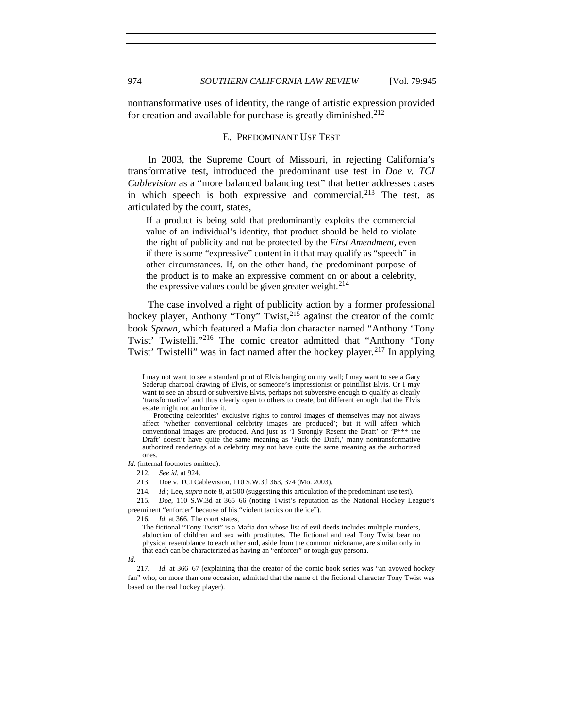nontransformative uses of identity, the range of artistic expression provided for creation and available for purchase is greatly diminished.[212]

### E. PREDOMINANT USE TEST

In 2003, the Supreme Court of Missouri, in rejecting California's transformative test, introduced the predominant use test in *Doe v. TCI Cablevision* as a "more balanced balancing test" that better addresses cases in which speech is both expressive and commercial.[213] The test, as articulated by the court, states,

> If a product is being sold that predominantly exploits the commercial value of an individual's identity, that product should be held to violate the right of publicity and not be protected by the *First Amendment*, even if there is some "expressive" content in it that may qualify as "speech" in other circumstances. If, on the other hand, the predominant purpose of the product is to make an expressive comment on or about a celebrity, the expressive values could be given greater weight.[214]

The case involved a right of publicity action by a former professional hockey player, Anthony "Tony" Twist,[215] against the creator of the comic book *Spawn*, which featured a Mafia don character named "Anthony 'Tony Twist' Twistelli."[216] The comic creator admitted that "Anthony 'Tony Twist' Twistelli" was in fact named after the hockey player.[217] In applying

---

> I may not want to see a standard print of Elvis hanging on my wall; I may want to see a Gary Saderup charcoal drawing of Elvis, or someone's impressionist or pointillist Elvis. Or I may want to see an absurd or subversive Elvis, perhaps not subversive enough to qualify as clearly 'transformative' and thus clearly open to others to create, but different enough that the Elvis estate might not authorize it.
>
> Protecting celebrities' exclusive rights to control images of themselves may not always affect 'whether conventional celebrity images are produced'; but it will affect which conventional images are produced. And just as 'I Strongly Resent the Draft' or 'F*** the Draft' doesn't have quite the same meaning as 'Fuck the Draft,' many nontransformative authorized renderings of a celebrity may not have quite the same meaning as the authorized ones.

*Id.* (internal footnotes omitted).

212. *See id.* at 924.

213. Doe v. TCI Cablevision, 110 S.W.3d 363, 374 (Mo. 2003).

214. *Id.*; Lee, *supra* note 8, at 500 (suggesting this articulation of the predominant use test).

215. *Doe*, 110 S.W.3d at 365–66 (noting Twist's reputation as the National Hockey League's preeminent "enforcer" because of his "violent tactics on the ice").

216. *Id.* at 366. The court states,

> The fictional "Tony Twist" is a Mafia don whose list of evil deeds includes multiple murders, abduction of children and sex with prostitutes. The fictional and real Tony Twist bear no physical resemblance to each other and, aside from the common nickname, are similar only in that each can be characterized as having an "enforcer" or tough-guy persona.

*Id.*

217. *Id.* at 366–67 (explaining that the creator of the comic book series was "an avowed hockey fan" who, on more than one occasion, admitted that the name of the fictional character Tony Twist was based on the real hockey player).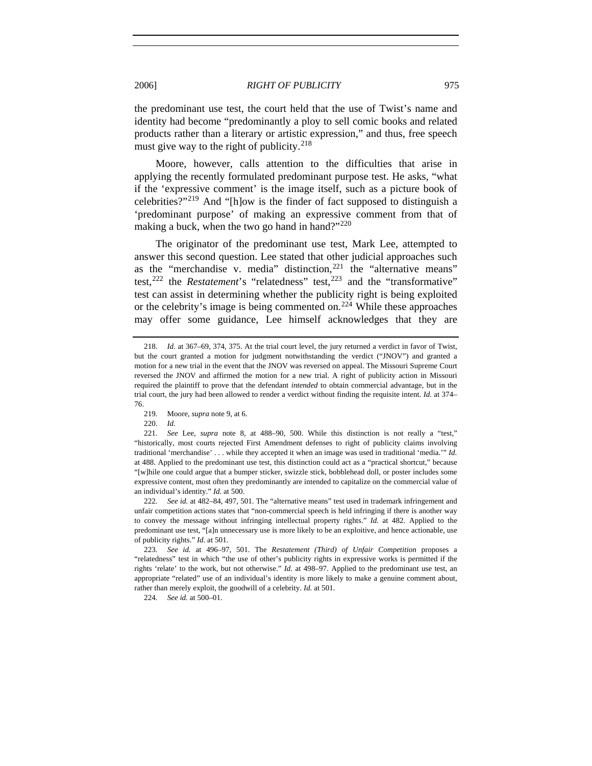the predominant use test, the court held that the use of Twist's name and identity had become "predominantly a ploy to sell comic books and related products rather than a literary or artistic expression," and thus, free speech must give way to the right of publicity.[218]

Moore, however, calls attention to the difficulties that arise in applying the recently formulated predominant purpose test. He asks, "what if the 'expressive comment' is the image itself, such as a picture book of celebrities?"[219] And "[h]ow is the finder of fact supposed to distinguish a 'predominant purpose' of making an expressive comment from that of making a buck, when the two go hand in hand?"[220]

The originator of the predominant use test, Mark Lee, attempted to answer this second question. Lee stated that other judicial approaches such as the "merchandise v. media" distinction,[221] the "alternative means" test,[222] the *Restatement*'s "relatedness" test,[223] and the "transformative" test can assist in determining whether the publicity right is being exploited or the celebrity's image is being commented on.[224] While these approaches may offer some guidance, Lee himself acknowledges that they are

---

218. *Id.* at 367–69, 374, 375. At the trial court level, the jury returned a verdict in favor of Twist, but the court granted a motion for judgment notwithstanding the verdict ("JNOV") and granted a motion for a new trial in the event that the JNOV was reversed on appeal. The Missouri Supreme Court reversed the JNOV and affirmed the motion for a new trial. A right of publicity action in Missouri required the plaintiff to prove that the defendant *intended* to obtain commercial advantage, but in the trial court, the jury had been allowed to render a verdict without finding the requisite intent. *Id.* at 374–76.

219. Moore, *supra* note 9, at 6.

220. *Id.*

221. *See* Lee, *supra* note 8, at 488–90, 500. While this distinction is not really a "test," "historically, most courts rejected First Amendment defenses to right of publicity claims involving traditional 'merchandise' . . . while they accepted it when an image was used in traditional 'media.'" *Id.* at 488. Applied to the predominant use test, this distinction could act as a "practical shortcut," because "[w]hile one could argue that a bumper sticker, swizzle stick, bobblehead doll, or poster includes some expressive content, most often they predominantly are intended to capitalize on the commercial value of an individual's identity." *Id.* at 500.

222. *See id.* at 482–84, 497, 501. The "alternative means" test used in trademark infringement and unfair competition actions states that "non-commercial speech is held infringing if there is another way to convey the message without infringing intellectual property rights." *Id.* at 482. Applied to the predominant use test, "[a]n unnecessary use is more likely to be an exploitive, and hence actionable, use of publicity rights." *Id.* at 501.

223. *See id.* at 496–97, 501. The *Restatement (Third) of Unfair Competition* proposes a "relatedness" test in which "the use of other's publicity rights in expressive works is permitted if the rights 'relate' to the work, but not otherwise." *Id.* at 498–97. Applied to the predominant use test, an appropriate "related" use of an individual's identity is more likely to make a genuine comment about, rather than merely exploit, the goodwill of a celebrity. *Id.* at 501.

224. *See id.* at 500–01.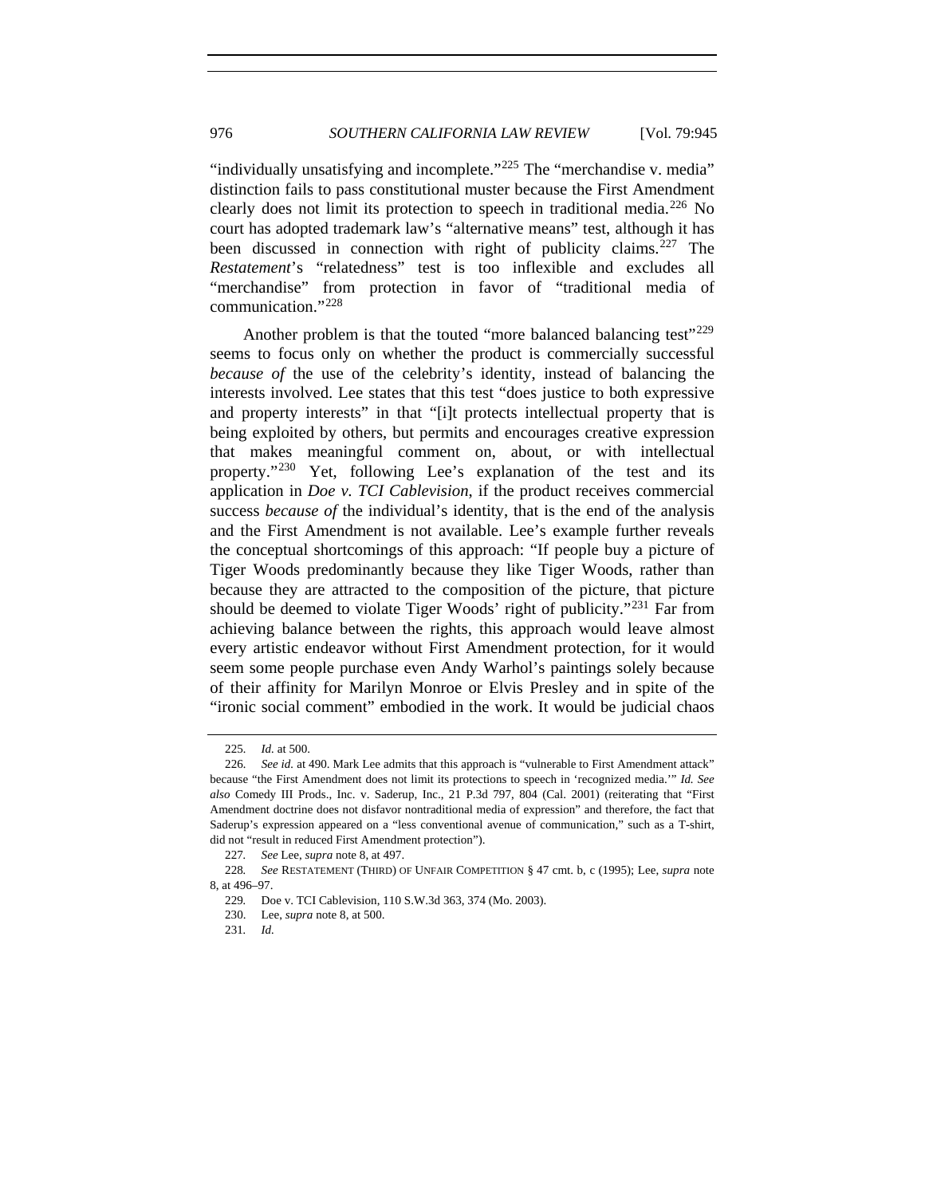"individually unsatisfying and incomplete."[225] The "merchandise v. media" distinction fails to pass constitutional muster because the First Amendment clearly does not limit its protection to speech in traditional media.[226] No court has adopted trademark law's "alternative means" test, although it has been discussed in connection with right of publicity claims.[227] The *Restatement*'s "relatedness" test is too inflexible and excludes all "merchandise" from protection in favor of "traditional media of communication."[228]

Another problem is that the touted "more balanced balancing test"[229] seems to focus only on whether the product is commercially successful *because of* the use of the celebrity's identity, instead of balancing the interests involved. Lee states that this test "does justice to both expressive and property interests" in that "[i]t protects intellectual property that is being exploited by others, but permits and encourages creative expression that makes meaningful comment on, about, or with intellectual property."[230] Yet, following Lee's explanation of the test and its application in *Doe v. TCI Cablevision*, if the product receives commercial success *because of* the individual's identity, that is the end of the analysis and the First Amendment is not available. Lee's example further reveals the conceptual shortcomings of this approach: "If people buy a picture of Tiger Woods predominantly because they like Tiger Woods, rather than because they are attracted to the composition of the picture, that picture should be deemed to violate Tiger Woods' right of publicity."[231] Far from achieving balance between the rights, this approach would leave almost every artistic endeavor without First Amendment protection, for it would seem some people purchase even Andy Warhol's paintings solely because of their affinity for Marilyn Monroe or Elvis Presley and in spite of the "ironic social comment" embodied in the work. It would be judicial chaos

---

225. *Id.* at 500.

226. *See id.* at 490. Mark Lee admits that this approach is "vulnerable to First Amendment attack" because "the First Amendment does not limit its protections to speech in 'recognized media.'" *Id. See also* Comedy III Prods., Inc. v. Saderup, Inc., 21 P.3d 797, 804 (Cal. 2001) (reiterating that "First Amendment doctrine does not disfavor nontraditional media of expression" and therefore, the fact that Saderup's expression appeared on a "less conventional avenue of communication," such as a T-shirt, did not "result in reduced First Amendment protection").

227. *See* Lee, *supra* note 8, at 497.

228. *See* RESTATEMENT (THIRD) OF UNFAIR COMPETITION § 47 cmt. b, c (1995); Lee, *supra* note 8, at 496–97.

229. Doe v. TCI Cablevision, 110 S.W.3d 363, 374 (Mo. 2003).

230. Lee, *supra* note 8, at 500.

231. *Id.*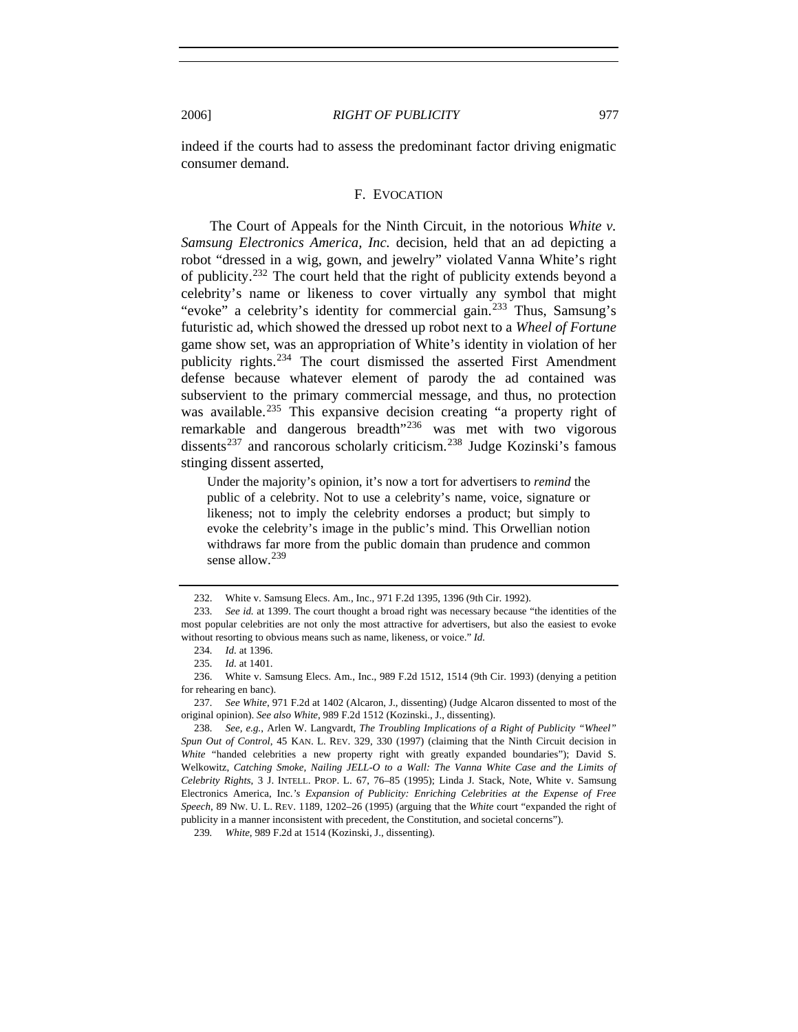indeed if the courts had to assess the predominant factor driving enigmatic consumer demand.

### F. Evocation

The Court of Appeals for the Ninth Circuit, in the notorious *White v. Samsung Electronics America, Inc.* decision, held that an ad depicting a robot "dressed in a wig, gown, and jewelry" violated Vanna White's right of publicity.[232] The court held that the right of publicity extends beyond a celebrity's name or likeness to cover virtually any symbol that might "evoke" a celebrity's identity for commercial gain.[233] Thus, Samsung's futuristic ad, which showed the dressed up robot next to a *Wheel of Fortune* game show set, was an appropriation of White's identity in violation of her publicity rights.[234] The court dismissed the asserted First Amendment defense because whatever element of parody the ad contained was subservient to the primary commercial message, and thus, no protection was available.[235] This expansive decision creating "a property right of remarkable and dangerous breadth"[236] was met with two vigorous dissents[237] and rancorous scholarly criticism.[238] Judge Kozinski's famous stinging dissent asserted,

> Under the majority's opinion, it's now a tort for advertisers to *remind* the public of a celebrity. Not to use a celebrity's name, voice, signature or likeness; not to imply the celebrity endorses a product; but simply to evoke the celebrity's image in the public's mind. This Orwellian notion withdraws far more from the public domain than prudence and common sense allow.[239]

---

232. White v. Samsung Elecs. Am., Inc., 971 F.2d 1395, 1396 (9th Cir. 1992).

233. *See id.* at 1399. The court thought a broad right was necessary because "the identities of the most popular celebrities are not only the most attractive for advertisers, but also the easiest to evoke without resorting to obvious means such as name, likeness, or voice." *Id.*

234. *Id.* at 1396.

235. *Id.* at 1401.

236. White v. Samsung Elecs. Am., Inc., 989 F.2d 1512, 1514 (9th Cir. 1993) (denying a petition for rehearing en banc).

237. *See White*, 971 F.2d at 1402 (Alcaron, J., dissenting) (Judge Alcaron dissented to most of the original opinion). *See also White*, 989 F.2d 1512 (Kozinski., J., dissenting).

238. *See, e.g.*, Arlen W. Langvardt, *The Troubling Implications of a Right of Publicity "Wheel" Spun Out of Control*, 45 Kan. L. Rev. 329, 330 (1997) (claiming that the Ninth Circuit decision in *White* "handed celebrities a new property right with greatly expanded boundaries"); David S. Welkowitz, *Catching Smoke, Nailing JELL-O to a Wall: The Vanna White Case and the Limits of Celebrity Rights*, 3 J. Intell. Prop. L. 67, 76–85 (1995); Linda J. Stack, Note, White v. Samsung Electronics America, Inc.*'s Expansion of Publicity: Enriching Celebrities at the Expense of Free Speech*, 89 Nw. U. L. Rev. 1189, 1202–26 (1995) (arguing that the *White* court "expanded the right of publicity in a manner inconsistent with precedent, the Constitution, and societal concerns").

239. *White*, 989 F.2d at 1514 (Kozinski, J., dissenting).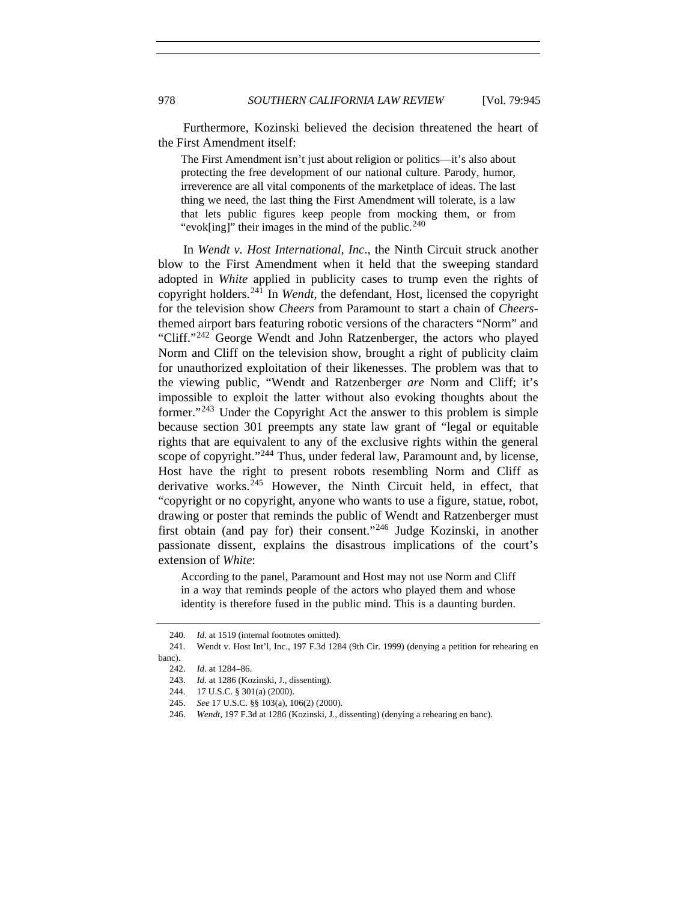Furthermore, Kozinski believed the decision threatened the heart of the First Amendment itself:

> The First Amendment isn't just about religion or politics—it's also about protecting the free development of our national culture. Parody, humor, irreverence are all vital components of the marketplace of ideas. The last thing we need, the last thing the First Amendment will tolerate, is a law that lets public figures keep people from mocking them, or from "evok[ing]" their images in the mind of the public.[240]

In *Wendt v. Host International, Inc.*, the Ninth Circuit struck another blow to the First Amendment when it held that the sweeping standard adopted in *White* applied in publicity cases to trump even the rights of copyright holders.[241] In *Wendt*, the defendant, Host, licensed the copyright for the television show *Cheers* from Paramount to start a chain of *Cheers*-themed airport bars featuring robotic versions of the characters "Norm" and "Cliff."[242] George Wendt and John Ratzenberger, the actors who played Norm and Cliff on the television show, brought a right of publicity claim for unauthorized exploitation of their likenesses. The problem was that to the viewing public, "Wendt and Ratzenberger *are* Norm and Cliff; it's impossible to exploit the latter without also evoking thoughts about the former."[243] Under the Copyright Act the answer to this problem is simple because section 301 preempts any state law grant of "legal or equitable rights that are equivalent to any of the exclusive rights within the general scope of copyright."[244] Thus, under federal law, Paramount and, by license, Host have the right to present robots resembling Norm and Cliff as derivative works.[245] However, the Ninth Circuit held, in effect, that "copyright or no copyright, anyone who wants to use a figure, statue, robot, drawing or poster that reminds the public of Wendt and Ratzenberger must first obtain (and pay for) their consent."[246] Judge Kozinski, in another passionate dissent, explains the disastrous implications of the court's extension of *White*:

> According to the panel, Paramount and Host may not use Norm and Cliff in a way that reminds people of the actors who played them and whose identity is therefore fused in the public mind. This is a daunting burden.

---

240. *Id.* at 1519 (internal footnotes omitted).

241. Wendt v. Host Int'l, Inc., 197 F.3d 1284 (9th Cir. 1999) (denying a petition for rehearing en banc).

242. *Id.* at 1284–86.

243. *Id.* at 1286 (Kozinski, J., dissenting).

244. 17 U.S.C. § 301(a) (2000).

245. *See* 17 U.S.C. §§ 103(a), 106(2) (2000).

246. *Wendt*, 197 F.3d at 1286 (Kozinski, J., dissenting) (denying a rehearing en banc).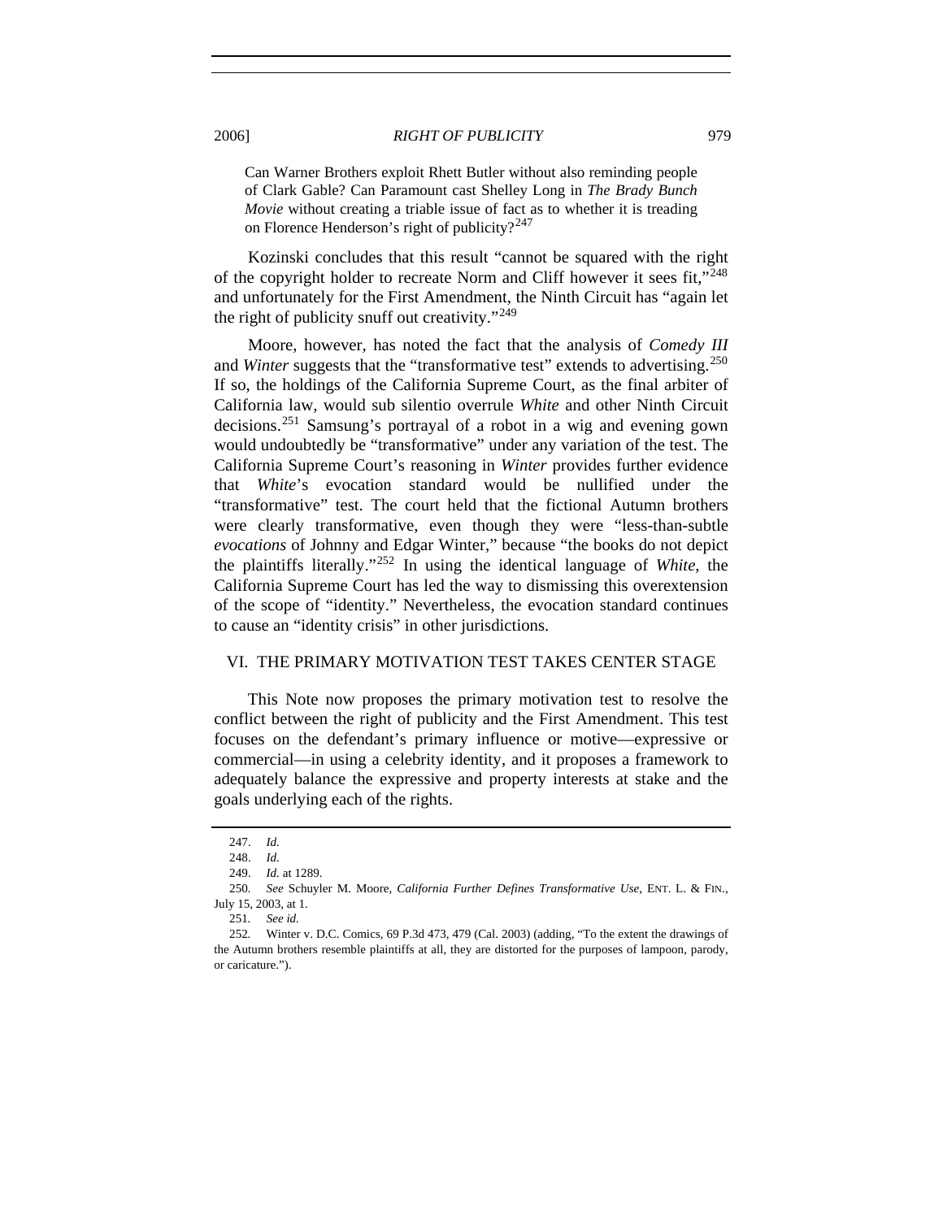> Can Warner Brothers exploit Rhett Butler without also reminding people of Clark Gable? Can Paramount cast Shelley Long in *The Brady Bunch Movie* without creating a triable issue of fact as to whether it is treading on Florence Henderson's right of publicity?[247]

Kozinski concludes that this result "cannot be squared with the right of the copyright holder to recreate Norm and Cliff however it sees fit,"[248] and unfortunately for the First Amendment, the Ninth Circuit has "again let the right of publicity snuff out creativity."[249]

Moore, however, has noted the fact that the analysis of *Comedy III* and *Winter* suggests that the "transformative test" extends to advertising.[250] If so, the holdings of the California Supreme Court, as the final arbiter of California law, would sub silentio overrule *White* and other Ninth Circuit decisions.[251] Samsung's portrayal of a robot in a wig and evening gown would undoubtedly be "transformative" under any variation of the test. The California Supreme Court's reasoning in *Winter* provides further evidence that *White*'s evocation standard would be nullified under the "transformative" test. The court held that the fictional Autumn brothers were clearly transformative, even though they were "less-than-subtle *evocations* of Johnny and Edgar Winter," because "the books do not depict the plaintiffs literally."[252] In using the identical language of *White*, the California Supreme Court has led the way to dismissing this overextension of the scope of "identity." Nevertheless, the evocation standard continues to cause an "identity crisis" in other jurisdictions.

## VI. THE PRIMARY MOTIVATION TEST TAKES CENTER STAGE

This Note now proposes the primary motivation test to resolve the conflict between the right of publicity and the First Amendment. This test focuses on the defendant's primary influence or motive—expressive or commercial—in using a celebrity identity, and it proposes a framework to adequately balance the expressive and property interests at stake and the goals underlying each of the rights.

---

247. *Id.*

248. *Id.*

249. *Id.* at 1289.

250. *See* Schuyler M. Moore, *California Further Defines Transformative Use*, ENT. L. & FIN., July 15, 2003, at 1.

251. *See id.*

252. Winter v. D.C. Comics, 69 P.3d 473, 479 (Cal. 2003) (adding, "To the extent the drawings of the Autumn brothers resemble plaintiffs at all, they are distorted for the purposes of lampoon, parody, or caricature.").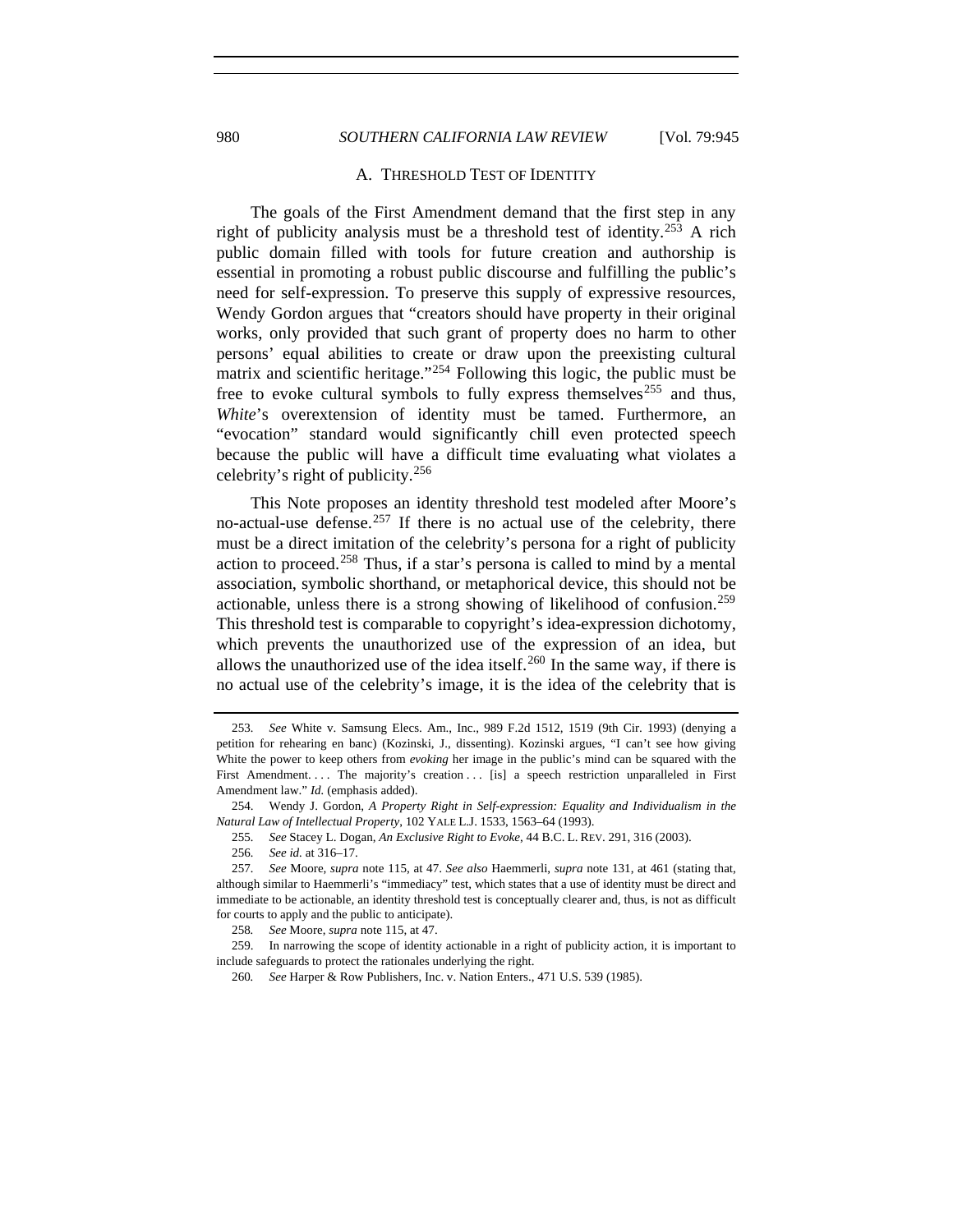### A. THRESHOLD TEST OF IDENTITY

The goals of the First Amendment demand that the first step in any right of publicity analysis must be a threshold test of identity.[253] A rich public domain filled with tools for future creation and authorship is essential in promoting a robust public discourse and fulfilling the public's need for self-expression. To preserve this supply of expressive resources, Wendy Gordon argues that "creators should have property in their original works, only provided that such grant of property does no harm to other persons' equal abilities to create or draw upon the preexisting cultural matrix and scientific heritage."[254] Following this logic, the public must be free to evoke cultural symbols to fully express themselves[255] and thus, *White*'s overextension of identity must be tamed. Furthermore, an "evocation" standard would significantly chill even protected speech because the public will have a difficult time evaluating what violates a celebrity's right of publicity.[256]

This Note proposes an identity threshold test modeled after Moore's no-actual-use defense.[257] If there is no actual use of the celebrity, there must be a direct imitation of the celebrity's persona for a right of publicity action to proceed.[258] Thus, if a star's persona is called to mind by a mental association, symbolic shorthand, or metaphorical device, this should not be actionable, unless there is a strong showing of likelihood of confusion.[259] This threshold test is comparable to copyright's idea-expression dichotomy, which prevents the unauthorized use of the expression of an idea, but allows the unauthorized use of the idea itself.[260] In the same way, if there is no actual use of the celebrity's image, it is the idea of the celebrity that is

---

253. *See* White v. Samsung Elecs. Am., Inc., 989 F.2d 1512, 1519 (9th Cir. 1993) (denying a petition for rehearing en banc) (Kozinski, J., dissenting). Kozinski argues, "I can't see how giving White the power to keep others from *evoking* her image in the public's mind can be squared with the First Amendment. . . . The majority's creation . . . [is] a speech restriction unparalleled in First Amendment law." *Id.* (emphasis added).

254. Wendy J. Gordon, *A Property Right in Self-expression: Equality and Individualism in the Natural Law of Intellectual Property*, 102 YALE L.J. 1533, 1563–64 (1993).

255. *See* Stacey L. Dogan, *An Exclusive Right to Evoke*, 44 B.C. L. REV. 291, 316 (2003).

256. *See id.* at 316–17.

257. *See* Moore, *supra* note 115, at 47. *See also* Haemmerli, *supra* note 131, at 461 (stating that, although similar to Haemmerli's "immediacy" test, which states that a use of identity must be direct and immediate to be actionable, an identity threshold test is conceptually clearer and, thus, is not as difficult for courts to apply and the public to anticipate).

258. *See* Moore, *supra* note 115, at 47.

259. In narrowing the scope of identity actionable in a right of publicity action, it is important to include safeguards to protect the rationales underlying the right.

260. *See* Harper & Row Publishers, Inc. v. Nation Enters., 471 U.S. 539 (1985).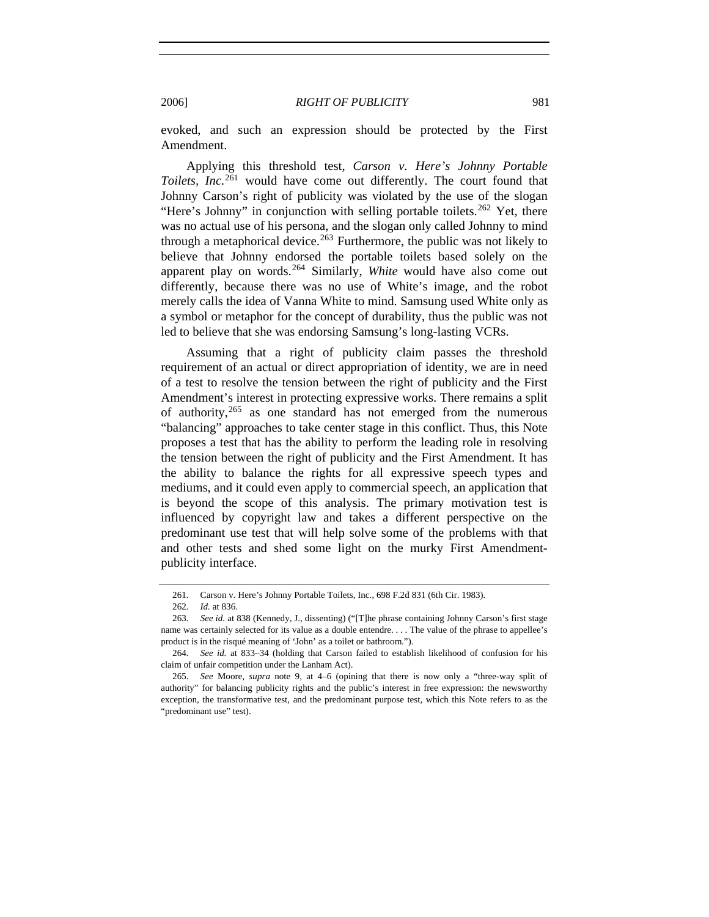evoked, and such an expression should be protected by the First Amendment.

Applying this threshold test, *Carson v. Here's Johnny Portable Toilets, Inc.*[261] would have come out differently. The court found that Johnny Carson's right of publicity was violated by the use of the slogan "Here's Johnny" in conjunction with selling portable toilets.[262] Yet, there was no actual use of his persona, and the slogan only called Johnny to mind through a metaphorical device.[263] Furthermore, the public was not likely to believe that Johnny endorsed the portable toilets based solely on the apparent play on words.[264] Similarly, *White* would have also come out differently, because there was no use of White's image, and the robot merely calls the idea of Vanna White to mind. Samsung used White only as a symbol or metaphor for the concept of durability, thus the public was not led to believe that she was endorsing Samsung's long-lasting VCRs.

Assuming that a right of publicity claim passes the threshold requirement of an actual or direct appropriation of identity, we are in need of a test to resolve the tension between the right of publicity and the First Amendment's interest in protecting expressive works. There remains a split of authority,[265] as one standard has not emerged from the numerous "balancing" approaches to take center stage in this conflict. Thus, this Note proposes a test that has the ability to perform the leading role in resolving the tension between the right of publicity and the First Amendment. It has the ability to balance the rights for all expressive speech types and mediums, and it could even apply to commercial speech, an application that is beyond the scope of this analysis. The primary motivation test is influenced by copyright law and takes a different perspective on the predominant use test that will help solve some of the problems with that and other tests and shed some light on the murky First Amendment-publicity interface.

---

261. Carson v. Here's Johnny Portable Toilets, Inc., 698 F.2d 831 (6th Cir. 1983).

262. *Id.* at 836.

263. *See id.* at 838 (Kennedy, J., dissenting) ("[T]he phrase containing Johnny Carson's first stage name was certainly selected for its value as a double entendre. . . . The value of the phrase to appellee's product is in the risqué meaning of 'John' as a toilet or bathroom.").

264. *See id.* at 833–34 (holding that Carson failed to establish likelihood of confusion for his claim of unfair competition under the Lanham Act).

265. *See* Moore, *supra* note 9, at 4–6 (opining that there is now only a "three-way split of authority" for balancing publicity rights and the public's interest in free expression: the newsworthy exception, the transformative test, and the predominant purpose test, which this Note refers to as the "predominant use" test).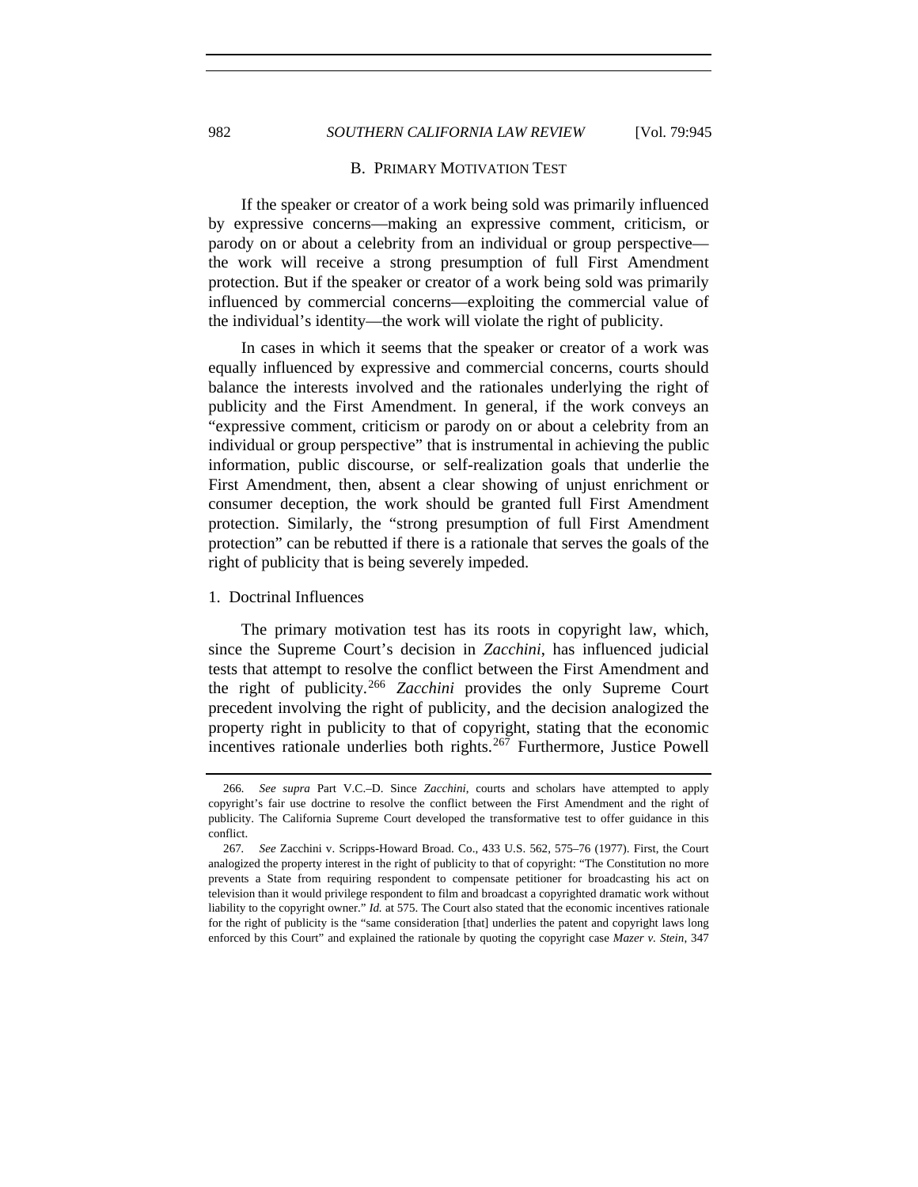### B. PRIMARY MOTIVATION TEST

If the speaker or creator of a work being sold was primarily influenced by expressive concerns—making an expressive comment, criticism, or parody on or about a celebrity from an individual or group perspective—the work will receive a strong presumption of full First Amendment protection. But if the speaker or creator of a work being sold was primarily influenced by commercial concerns—exploiting the commercial value of the individual's identity—the work will violate the right of publicity.

In cases in which it seems that the speaker or creator of a work was equally influenced by expressive and commercial concerns, courts should balance the interests involved and the rationales underlying the right of publicity and the First Amendment. In general, if the work conveys an "expressive comment, criticism or parody on or about a celebrity from an individual or group perspective" that is instrumental in achieving the public information, public discourse, or self-realization goals that underlie the First Amendment, then, absent a clear showing of unjust enrichment or consumer deception, the work should be granted full First Amendment protection. Similarly, the "strong presumption of full First Amendment protection" can be rebutted if there is a rationale that serves the goals of the right of publicity that is being severely impeded.

#### 1. Doctrinal Influences

The primary motivation test has its roots in copyright law, which, since the Supreme Court's decision in *Zacchini*, has influenced judicial tests that attempt to resolve the conflict between the First Amendment and the right of publicity.[266] *Zacchini* provides the only Supreme Court precedent involving the right of publicity, and the decision analogized the property right in publicity to that of copyright, stating that the economic incentives rationale underlies both rights.[267] Furthermore, Justice Powell

---

266. *See supra* Part V.C.–D. Since *Zacchini*, courts and scholars have attempted to apply copyright's fair use doctrine to resolve the conflict between the First Amendment and the right of publicity. The California Supreme Court developed the transformative test to offer guidance in this conflict.

267. *See* Zacchini v. Scripps-Howard Broad. Co., 433 U.S. 562, 575–76 (1977). First, the Court analogized the property interest in the right of publicity to that of copyright: "The Constitution no more prevents a State from requiring respondent to compensate petitioner for broadcasting his act on television than it would privilege respondent to film and broadcast a copyrighted dramatic work without liability to the copyright owner." *Id.* at 575. The Court also stated that the economic incentives rationale for the right of publicity is the "same consideration [that] underlies the patent and copyright laws long enforced by this Court" and explained the rationale by quoting the copyright case *Mazer v. Stein*, 347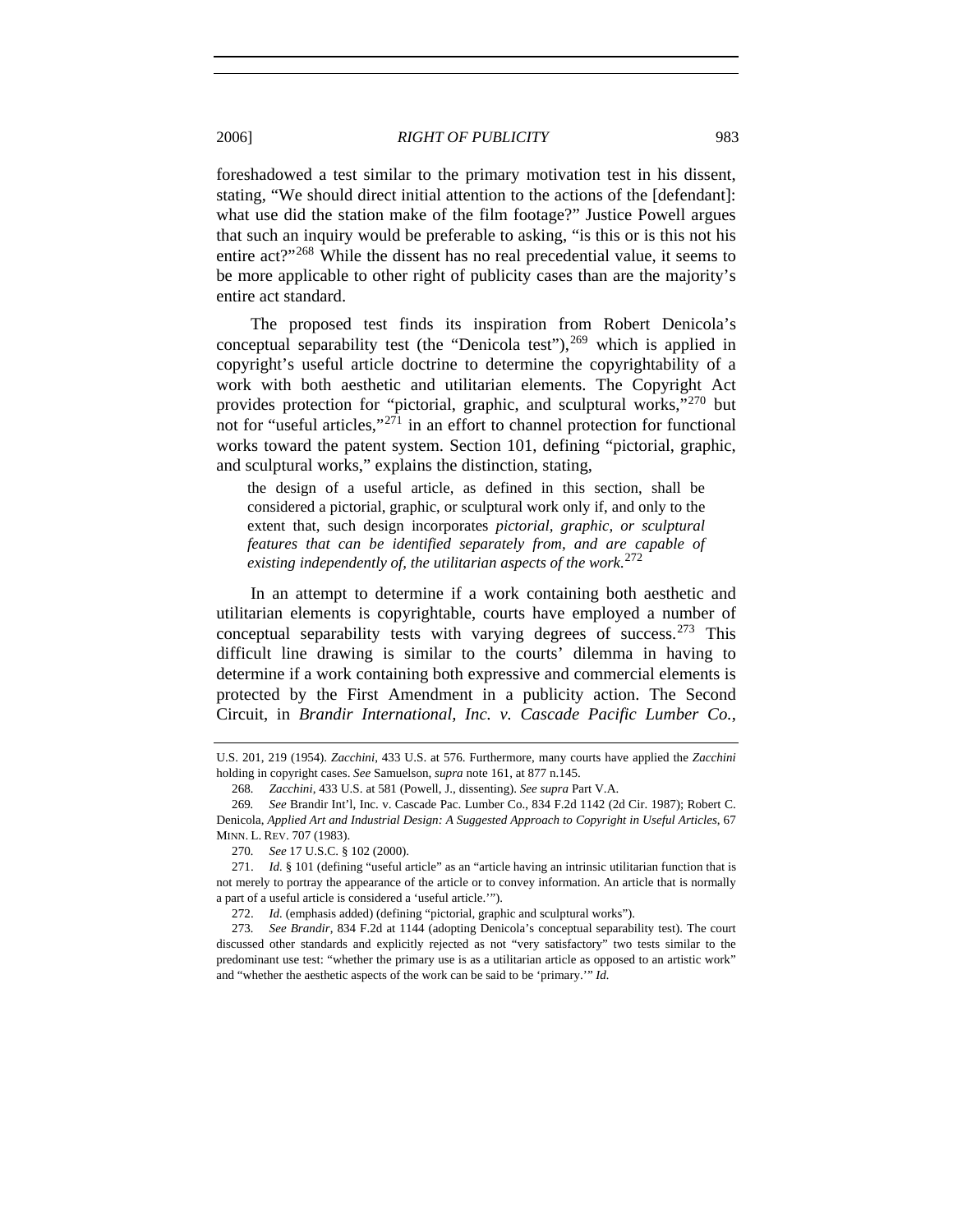foreshadowed a test similar to the primary motivation test in his dissent, stating, "We should direct initial attention to the actions of the [defendant]: what use did the station make of the film footage?" Justice Powell argues that such an inquiry would be preferable to asking, "is this or is this not his entire act?"[268] While the dissent has no real precedential value, it seems to be more applicable to other right of publicity cases than are the majority's entire act standard.

The proposed test finds its inspiration from Robert Denicola's conceptual separability test (the "Denicola test"),[269] which is applied in copyright's useful article doctrine to determine the copyrightability of a work with both aesthetic and utilitarian elements. The Copyright Act provides protection for "pictorial, graphic, and sculptural works,"[270] but not for "useful articles,"[271] in an effort to channel protection for functional works toward the patent system. Section 101, defining "pictorial, graphic, and sculptural works," explains the distinction, stating,

> the design of a useful article, as defined in this section, shall be considered a pictorial, graphic, or sculptural work only if, and only to the extent that, such design incorporates *pictorial, graphic, or sculptural features that can be identified separately from, and are capable of existing independently of, the utilitarian aspects of the work.*[272]

In an attempt to determine if a work containing both aesthetic and utilitarian elements is copyrightable, courts have employed a number of conceptual separability tests with varying degrees of success.[273] This difficult line drawing is similar to the courts' dilemma in having to determine if a work containing both expressive and commercial elements is protected by the First Amendment in a publicity action. The Second Circuit, in *Brandir International, Inc. v. Cascade Pacific Lumber Co.*,

---

U.S. 201, 219 (1954). *Zacchini*, 433 U.S. at 576. Furthermore, many courts have applied the *Zacchini* holding in copyright cases. *See* Samuelson, *supra* note 161, at 877 n.145.

268. *Zacchini*, 433 U.S. at 581 (Powell, J., dissenting). *See supra* Part V.A.

269. *See* Brandir Int'l, Inc. v. Cascade Pac. Lumber Co., 834 F.2d 1142 (2d Cir. 1987); Robert C. Denicola, *Applied Art and Industrial Design: A Suggested Approach to Copyright in Useful Articles*, 67 MINN. L. REV. 707 (1983).

270. *See* 17 U.S.C. § 102 (2000).

271. *Id.* § 101 (defining "useful article" as an "article having an intrinsic utilitarian function that is not merely to portray the appearance of the article or to convey information. An article that is normally a part of a useful article is considered a 'useful article.'").

272. *Id.* (emphasis added) (defining "pictorial, graphic and sculptural works").

273. *See Brandir*, 834 F.2d at 1144 (adopting Denicola's conceptual separability test). The court discussed other standards and explicitly rejected as not "very satisfactory" two tests similar to the predominant use test: "whether the primary use is as a utilitarian article as opposed to an artistic work" and "whether the aesthetic aspects of the work can be said to be 'primary.'" *Id.*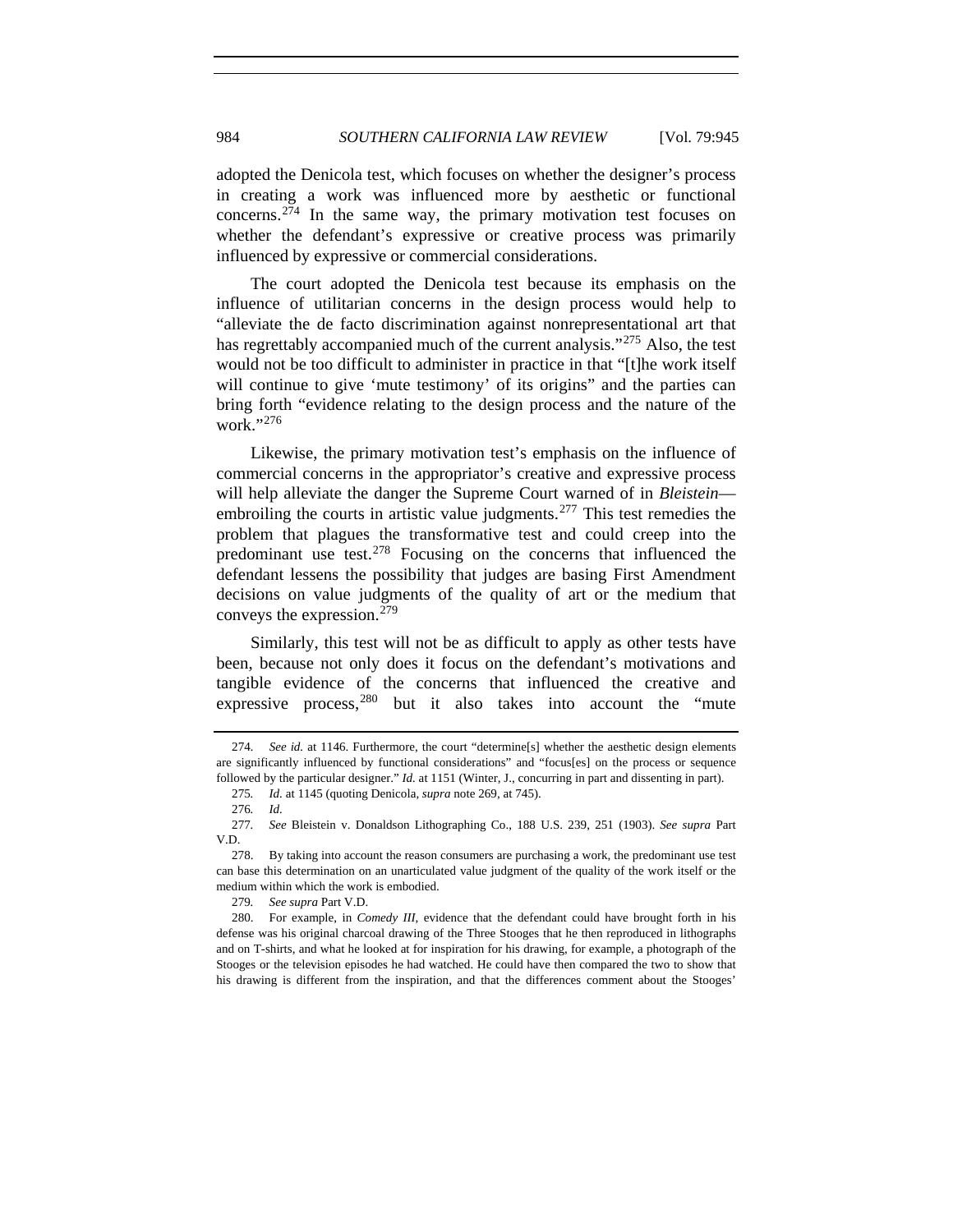adopted the Denicola test, which focuses on whether the designer's process in creating a work was influenced more by aesthetic or functional concerns.[274] In the same way, the primary motivation test focuses on whether the defendant's expressive or creative process was primarily influenced by expressive or commercial considerations.

The court adopted the Denicola test because its emphasis on the influence of utilitarian concerns in the design process would help to "alleviate the de facto discrimination against nonrepresentational art that has regrettably accompanied much of the current analysis."[275] Also, the test would not be too difficult to administer in practice in that "[t]he work itself will continue to give 'mute testimony' of its origins" and the parties can bring forth "evidence relating to the design process and the nature of the work."[276]

Likewise, the primary motivation test's emphasis on the influence of commercial concerns in the appropriator's creative and expressive process will help alleviate the danger the Supreme Court warned of in *Bleistein*—embroiling the courts in artistic value judgments.[277] This test remedies the problem that plagues the transformative test and could creep into the predominant use test.[278] Focusing on the concerns that influenced the defendant lessens the possibility that judges are basing First Amendment decisions on value judgments of the quality of art or the medium that conveys the expression.[279]

Similarly, this test will not be as difficult to apply as other tests have been, because not only does it focus on the defendant's motivations and tangible evidence of the concerns that influenced the creative and expressive process,[280] but it also takes into account the "mute

---

274. *See id.* at 1146. Furthermore, the court "determine[s] whether the aesthetic design elements are significantly influenced by functional considerations" and "focus[es] on the process or sequence followed by the particular designer." *Id.* at 1151 (Winter, J., concurring in part and dissenting in part).

275. *Id.* at 1145 (quoting Denicola, *supra* note 269, at 745).

276. *Id.*

277. *See* Bleistein v. Donaldson Lithographing Co., 188 U.S. 239, 251 (1903). *See supra* Part V.D.

278. By taking into account the reason consumers are purchasing a work, the predominant use test can base this determination on an unarticulated value judgment of the quality of the work itself or the medium within which the work is embodied.

279. *See supra* Part V.D.

280. For example, in *Comedy III*, evidence that the defendant could have brought forth in his defense was his original charcoal drawing of the Three Stooges that he then reproduced in lithographs and on T-shirts, and what he looked at for inspiration for his drawing, for example, a photograph of the Stooges or the television episodes he had watched. He could have then compared the two to show that his drawing is different from the inspiration, and that the differences comment about the Stooges'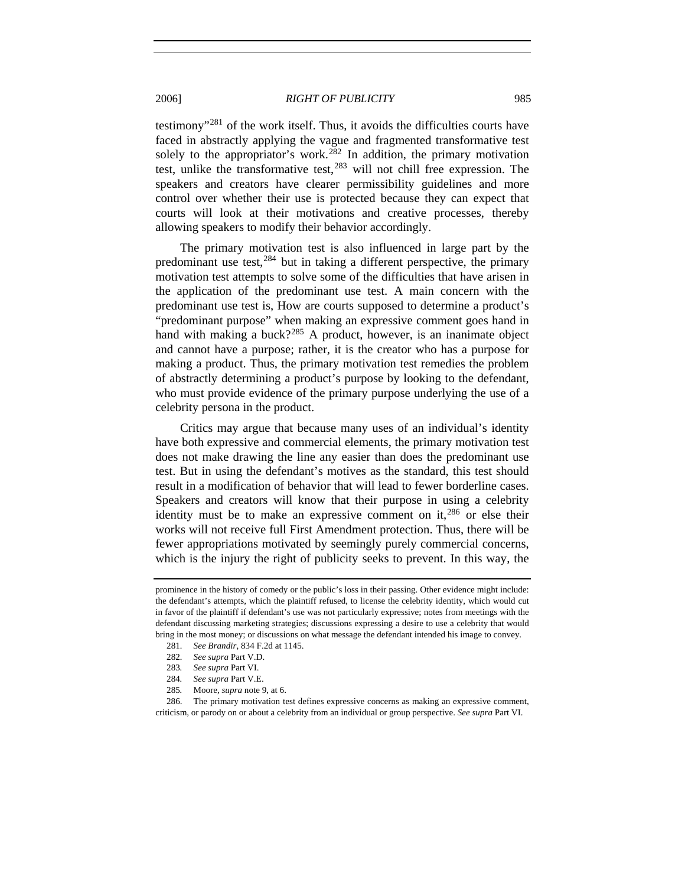testimony"[281] of the work itself. Thus, it avoids the difficulties courts have faced in abstractly applying the vague and fragmented transformative test solely to the appropriator's work.[282] In addition, the primary motivation test, unlike the transformative test,[283] will not chill free expression. The speakers and creators have clearer permissibility guidelines and more control over whether their use is protected because they can expect that courts will look at their motivations and creative processes, thereby allowing speakers to modify their behavior accordingly.

The primary motivation test is also influenced in large part by the predominant use test,[284] but in taking a different perspective, the primary motivation test attempts to solve some of the difficulties that have arisen in the application of the predominant use test. A main concern with the predominant use test is, How are courts supposed to determine a product's "predominant purpose" when making an expressive comment goes hand in hand with making a buck?[285] A product, however, is an inanimate object and cannot have a purpose; rather, it is the creator who has a purpose for making a product. Thus, the primary motivation test remedies the problem of abstractly determining a product's purpose by looking to the defendant, who must provide evidence of the primary purpose underlying the use of a celebrity persona in the product.

Critics may argue that because many uses of an individual's identity have both expressive and commercial elements, the primary motivation test does not make drawing the line any easier than does the predominant use test. But in using the defendant's motives as the standard, this test should result in a modification of behavior that will lead to fewer borderline cases. Speakers and creators will know that their purpose in using a celebrity identity must be to make an expressive comment on it,[286] or else their works will not receive full First Amendment protection. Thus, there will be fewer appropriations motivated by seemingly purely commercial concerns, which is the injury the right of publicity seeks to prevent. In this way, the

---

prominence in the history of comedy or the public's loss in their passing. Other evidence might include: the defendant's attempts, which the plaintiff refused, to license the celebrity identity, which would cut in favor of the plaintiff if defendant's use was not particularly expressive; notes from meetings with the defendant discussing marketing strategies; discussions expressing a desire to use a celebrity that would bring in the most money; or discussions on what message the defendant intended his image to convey.

281. *See Brandir*, 834 F.2d at 1145.

282. *See supra* Part V.D.

283. *See supra* Part VI.

284. *See supra* Part V.E.

285. Moore, *supra* note 9, at 6.

286. The primary motivation test defines expressive concerns as making an expressive comment, criticism, or parody on or about a celebrity from an individual or group perspective. *See supra* Part VI.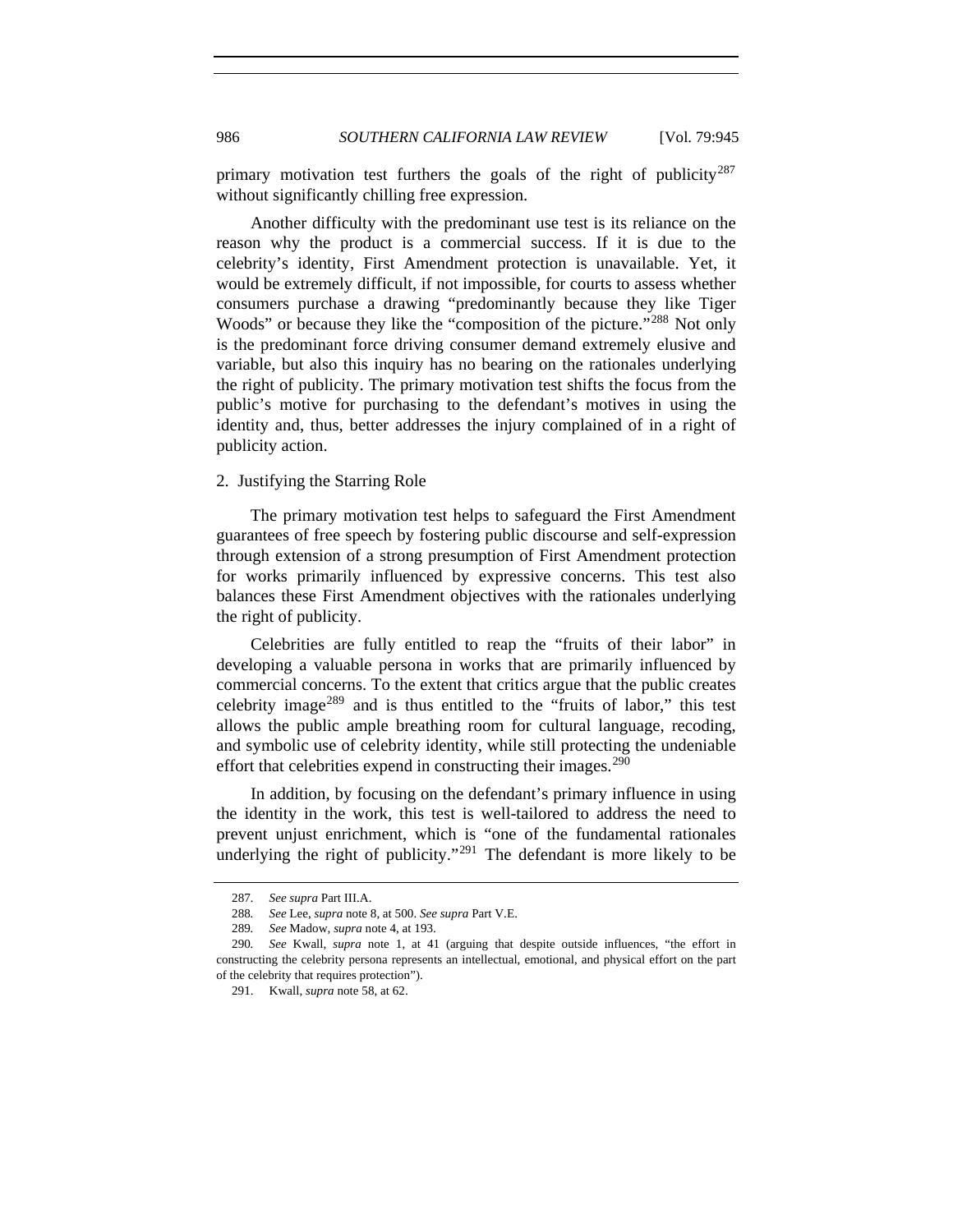primary motivation test furthers the goals of the right of publicity[287] without significantly chilling free expression.

Another difficulty with the predominant use test is its reliance on the reason why the product is a commercial success. If it is due to the celebrity's identity, First Amendment protection is unavailable. Yet, it would be extremely difficult, if not impossible, for courts to assess whether consumers purchase a drawing "predominantly because they like Tiger Woods" or because they like the "composition of the picture."[288] Not only is the predominant force driving consumer demand extremely elusive and variable, but also this inquiry has no bearing on the rationales underlying the right of publicity. The primary motivation test shifts the focus from the public's motive for purchasing to the defendant's motives in using the identity and, thus, better addresses the injury complained of in a right of publicity action.

### 2. Justifying the Starring Role

The primary motivation test helps to safeguard the First Amendment guarantees of free speech by fostering public discourse and self-expression through extension of a strong presumption of First Amendment protection for works primarily influenced by expressive concerns. This test also balances these First Amendment objectives with the rationales underlying the right of publicity.

Celebrities are fully entitled to reap the "fruits of their labor" in developing a valuable persona in works that are primarily influenced by commercial concerns. To the extent that critics argue that the public creates celebrity image[289] and is thus entitled to the "fruits of labor," this test allows the public ample breathing room for cultural language, recoding, and symbolic use of celebrity identity, while still protecting the undeniable effort that celebrities expend in constructing their images.[290]

In addition, by focusing on the defendant's primary influence in using the identity in the work, this test is well-tailored to address the need to prevent unjust enrichment, which is "one of the fundamental rationales underlying the right of publicity."[291] The defendant is more likely to be

---

287. *See supra* Part III.A.

288. *See* Lee, *supra* note 8, at 500. *See supra* Part V.E.

289. *See* Madow, *supra* note 4, at 193.

290. *See* Kwall, *supra* note 1, at 41 (arguing that despite outside influences, "the effort in constructing the celebrity persona represents an intellectual, emotional, and physical effort on the part of the celebrity that requires protection").

291. Kwall, *supra* note 58, at 62.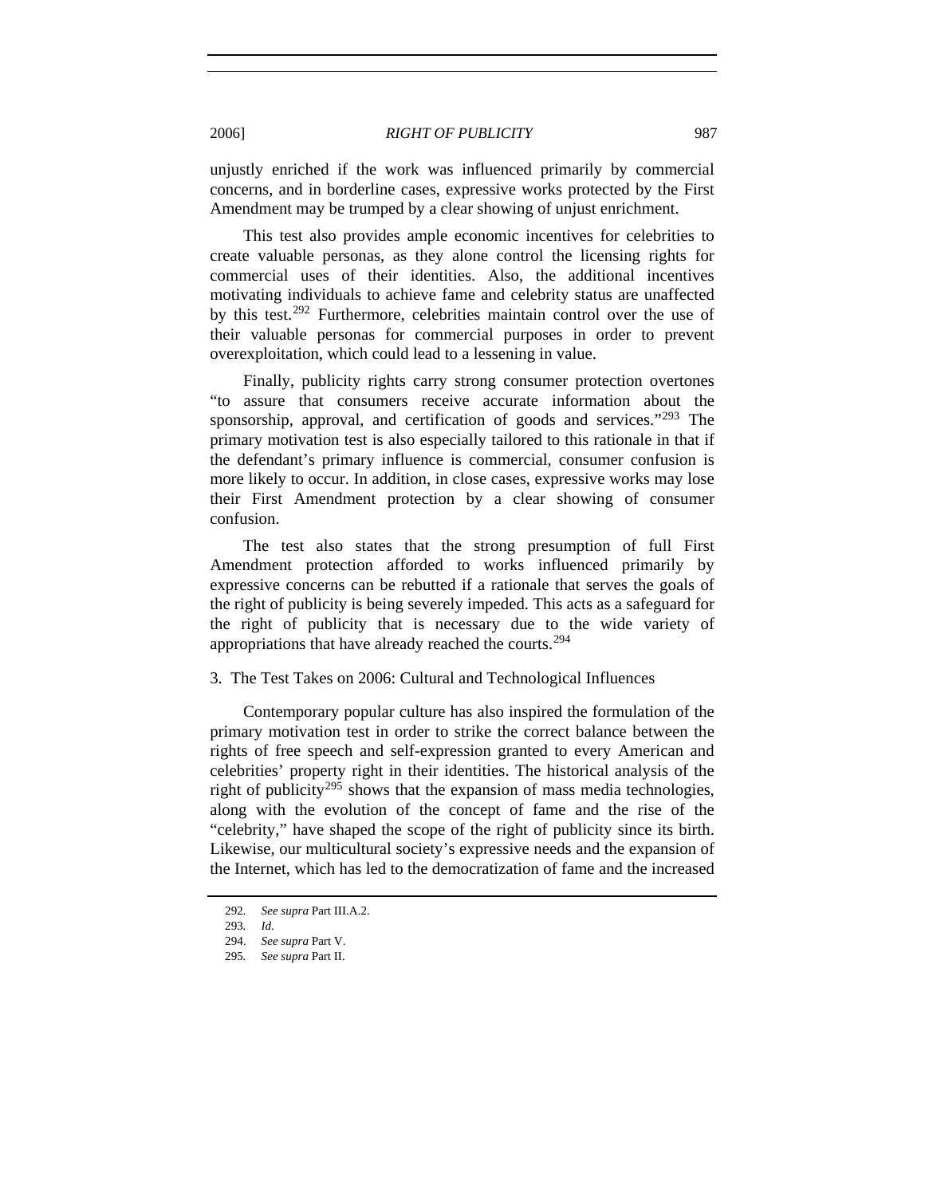unjustly enriched if the work was influenced primarily by commercial concerns, and in borderline cases, expressive works protected by the First Amendment may be trumped by a clear showing of unjust enrichment.

This test also provides ample economic incentives for celebrities to create valuable personas, as they alone control the licensing rights for commercial uses of their identities. Also, the additional incentives motivating individuals to achieve fame and celebrity status are unaffected by this test.[292] Furthermore, celebrities maintain control over the use of their valuable personas for commercial purposes in order to prevent overexploitation, which could lead to a lessening in value.

Finally, publicity rights carry strong consumer protection overtones "to assure that consumers receive accurate information about the sponsorship, approval, and certification of goods and services."[293] The primary motivation test is also especially tailored to this rationale in that if the defendant's primary influence is commercial, consumer confusion is more likely to occur. In addition, in close cases, expressive works may lose their First Amendment protection by a clear showing of consumer confusion.

The test also states that the strong presumption of full First Amendment protection afforded to works influenced primarily by expressive concerns can be rebutted if a rationale that serves the goals of the right of publicity is being severely impeded. This acts as a safeguard for the right of publicity that is necessary due to the wide variety of appropriations that have already reached the courts.[294]

### 3. The Test Takes on 2006: Cultural and Technological Influences

Contemporary popular culture has also inspired the formulation of the primary motivation test in order to strike the correct balance between the rights of free speech and self-expression granted to every American and celebrities' property right in their identities. The historical analysis of the right of publicity[295] shows that the expansion of mass media technologies, along with the evolution of the concept of fame and the rise of the "celebrity," have shaped the scope of the right of publicity since its birth. Likewise, our multicultural society's expressive needs and the expansion of the Internet, which has led to the democratization of fame and the increased

---

292. *See supra* Part III.A.2.

293. *Id.*

294. *See supra* Part V.

295. *See supra* Part II.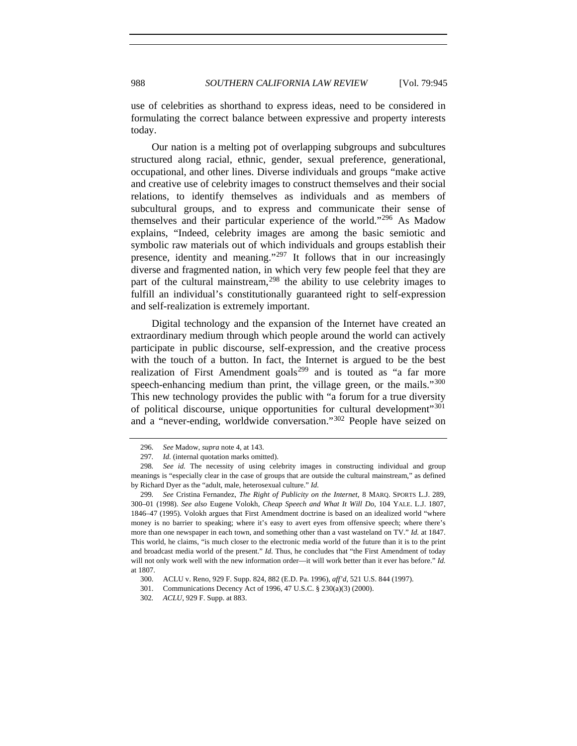use of celebrities as shorthand to express ideas, need to be considered in formulating the correct balance between expressive and property interests today.

Our nation is a melting pot of overlapping subgroups and subcultures structured along racial, ethnic, gender, sexual preference, generational, occupational, and other lines. Diverse individuals and groups "make active and creative use of celebrity images to construct themselves and their social relations, to identify themselves as individuals and as members of subcultural groups, and to express and communicate their sense of themselves and their particular experience of the world."[296] As Madow explains, "Indeed, celebrity images are among the basic semiotic and symbolic raw materials out of which individuals and groups establish their presence, identity and meaning."[297] It follows that in our increasingly diverse and fragmented nation, in which very few people feel that they are part of the cultural mainstream,[298] the ability to use celebrity images to fulfill an individual's constitutionally guaranteed right to self-expression and self-realization is extremely important.

Digital technology and the expansion of the Internet have created an extraordinary medium through which people around the world can actively participate in public discourse, self-expression, and the creative process with the touch of a button. In fact, the Internet is argued to be the best realization of First Amendment goals[299] and is touted as "a far more speech-enhancing medium than print, the village green, or the mails."[300] This new technology provides the public with "a forum for a true diversity of political discourse, unique opportunities for cultural development"[301] and a "never-ending, worldwide conversation."[302] People have seized on

---

296. *See* Madow, *supra* note 4, at 143.

297. *Id.* (internal quotation marks omitted).

298. *See id.* The necessity of using celebrity images in constructing individual and group meanings is "especially clear in the case of groups that are outside the cultural mainstream," as defined by Richard Dyer as the "adult, male, heterosexual culture." *Id.*

299. *See* Cristina Fernandez, *The Right of Publicity on the Internet*, 8 MARQ. SPORTS L.J. 289, 300–01 (1998). *See also* Eugene Volokh, *Cheap Speech and What It Will Do*, 104 YALE. L.J. 1807, 1846–47 (1995). Volokh argues that First Amendment doctrine is based on an idealized world "where money is no barrier to speaking; where it's easy to avert eyes from offensive speech; where there's more than one newspaper in each town, and something other than a vast wasteland on TV." *Id.* at 1847. This world, he claims, "is much closer to the electronic media world of the future than it is to the print and broadcast media world of the present." *Id.* Thus, he concludes that "the First Amendment of today will not only work well with the new information order—it will work better than it ever has before." *Id.* at 1807.

300. ACLU v. Reno, 929 F. Supp. 824, 882 (E.D. Pa. 1996), *aff'd*, 521 U.S. 844 (1997).

301. Communications Decency Act of 1996, 47 U.S.C. § 230(a)(3) (2000).

302. *ACLU*, 929 F. Supp. at 883.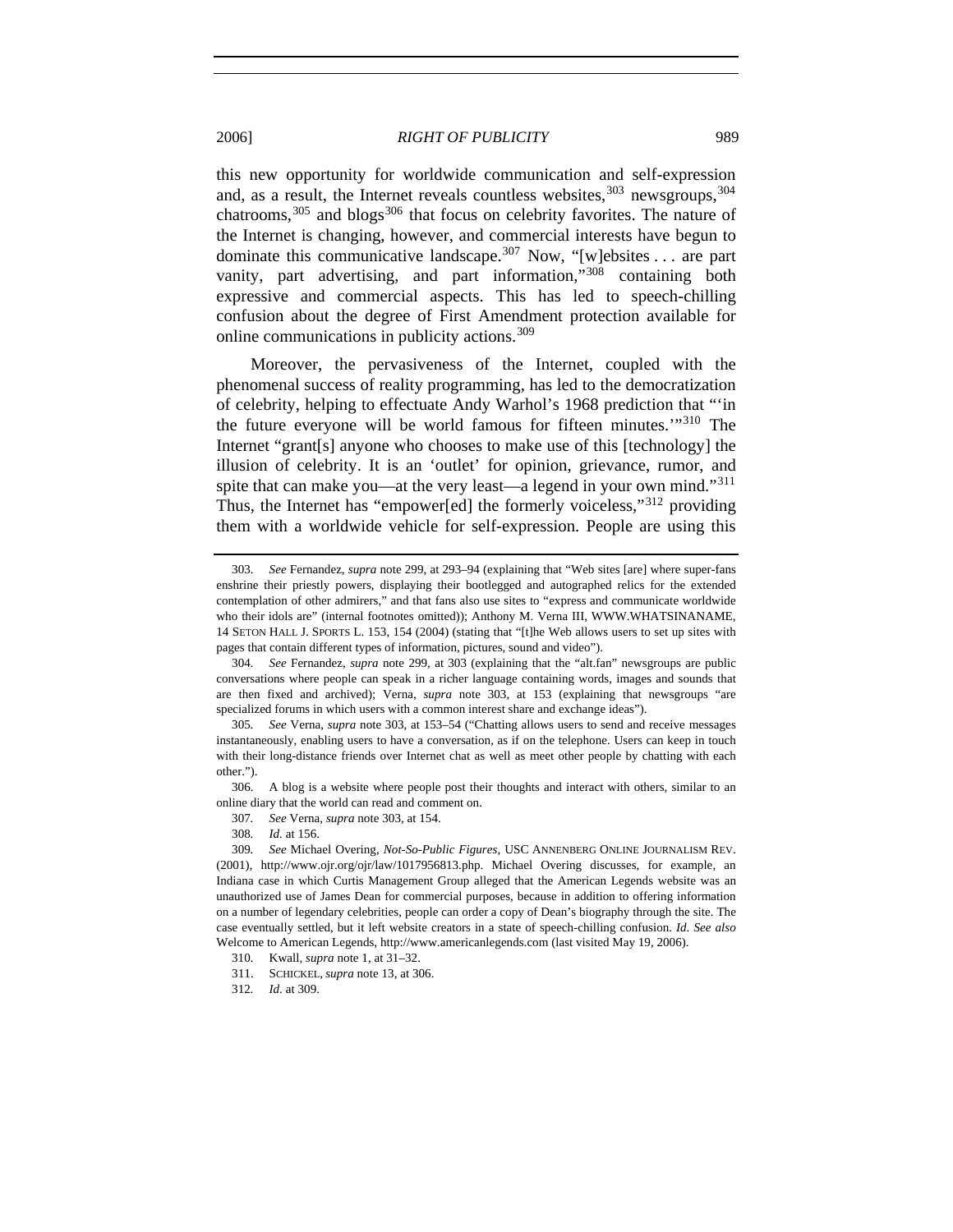this new opportunity for worldwide communication and self-expression and, as a result, the Internet reveals countless websites,[303] newsgroups,[304] chatrooms,[305] and blogs[306] that focus on celebrity favorites. The nature of the Internet is changing, however, and commercial interests have begun to dominate this communicative landscape.[307] Now, "[w]ebsites . . . are part vanity, part advertising, and part information,"[308] containing both expressive and commercial aspects. This has led to speech-chilling confusion about the degree of First Amendment protection available for online communications in publicity actions.[309]

Moreover, the pervasiveness of the Internet, coupled with the phenomenal success of reality programming, has led to the democratization of celebrity, helping to effectuate Andy Warhol's 1968 prediction that "'in the future everyone will be world famous for fifteen minutes.'"[310] The Internet "grant[s] anyone who chooses to make use of this [technology] the illusion of celebrity. It is an 'outlet' for opinion, grievance, rumor, and spite that can make you—at the very least—a legend in your own mind."[311] Thus, the Internet has "empower[ed] the formerly voiceless,"[312] providing them with a worldwide vehicle for self-expression. People are using this

---

303. *See* Fernandez, *supra* note 299, at 293–94 (explaining that "Web sites [are] where super-fans enshrine their priestly powers, displaying their bootlegged and autographed relics for the extended contemplation of other admirers," and that fans also use sites to "express and communicate worldwide who their idols are" (internal footnotes omitted)); Anthony M. Verna III, WWW.WHATSINANAME, 14 SETON HALL J. SPORTS L. 153, 154 (2004) (stating that "[t]he Web allows users to set up sites with pages that contain different types of information, pictures, sound and video").

304. *See* Fernandez, *supra* note 299, at 303 (explaining that the "alt.fan" newsgroups are public conversations where people can speak in a richer language containing words, images and sounds that are then fixed and archived); Verna, *supra* note 303, at 153 (explaining that newsgroups "are specialized forums in which users with a common interest share and exchange ideas").

305. *See* Verna, *supra* note 303, at 153–54 ("Chatting allows users to send and receive messages instantaneously, enabling users to have a conversation, as if on the telephone. Users can keep in touch with their long-distance friends over Internet chat as well as meet other people by chatting with each other.").

306. A blog is a website where people post their thoughts and interact with others, similar to an online diary that the world can read and comment on.

307. *See* Verna, *supra* note 303, at 154.

308. *Id.* at 156.

309. *See* Michael Overing, *Not-So-Public Figures*, USC ANNENBERG ONLINE JOURNALISM REV. (2001), http://www.ojr.org/ojr/law/1017956813.php. Michael Overing discusses, for example, an Indiana case in which Curtis Management Group alleged that the American Legends website was an unauthorized use of James Dean for commercial purposes, because in addition to offering information on a number of legendary celebrities, people can order a copy of Dean's biography through the site. The case eventually settled, but it left website creators in a state of speech-chilling confusion. *Id. See also* Welcome to American Legends, http://www.americanlegends.com (last visited May 19, 2006).

310. Kwall, *supra* note 1, at 31–32.

311. SCHICKEL, *supra* note 13, at 306.

312. *Id.* at 309.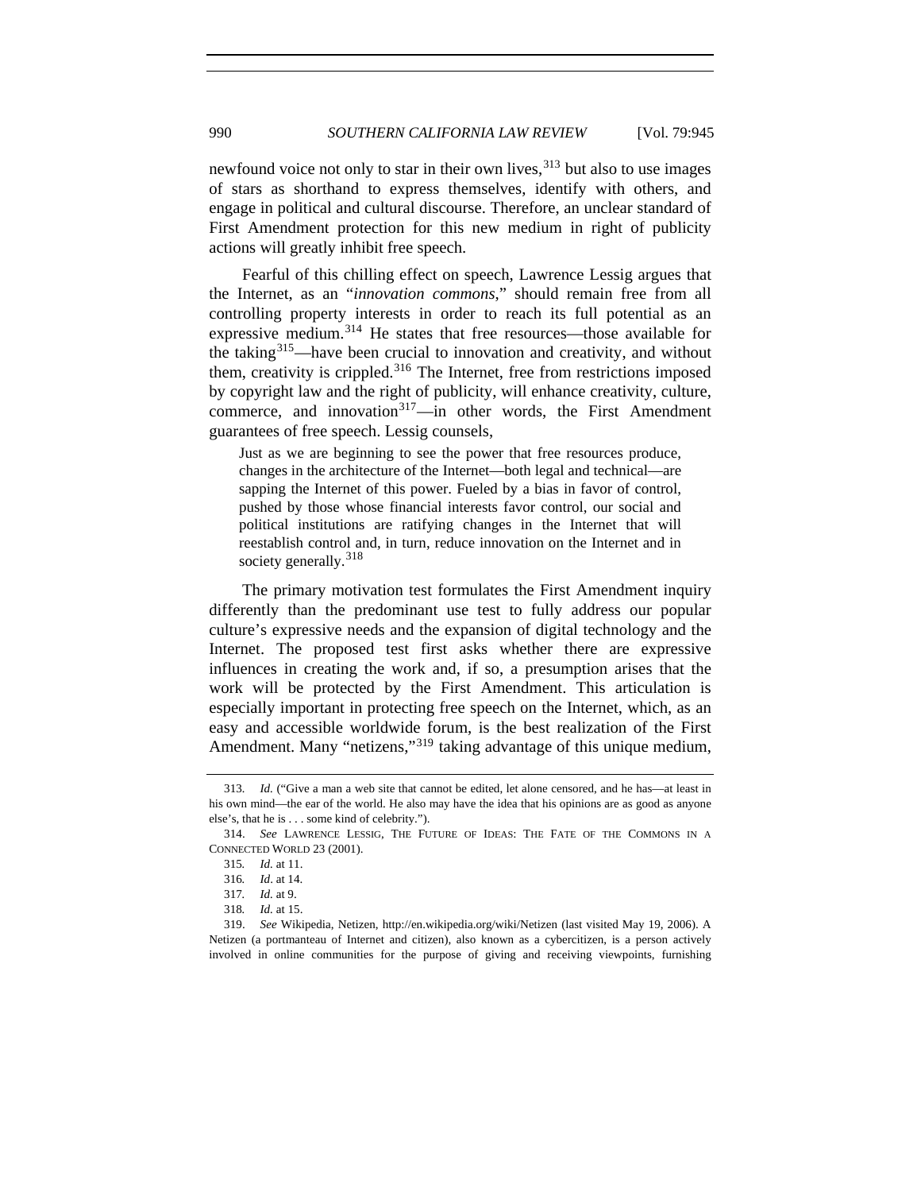newfound voice not only to star in their own lives,[313] but also to use images of stars as shorthand to express themselves, identify with others, and engage in political and cultural discourse. Therefore, an unclear standard of First Amendment protection for this new medium in right of publicity actions will greatly inhibit free speech.

Fearful of this chilling effect on speech, Lawrence Lessig argues that the Internet, as an "*innovation commons*," should remain free from all controlling property interests in order to reach its full potential as an expressive medium.[314] He states that free resources—those available for the taking[315]—have been crucial to innovation and creativity, and without them, creativity is crippled.[316] The Internet, free from restrictions imposed by copyright law and the right of publicity, will enhance creativity, culture, commerce, and innovation[317]—in other words, the First Amendment guarantees of free speech. Lessig counsels,

> Just as we are beginning to see the power that free resources produce, changes in the architecture of the Internet—both legal and technical—are sapping the Internet of this power. Fueled by a bias in favor of control, pushed by those whose financial interests favor control, our social and political institutions are ratifying changes in the Internet that will reestablish control and, in turn, reduce innovation on the Internet and in society generally.[318]

The primary motivation test formulates the First Amendment inquiry differently than the predominant use test to fully address our popular culture's expressive needs and the expansion of digital technology and the Internet. The proposed test first asks whether there are expressive influences in creating the work and, if so, a presumption arises that the work will be protected by the First Amendment. This articulation is especially important in protecting free speech on the Internet, which, as an easy and accessible worldwide forum, is the best realization of the First Amendment. Many "netizens,"[319] taking advantage of this unique medium,

---

313. *Id.* ("Give a man a web site that cannot be edited, let alone censored, and he has—at least in his own mind—the ear of the world. He also may have the idea that his opinions are as good as anyone else's, that he is . . . some kind of celebrity.").

314. *See* LAWRENCE LESSIG, THE FUTURE OF IDEAS: THE FATE OF THE COMMONS IN A CONNECTED WORLD 23 (2001).

315. *Id.* at 11.

316. *Id*. at 14.

317. *Id.* at 9.

318. *Id.* at 15.

319. *See* Wikipedia, Netizen, http://en.wikipedia.org/wiki/Netizen (last visited May 19, 2006). A Netizen (a portmanteau of Internet and citizen), also known as a cybercitizen, is a person actively involved in online communities for the purpose of giving and receiving viewpoints, furnishing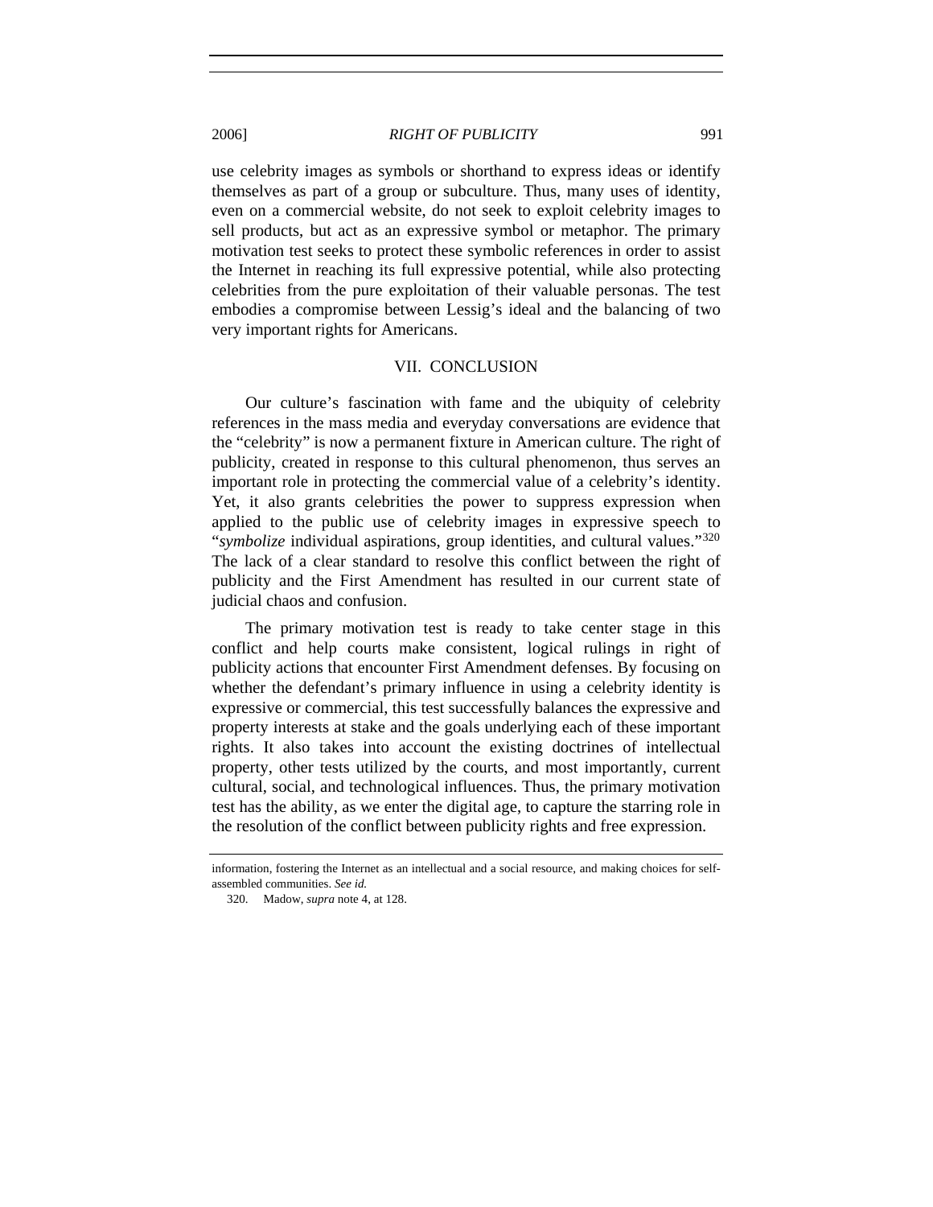use celebrity images as symbols or shorthand to express ideas or identify themselves as part of a group or subculture. Thus, many uses of identity, even on a commercial website, do not seek to exploit celebrity images to sell products, but act as an expressive symbol or metaphor. The primary motivation test seeks to protect these symbolic references in order to assist the Internet in reaching its full expressive potential, while also protecting celebrities from the pure exploitation of their valuable personas. The test embodies a compromise between Lessig's ideal and the balancing of two very important rights for Americans.

## VII. CONCLUSION

Our culture's fascination with fame and the ubiquity of celebrity references in the mass media and everyday conversations are evidence that the "celebrity" is now a permanent fixture in American culture. The right of publicity, created in response to this cultural phenomenon, thus serves an important role in protecting the commercial value of a celebrity's identity. Yet, it also grants celebrities the power to suppress expression when applied to the public use of celebrity images in expressive speech to "*symbolize* individual aspirations, group identities, and cultural values."[320] The lack of a clear standard to resolve this conflict between the right of publicity and the First Amendment has resulted in our current state of judicial chaos and confusion.

The primary motivation test is ready to take center stage in this conflict and help courts make consistent, logical rulings in right of publicity actions that encounter First Amendment defenses. By focusing on whether the defendant's primary influence in using a celebrity identity is expressive or commercial, this test successfully balances the expressive and property interests at stake and the goals underlying each of these important rights. It also takes into account the existing doctrines of intellectual property, other tests utilized by the courts, and most importantly, current cultural, social, and technological influences. Thus, the primary motivation test has the ability, as we enter the digital age, to capture the starring role in the resolution of the conflict between publicity rights and free expression.

---

information, fostering the Internet as an intellectual and a social resource, and making choices for self-assembled communities. *See id.*

320. Madow, *supra* note 4, at 128.